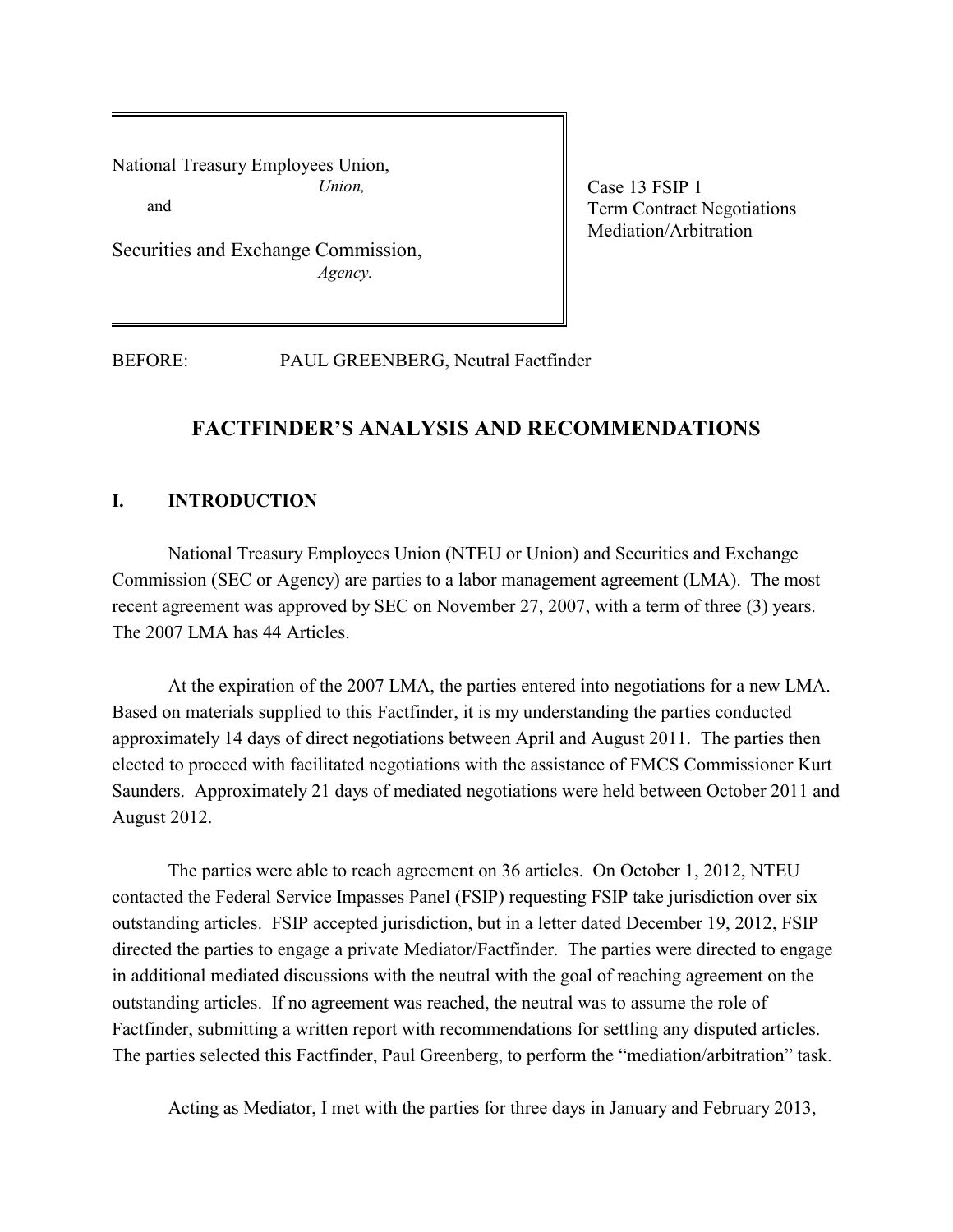National Treasury Employees Union,
*Union,*
and
Securities and Exchange Commission,
*Agency.*

Case 13 FSIP 1
Term Contract Negotiations
Mediation/Arbitration

BEFORE: PAUL GREENBERG, Neutral Factfinder

# FACTFINDER'S ANALYSIS AND RECOMMENDATIONS

## I. INTRODUCTION

National Treasury Employees Union (NTEU or Union) and Securities and Exchange Commission (SEC or Agency) are parties to a labor management agreement (LMA). The most recent agreement was approved by SEC on November 27, 2007, with a term of three (3) years. The 2007 LMA has 44 Articles.

At the expiration of the 2007 LMA, the parties entered into negotiations for a new LMA. Based on materials supplied to this Factfinder, it is my understanding the parties conducted approximately 14 days of direct negotiations between April and August 2011. The parties then elected to proceed with facilitated negotiations with the assistance of FMCS Commissioner Kurt Saunders. Approximately 21 days of mediated negotiations were held between October 2011 and August 2012.

The parties were able to reach agreement on 36 articles. On October 1, 2012, NTEU contacted the Federal Service Impasses Panel (FSIP) requesting FSIP take jurisdiction over six outstanding articles. FSIP accepted jurisdiction, but in a letter dated December 19, 2012, FSIP directed the parties to engage a private Mediator/Factfinder. The parties were directed to engage in additional mediated discussions with the neutral with the goal of reaching agreement on the outstanding articles. If no agreement was reached, the neutral was to assume the role of Factfinder, submitting a written report with recommendations for settling any disputed articles. The parties selected this Factfinder, Paul Greenberg, to perform the "mediation/arbitration" task.

Acting as Mediator, I met with the parties for three days in January and February 2013,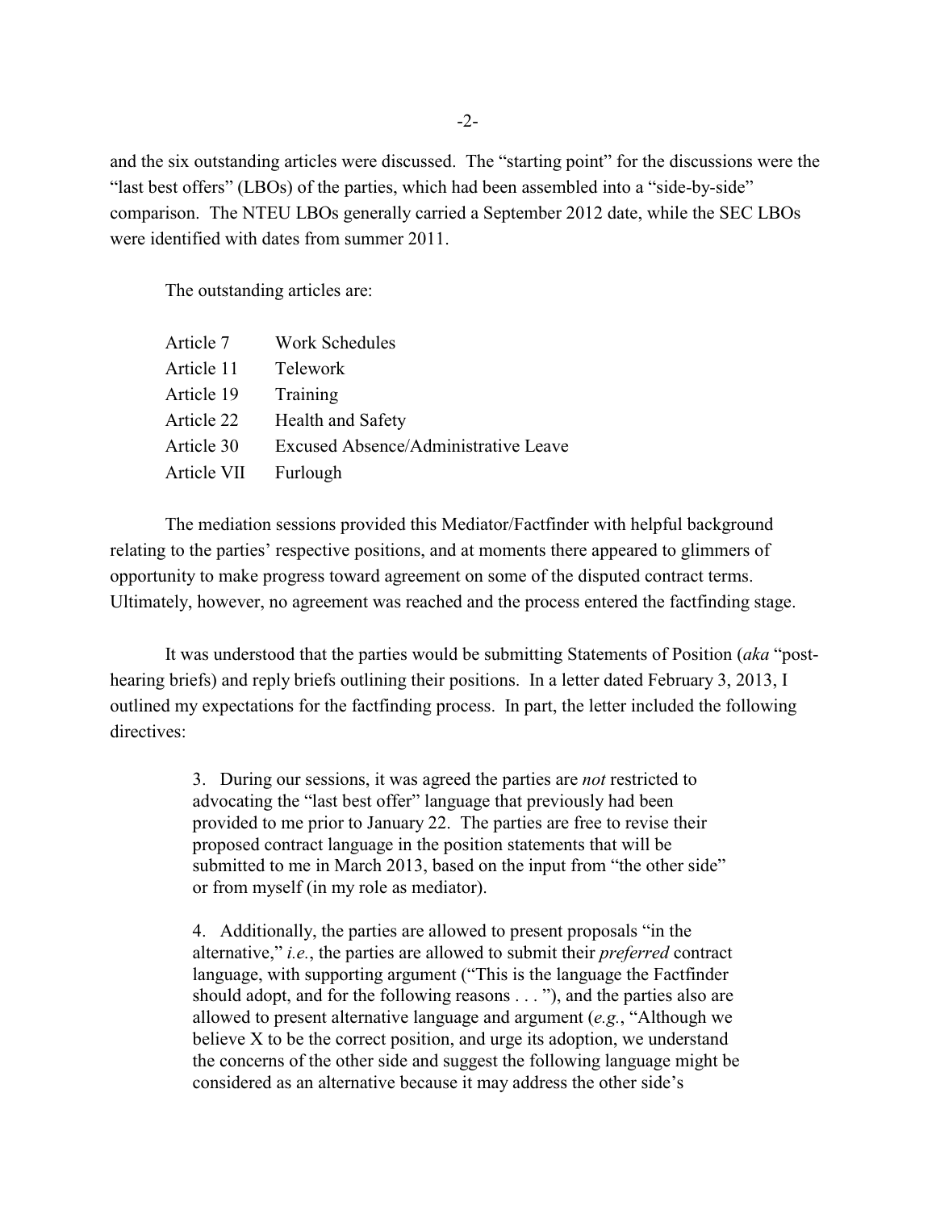and the six outstanding articles were discussed. The "starting point" for the discussions were the "last best offers" (LBOs) of the parties, which had been assembled into a "side-by-side" comparison. The NTEU LBOs generally carried a September 2012 date, while the SEC LBOs were identified with dates from summer 2011.

The outstanding articles are:

| | |
|---|---|
| Article 7 | Work Schedules |
| Article 11 | Telework |
| Article 19 | Training |
| Article 22 | Health and Safety |
| Article 30 | Excused Absence/Administrative Leave |
| Article VII | Furlough |

The mediation sessions provided this Mediator/Factfinder with helpful background relating to the parties' respective positions, and at moments there appeared to glimmers of opportunity to make progress toward agreement on some of the disputed contract terms. Ultimately, however, no agreement was reached and the process entered the factfinding stage.

It was understood that the parties would be submitting Statements of Position (*aka* "post-hearing briefs) and reply briefs outlining their positions. In a letter dated February 3, 2013, I outlined my expectations for the factfinding process. In part, the letter included the following directives:

> 3. During our sessions, it was agreed the parties are *not* restricted to advocating the "last best offer" language that previously had been provided to me prior to January 22. The parties are free to revise their proposed contract language in the position statements that will be submitted to me in March 2013, based on the input from "the other side" or from myself (in my role as mediator).
>
> 4. Additionally, the parties are allowed to present proposals "in the alternative," *i.e.*, the parties are allowed to submit their *preferred* contract language, with supporting argument ("This is the language the Factfinder should adopt, and for the following reasons . . . "), and the parties also are allowed to present alternative language and argument (*e.g.*, "Although we believe X to be the correct position, and urge its adoption, we understand the concerns of the other side and suggest the following language might be considered as an alternative because it may address the other side's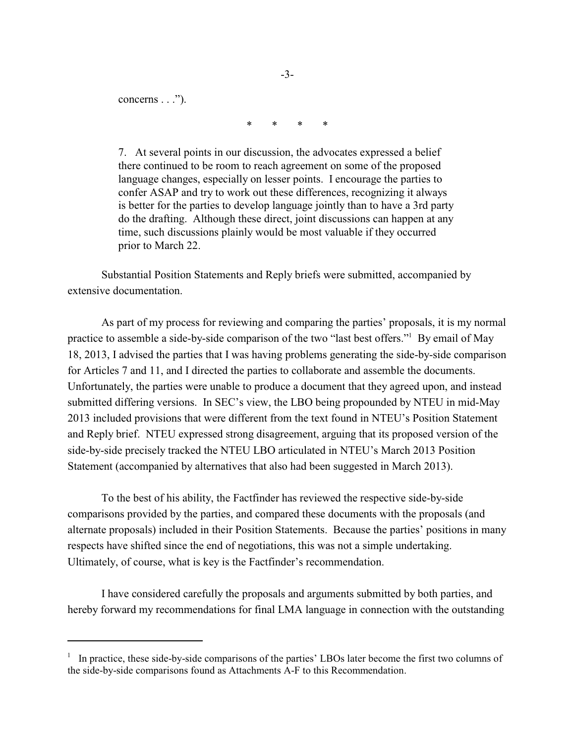> concerns . . .").
>
> \*       \*       \*       \*
>
> 7. At several points in our discussion, the advocates expressed a belief there continued to be room to reach agreement on some of the proposed language changes, especially on lesser points. I encourage the parties to confer ASAP and try to work out these differences, recognizing it always is better for the parties to develop language jointly than to have a 3rd party do the drafting. Although these direct, joint discussions can happen at any time, such discussions plainly would be most valuable if they occurred prior to March 22.

Substantial Position Statements and Reply briefs were submitted, accompanied by extensive documentation.

As part of my process for reviewing and comparing the parties' proposals, it is my normal practice to assemble a side-by-side comparison of the two "last best offers."[1] By email of May 18, 2013, I advised the parties that I was having problems generating the side-by-side comparison for Articles 7 and 11, and I directed the parties to collaborate and assemble the documents. Unfortunately, the parties were unable to produce a document that they agreed upon, and instead submitted differing versions. In SEC's view, the LBO being propounded by NTEU in mid-May 2013 included provisions that were different from the text found in NTEU's Position Statement and Reply brief. NTEU expressed strong disagreement, arguing that its proposed version of the side-by-side precisely tracked the NTEU LBO articulated in NTEU's March 2013 Position Statement (accompanied by alternatives that also had been suggested in March 2013).

To the best of his ability, the Factfinder has reviewed the respective side-by-side comparisons provided by the parties, and compared these documents with the proposals (and alternate proposals) included in their Position Statements. Because the parties' positions in many respects have shifted since the end of negotiations, this was not a simple undertaking. Ultimately, of course, what is key is the Factfinder's recommendation.

I have considered carefully the proposals and arguments submitted by both parties, and hereby forward my recommendations for final LMA language in connection with the outstanding

---

[1] In practice, these side-by-side comparisons of the parties' LBOs later become the first two columns of the side-by-side comparisons found as Attachments A-F to this Recommendation.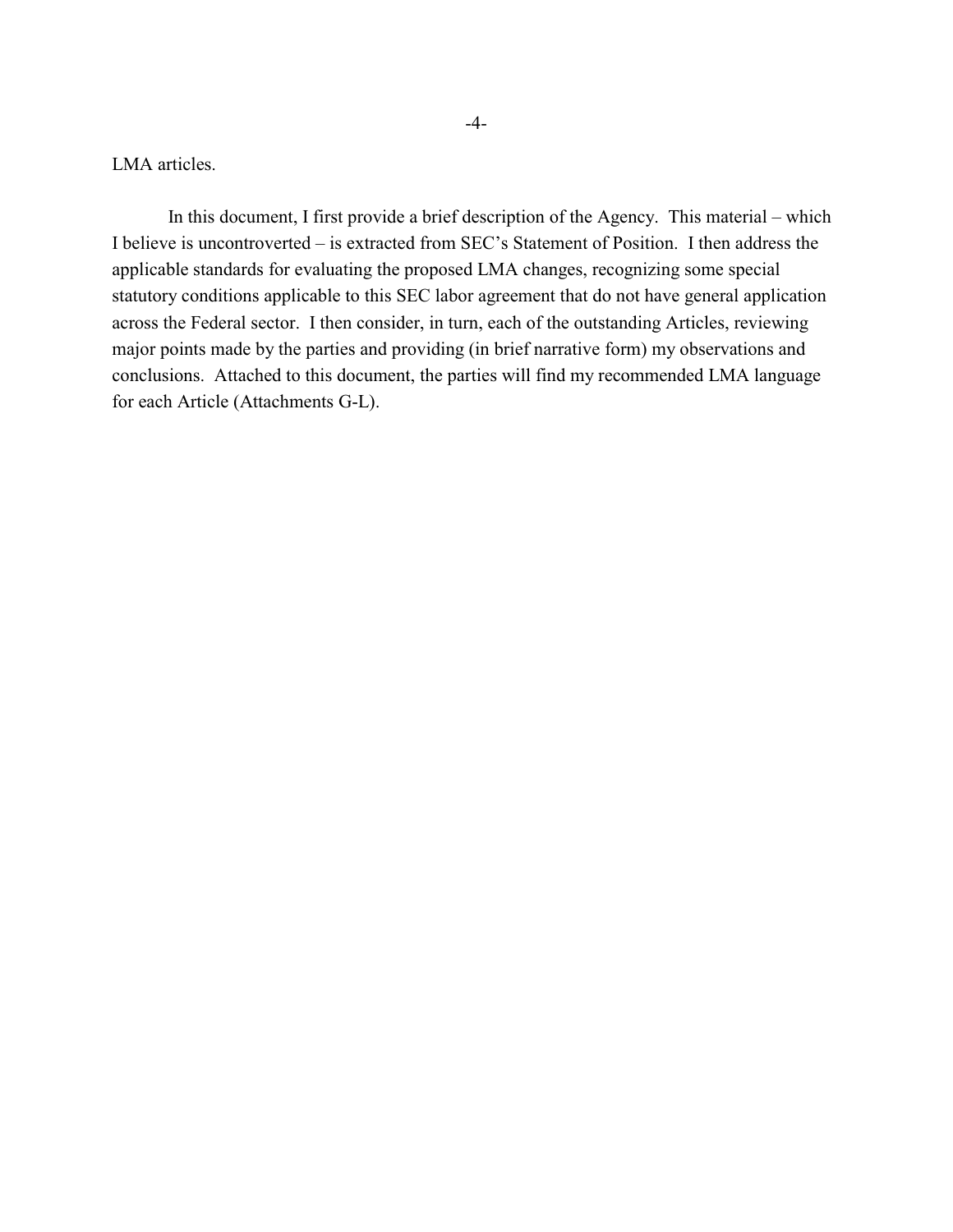LMA articles.

In this document, I first provide a brief description of the Agency. This material – which I believe is uncontroverted – is extracted from SEC's Statement of Position. I then address the applicable standards for evaluating the proposed LMA changes, recognizing some special statutory conditions applicable to this SEC labor agreement that do not have general application across the Federal sector. I then consider, in turn, each of the outstanding Articles, reviewing major points made by the parties and providing (in brief narrative form) my observations and conclusions. Attached to this document, the parties will find my recommended LMA language for each Article (Attachments G-L).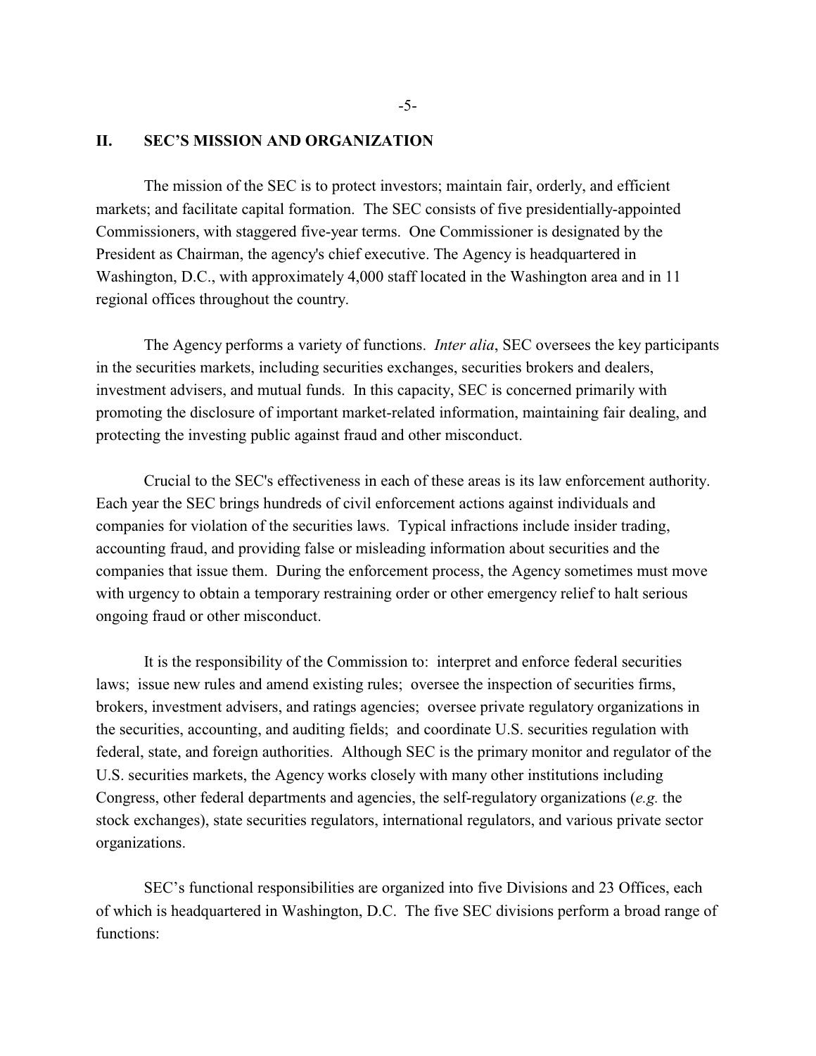## II. SEC'S MISSION AND ORGANIZATION

The mission of the SEC is to protect investors; maintain fair, orderly, and efficient markets; and facilitate capital formation. The SEC consists of five presidentially-appointed Commissioners, with staggered five-year terms. One Commissioner is designated by the President as Chairman, the agency's chief executive. The Agency is headquartered in Washington, D.C., with approximately 4,000 staff located in the Washington area and in 11 regional offices throughout the country.

The Agency performs a variety of functions. *Inter alia*, SEC oversees the key participants in the securities markets, including securities exchanges, securities brokers and dealers, investment advisers, and mutual funds. In this capacity, SEC is concerned primarily with promoting the disclosure of important market-related information, maintaining fair dealing, and protecting the investing public against fraud and other misconduct.

Crucial to the SEC's effectiveness in each of these areas is its law enforcement authority. Each year the SEC brings hundreds of civil enforcement actions against individuals and companies for violation of the securities laws. Typical infractions include insider trading, accounting fraud, and providing false or misleading information about securities and the companies that issue them. During the enforcement process, the Agency sometimes must move with urgency to obtain a temporary restraining order or other emergency relief to halt serious ongoing fraud or other misconduct.

It is the responsibility of the Commission to: interpret and enforce federal securities laws; issue new rules and amend existing rules; oversee the inspection of securities firms, brokers, investment advisers, and ratings agencies; oversee private regulatory organizations in the securities, accounting, and auditing fields; and coordinate U.S. securities regulation with federal, state, and foreign authorities. Although SEC is the primary monitor and regulator of the U.S. securities markets, the Agency works closely with many other institutions including Congress, other federal departments and agencies, the self-regulatory organizations (*e.g.* the stock exchanges), state securities regulators, international regulators, and various private sector organizations.

SEC's functional responsibilities are organized into five Divisions and 23 Offices, each of which is headquartered in Washington, D.C. The five SEC divisions perform a broad range of functions: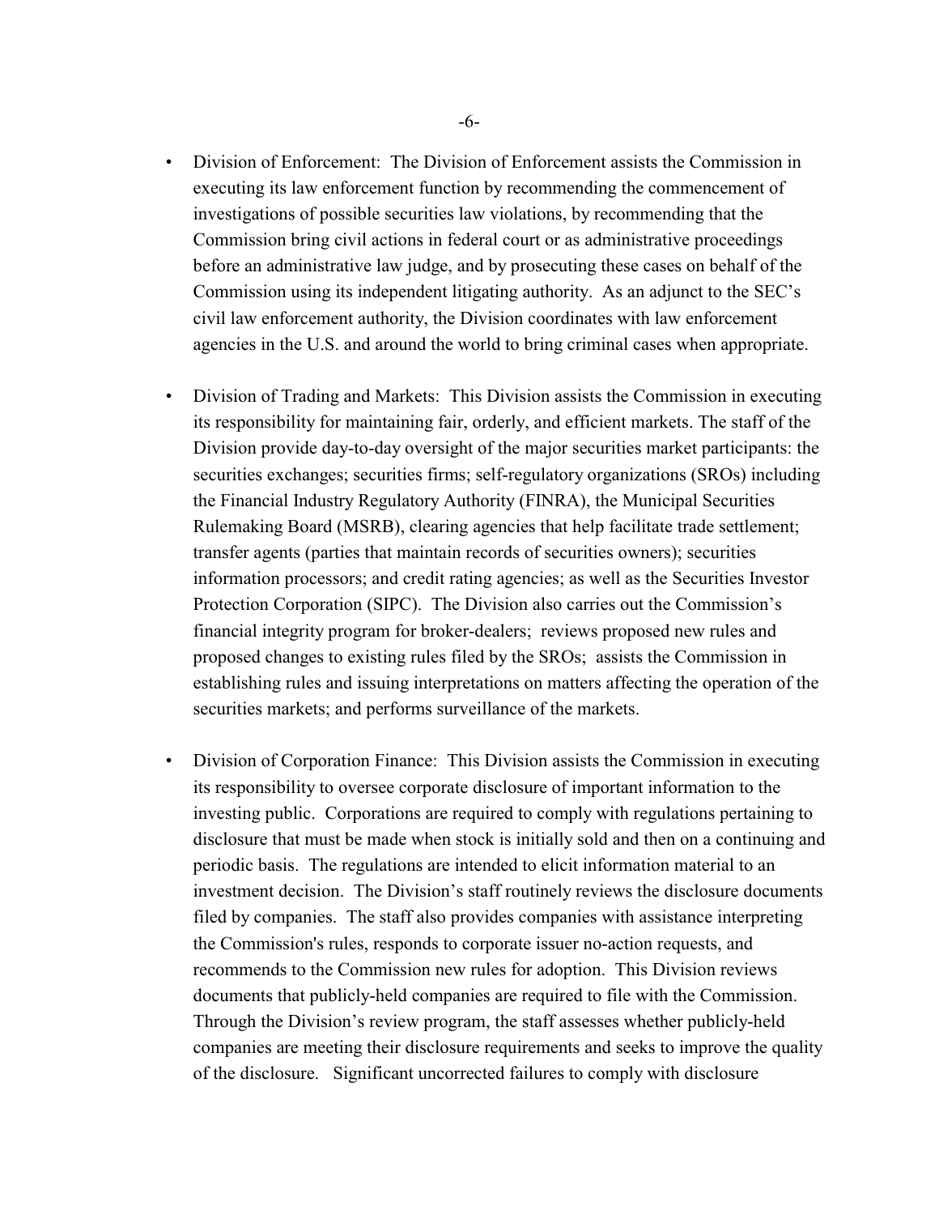- Division of Enforcement: The Division of Enforcement assists the Commission in executing its law enforcement function by recommending the commencement of investigations of possible securities law violations, by recommending that the Commission bring civil actions in federal court or as administrative proceedings before an administrative law judge, and by prosecuting these cases on behalf of the Commission using its independent litigating authority. As an adjunct to the SEC's civil law enforcement authority, the Division coordinates with law enforcement agencies in the U.S. and around the world to bring criminal cases when appropriate.

- Division of Trading and Markets: This Division assists the Commission in executing its responsibility for maintaining fair, orderly, and efficient markets. The staff of the Division provide day-to-day oversight of the major securities market participants: the securities exchanges; securities firms; self-regulatory organizations (SROs) including the Financial Industry Regulatory Authority (FINRA), the Municipal Securities Rulemaking Board (MSRB), clearing agencies that help facilitate trade settlement; transfer agents (parties that maintain records of securities owners); securities information processors; and credit rating agencies; as well as the Securities Investor Protection Corporation (SIPC). The Division also carries out the Commission's financial integrity program for broker-dealers; reviews proposed new rules and proposed changes to existing rules filed by the SROs; assists the Commission in establishing rules and issuing interpretations on matters affecting the operation of the securities markets; and performs surveillance of the markets.

- Division of Corporation Finance: This Division assists the Commission in executing its responsibility to oversee corporate disclosure of important information to the investing public. Corporations are required to comply with regulations pertaining to disclosure that must be made when stock is initially sold and then on a continuing and periodic basis. The regulations are intended to elicit information material to an investment decision. The Division's staff routinely reviews the disclosure documents filed by companies. The staff also provides companies with assistance interpreting the Commission's rules, responds to corporate issuer no-action requests, and recommends to the Commission new rules for adoption. This Division reviews documents that publicly-held companies are required to file with the Commission. Through the Division's review program, the staff assesses whether publicly-held companies are meeting their disclosure requirements and seeks to improve the quality of the disclosure. Significant uncorrected failures to comply with disclosure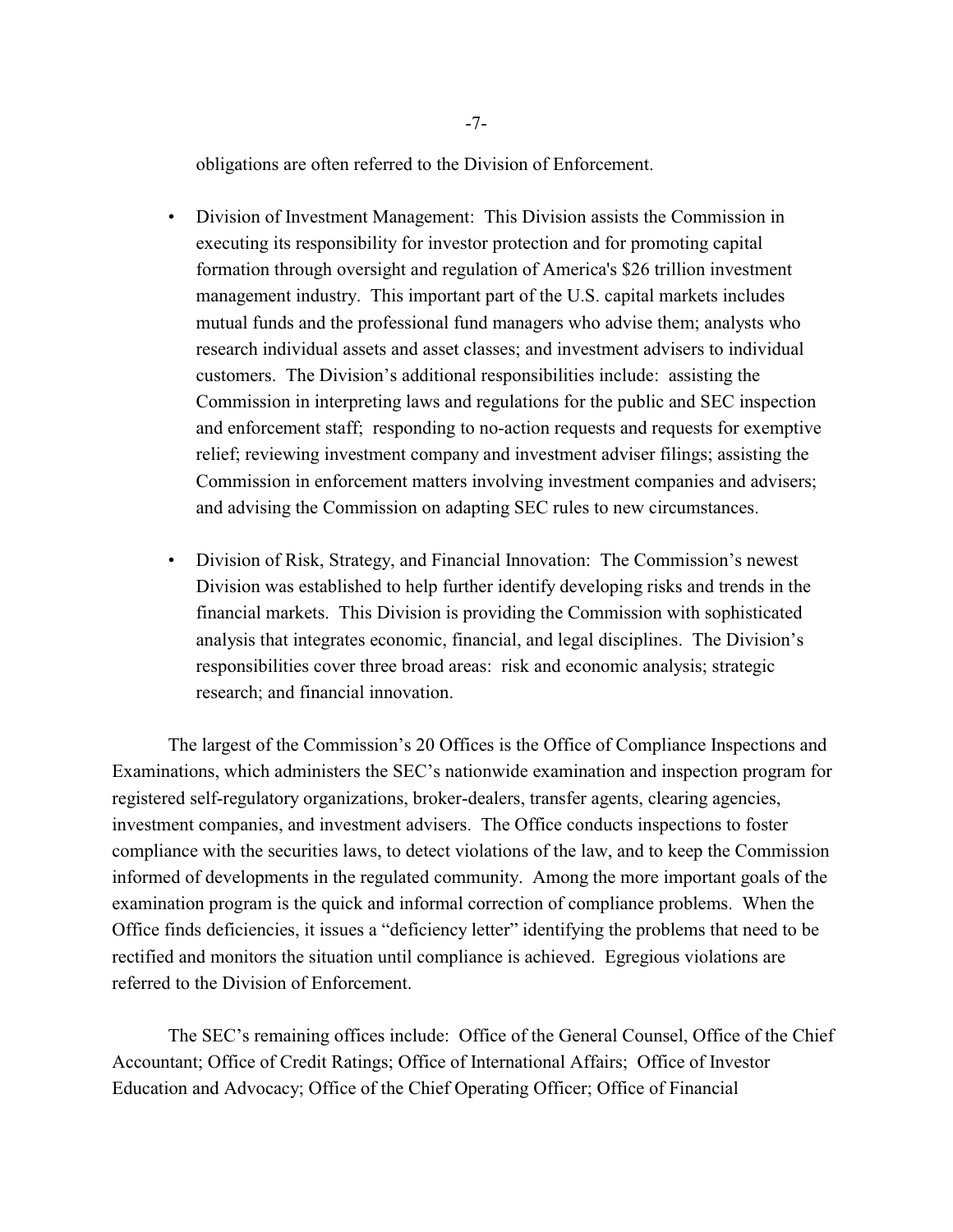obligations are often referred to the Division of Enforcement.

- Division of Investment Management: This Division assists the Commission in executing its responsibility for investor protection and for promoting capital formation through oversight and regulation of America's $26 trillion investment management industry. This important part of the U.S. capital markets includes mutual funds and the professional fund managers who advise them; analysts who research individual assets and asset classes; and investment advisers to individual customers. The Division's additional responsibilities include: assisting the Commission in interpreting laws and regulations for the public and SEC inspection and enforcement staff; responding to no-action requests and requests for exemptive relief; reviewing investment company and investment adviser filings; assisting the Commission in enforcement matters involving investment companies and advisers; and advising the Commission on adapting SEC rules to new circumstances.

- Division of Risk, Strategy, and Financial Innovation: The Commission's newest Division was established to help further identify developing risks and trends in the financial markets. This Division is providing the Commission with sophisticated analysis that integrates economic, financial, and legal disciplines. The Division's responsibilities cover three broad areas: risk and economic analysis; strategic research; and financial innovation.

The largest of the Commission's 20 Offices is the Office of Compliance Inspections and Examinations, which administers the SEC's nationwide examination and inspection program for registered self-regulatory organizations, broker-dealers, transfer agents, clearing agencies, investment companies, and investment advisers. The Office conducts inspections to foster compliance with the securities laws, to detect violations of the law, and to keep the Commission informed of developments in the regulated community. Among the more important goals of the examination program is the quick and informal correction of compliance problems. When the Office finds deficiencies, it issues a "deficiency letter" identifying the problems that need to be rectified and monitors the situation until compliance is achieved. Egregious violations are referred to the Division of Enforcement.

The SEC's remaining offices include: Office of the General Counsel, Office of the Chief Accountant; Office of Credit Ratings; Office of International Affairs; Office of Investor Education and Advocacy; Office of the Chief Operating Officer; Office of Financial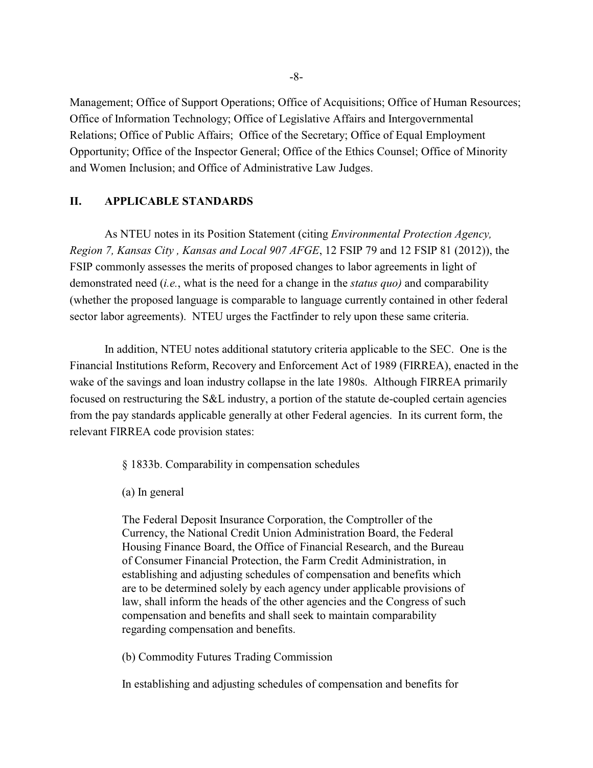Management; Office of Support Operations; Office of Acquisitions; Office of Human Resources; Office of Information Technology; Office of Legislative Affairs and Intergovernmental Relations; Office of Public Affairs; Office of the Secretary; Office of Equal Employment Opportunity; Office of the Inspector General; Office of the Ethics Counsel; Office of Minority and Women Inclusion; and Office of Administrative Law Judges.

## II. APPLICABLE STANDARDS

As NTEU notes in its Position Statement (citing *Environmental Protection Agency, Region 7, Kansas City , Kansas and Local 907 AFGE*, 12 FSIP 79 and 12 FSIP 81 (2012)), the FSIP commonly assesses the merits of proposed changes to labor agreements in light of demonstrated need (*i.e.*, what is the need for a change in the *status quo)* and comparability (whether the proposed language is comparable to language currently contained in other federal sector labor agreements). NTEU urges the Factfinder to rely upon these same criteria.

In addition, NTEU notes additional statutory criteria applicable to the SEC. One is the Financial Institutions Reform, Recovery and Enforcement Act of 1989 (FIRREA), enacted in the wake of the savings and loan industry collapse in the late 1980s. Although FIRREA primarily focused on restructuring the S&L industry, a portion of the statute de-coupled certain agencies from the pay standards applicable generally at other Federal agencies. In its current form, the relevant FIRREA code provision states:

> § 1833b. Comparability in compensation schedules
>
> (a) In general
>
> The Federal Deposit Insurance Corporation, the Comptroller of the Currency, the National Credit Union Administration Board, the Federal Housing Finance Board, the Office of Financial Research, and the Bureau of Consumer Financial Protection, the Farm Credit Administration, in establishing and adjusting schedules of compensation and benefits which are to be determined solely by each agency under applicable provisions of law, shall inform the heads of the other agencies and the Congress of such compensation and benefits and shall seek to maintain comparability regarding compensation and benefits.
>
> (b) Commodity Futures Trading Commission
>
> In establishing and adjusting schedules of compensation and benefits for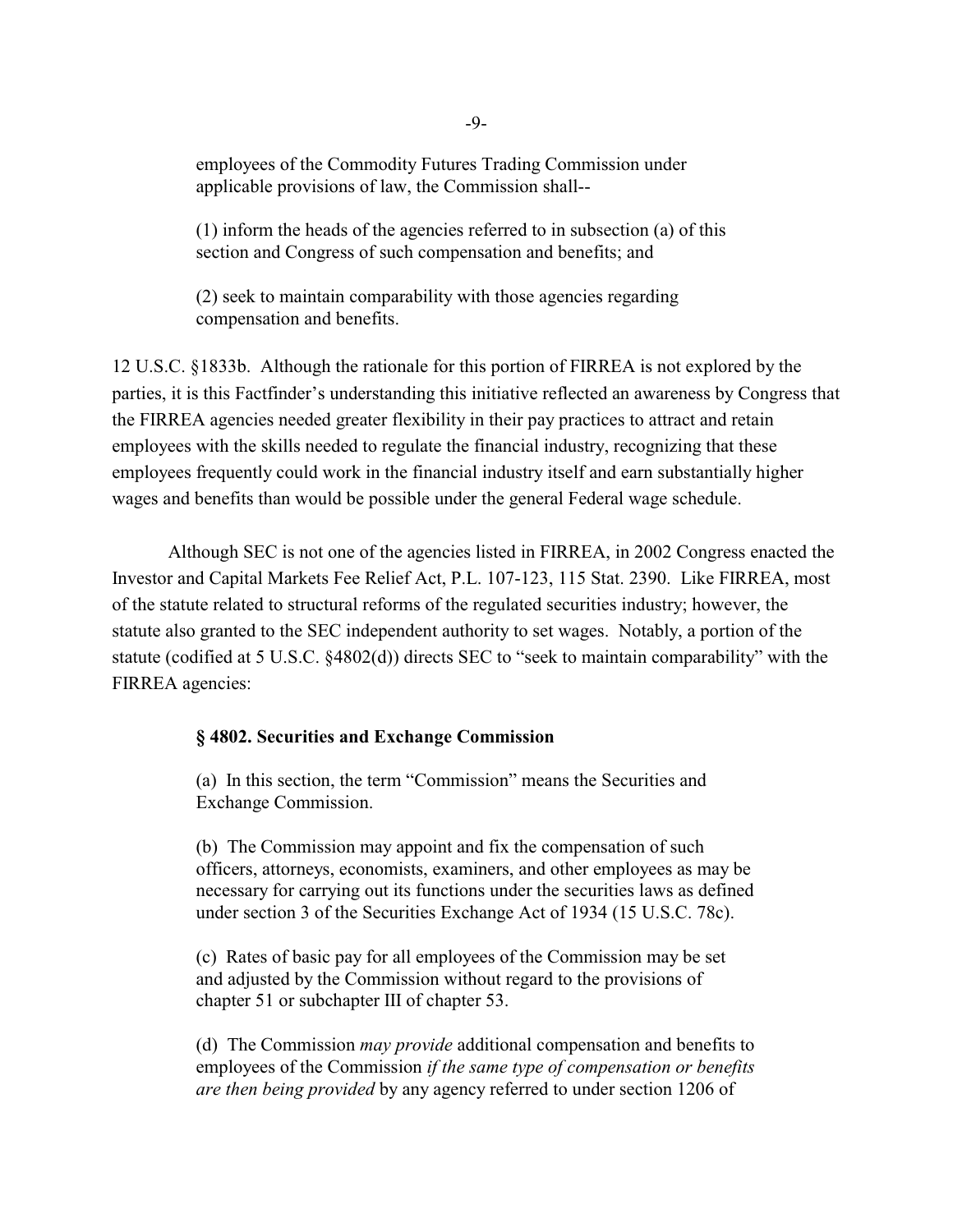employees of the Commodity Futures Trading Commission under applicable provisions of law, the Commission shall--

(1) inform the heads of the agencies referred to in subsection (a) of this section and Congress of such compensation and benefits; and

(2) seek to maintain comparability with those agencies regarding compensation and benefits.

12 U.S.C. §1833b. Although the rationale for this portion of FIRREA is not explored by the parties, it is this Factfinder's understanding this initiative reflected an awareness by Congress that the FIRREA agencies needed greater flexibility in their pay practices to attract and retain employees with the skills needed to regulate the financial industry, recognizing that these employees frequently could work in the financial industry itself and earn substantially higher wages and benefits than would be possible under the general Federal wage schedule.

Although SEC is not one of the agencies listed in FIRREA, in 2002 Congress enacted the Investor and Capital Markets Fee Relief Act, P.L. 107-123, 115 Stat. 2390. Like FIRREA, most of the statute related to structural reforms of the regulated securities industry; however, the statute also granted to the SEC independent authority to set wages. Notably, a portion of the statute (codified at 5 U.S.C. §4802(d)) directs SEC to "seek to maintain comparability" with the FIRREA agencies:

**§ 4802. Securities and Exchange Commission**

(a) In this section, the term "Commission" means the Securities and Exchange Commission.

(b) The Commission may appoint and fix the compensation of such officers, attorneys, economists, examiners, and other employees as may be necessary for carrying out its functions under the securities laws as defined under section 3 of the Securities Exchange Act of 1934 (15 U.S.C. 78c).

(c) Rates of basic pay for all employees of the Commission may be set and adjusted by the Commission without regard to the provisions of chapter 51 or subchapter III of chapter 53.

(d) The Commission *may provide* additional compensation and benefits to employees of the Commission *if the same type of compensation or benefits are then being provided* by any agency referred to under section 1206 of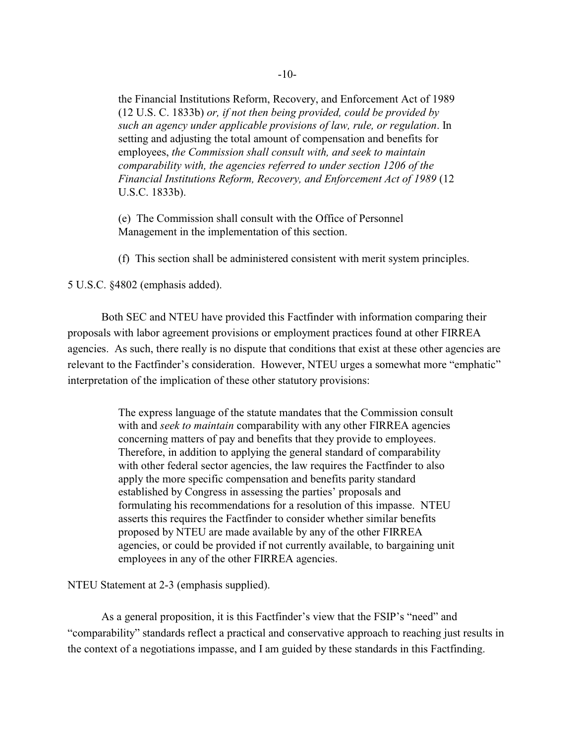> the Financial Institutions Reform, Recovery, and Enforcement Act of 1989 (12 U.S. C. 1833b) *or, if not then being provided, could be provided by such an agency under applicable provisions of law, rule, or regulation*. In setting and adjusting the total amount of compensation and benefits for employees, *the Commission shall consult with, and seek to maintain comparability with, the agencies referred to under section 1206 of the Financial Institutions Reform, Recovery, and Enforcement Act of 1989* (12 U.S.C. 1833b).
>
> (e) The Commission shall consult with the Office of Personnel Management in the implementation of this section.
>
> (f) This section shall be administered consistent with merit system principles.

5 U.S.C. §4802 (emphasis added).

Both SEC and NTEU have provided this Factfinder with information comparing their proposals with labor agreement provisions or employment practices found at other FIRREA agencies. As such, there really is no dispute that conditions that exist at these other agencies are relevant to the Factfinder's consideration. However, NTEU urges a somewhat more "emphatic" interpretation of the implication of these other statutory provisions:

> The express language of the statute mandates that the Commission consult with and *seek to maintain* comparability with any other FIRREA agencies concerning matters of pay and benefits that they provide to employees. Therefore, in addition to applying the general standard of comparability with other federal sector agencies, the law requires the Factfinder to also apply the more specific compensation and benefits parity standard established by Congress in assessing the parties' proposals and formulating his recommendations for a resolution of this impasse. NTEU asserts this requires the Factfinder to consider whether similar benefits proposed by NTEU are made available by any of the other FIRREA agencies, or could be provided if not currently available, to bargaining unit employees in any of the other FIRREA agencies.

NTEU Statement at 2-3 (emphasis supplied).

As a general proposition, it is this Factfinder's view that the FSIP's "need" and "comparability" standards reflect a practical and conservative approach to reaching just results in the context of a negotiations impasse, and I am guided by these standards in this Factfinding.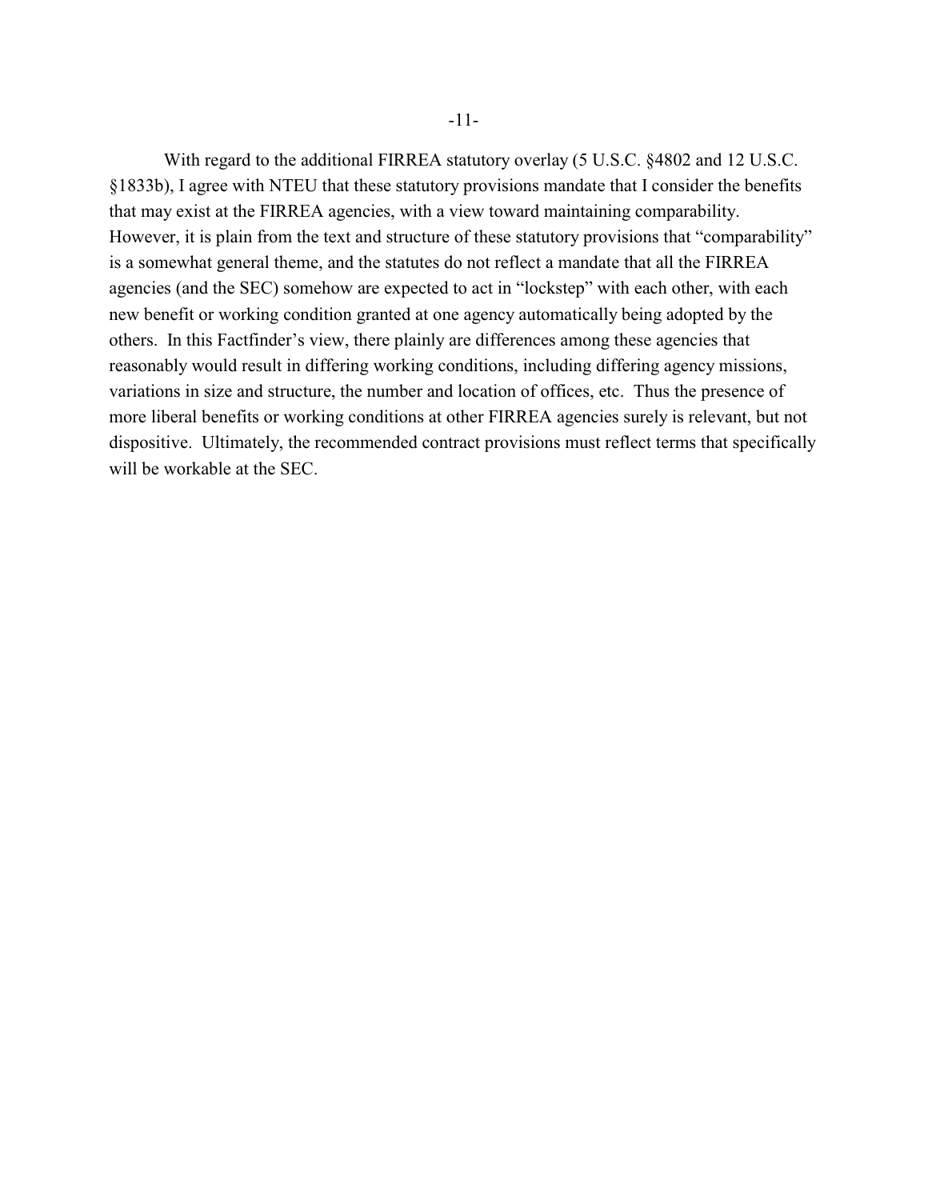With regard to the additional FIRREA statutory overlay (5 U.S.C. §4802 and 12 U.S.C. §1833b), I agree with NTEU that these statutory provisions mandate that I consider the benefits that may exist at the FIRREA agencies, with a view toward maintaining comparability. However, it is plain from the text and structure of these statutory provisions that "comparability" is a somewhat general theme, and the statutes do not reflect a mandate that all the FIRREA agencies (and the SEC) somehow are expected to act in "lockstep" with each other, with each new benefit or working condition granted at one agency automatically being adopted by the others. In this Factfinder's view, there plainly are differences among these agencies that reasonably would result in differing working conditions, including differing agency missions, variations in size and structure, the number and location of offices, etc. Thus the presence of more liberal benefits or working conditions at other FIRREA agencies surely is relevant, but not dispositive. Ultimately, the recommended contract provisions must reflect terms that specifically will be workable at the SEC.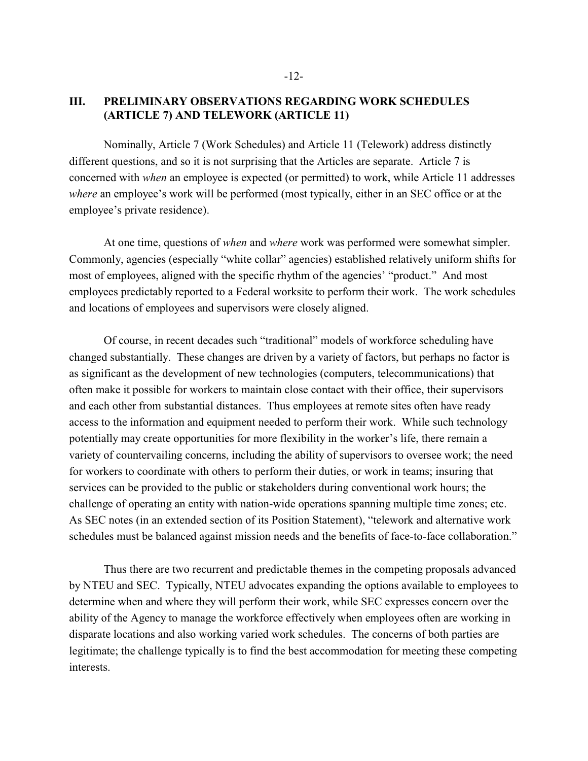## III. PRELIMINARY OBSERVATIONS REGARDING WORK SCHEDULES (ARTICLE 7) AND TELEWORK (ARTICLE 11)

Nominally, Article 7 (Work Schedules) and Article 11 (Telework) address distinctly different questions, and so it is not surprising that the Articles are separate. Article 7 is concerned with *when* an employee is expected (or permitted) to work, while Article 11 addresses *where* an employee's work will be performed (most typically, either in an SEC office or at the employee's private residence).

At one time, questions of *when* and *where* work was performed were somewhat simpler. Commonly, agencies (especially "white collar" agencies) established relatively uniform shifts for most of employees, aligned with the specific rhythm of the agencies' "product." And most employees predictably reported to a Federal worksite to perform their work. The work schedules and locations of employees and supervisors were closely aligned.

Of course, in recent decades such "traditional" models of workforce scheduling have changed substantially. These changes are driven by a variety of factors, but perhaps no factor is as significant as the development of new technologies (computers, telecommunications) that often make it possible for workers to maintain close contact with their office, their supervisors and each other from substantial distances. Thus employees at remote sites often have ready access to the information and equipment needed to perform their work. While such technology potentially may create opportunities for more flexibility in the worker's life, there remain a variety of countervailing concerns, including the ability of supervisors to oversee work; the need for workers to coordinate with others to perform their duties, or work in teams; insuring that services can be provided to the public or stakeholders during conventional work hours; the challenge of operating an entity with nation-wide operations spanning multiple time zones; etc. As SEC notes (in an extended section of its Position Statement), "telework and alternative work schedules must be balanced against mission needs and the benefits of face-to-face collaboration."

Thus there are two recurrent and predictable themes in the competing proposals advanced by NTEU and SEC. Typically, NTEU advocates expanding the options available to employees to determine when and where they will perform their work, while SEC expresses concern over the ability of the Agency to manage the workforce effectively when employees often are working in disparate locations and also working varied work schedules. The concerns of both parties are legitimate; the challenge typically is to find the best accommodation for meeting these competing interests.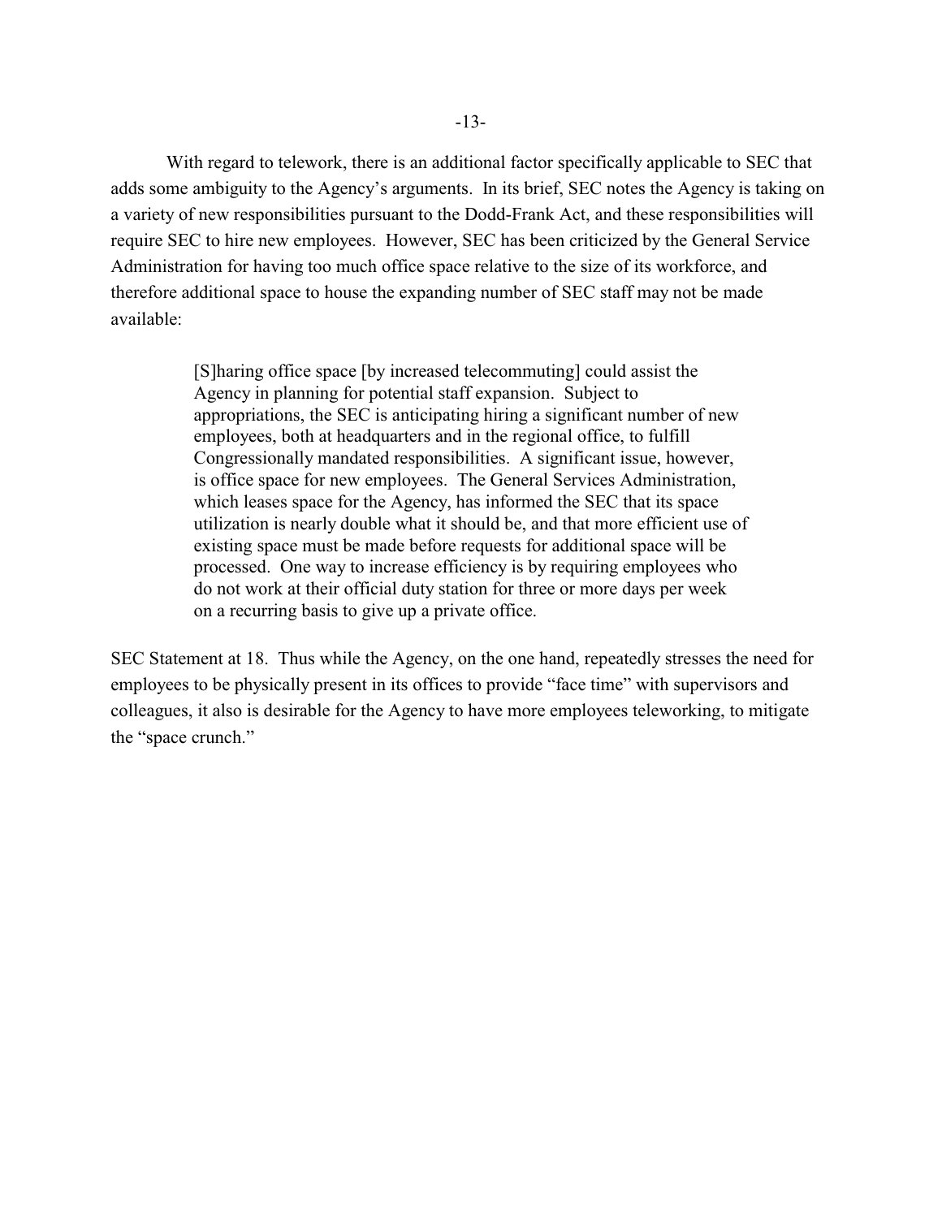With regard to telework, there is an additional factor specifically applicable to SEC that adds some ambiguity to the Agency's arguments. In its brief, SEC notes the Agency is taking on a variety of new responsibilities pursuant to the Dodd-Frank Act, and these responsibilities will require SEC to hire new employees. However, SEC has been criticized by the General Service Administration for having too much office space relative to the size of its workforce, and therefore additional space to house the expanding number of SEC staff may not be made available:

> [S]haring office space [by increased telecommuting] could assist the Agency in planning for potential staff expansion. Subject to appropriations, the SEC is anticipating hiring a significant number of new employees, both at headquarters and in the regional office, to fulfill Congressionally mandated responsibilities. A significant issue, however, is office space for new employees. The General Services Administration, which leases space for the Agency, has informed the SEC that its space utilization is nearly double what it should be, and that more efficient use of existing space must be made before requests for additional space will be processed. One way to increase efficiency is by requiring employees who do not work at their official duty station for three or more days per week on a recurring basis to give up a private office.

SEC Statement at 18. Thus while the Agency, on the one hand, repeatedly stresses the need for employees to be physically present in its offices to provide "face time" with supervisors and colleagues, it also is desirable for the Agency to have more employees teleworking, to mitigate the "space crunch."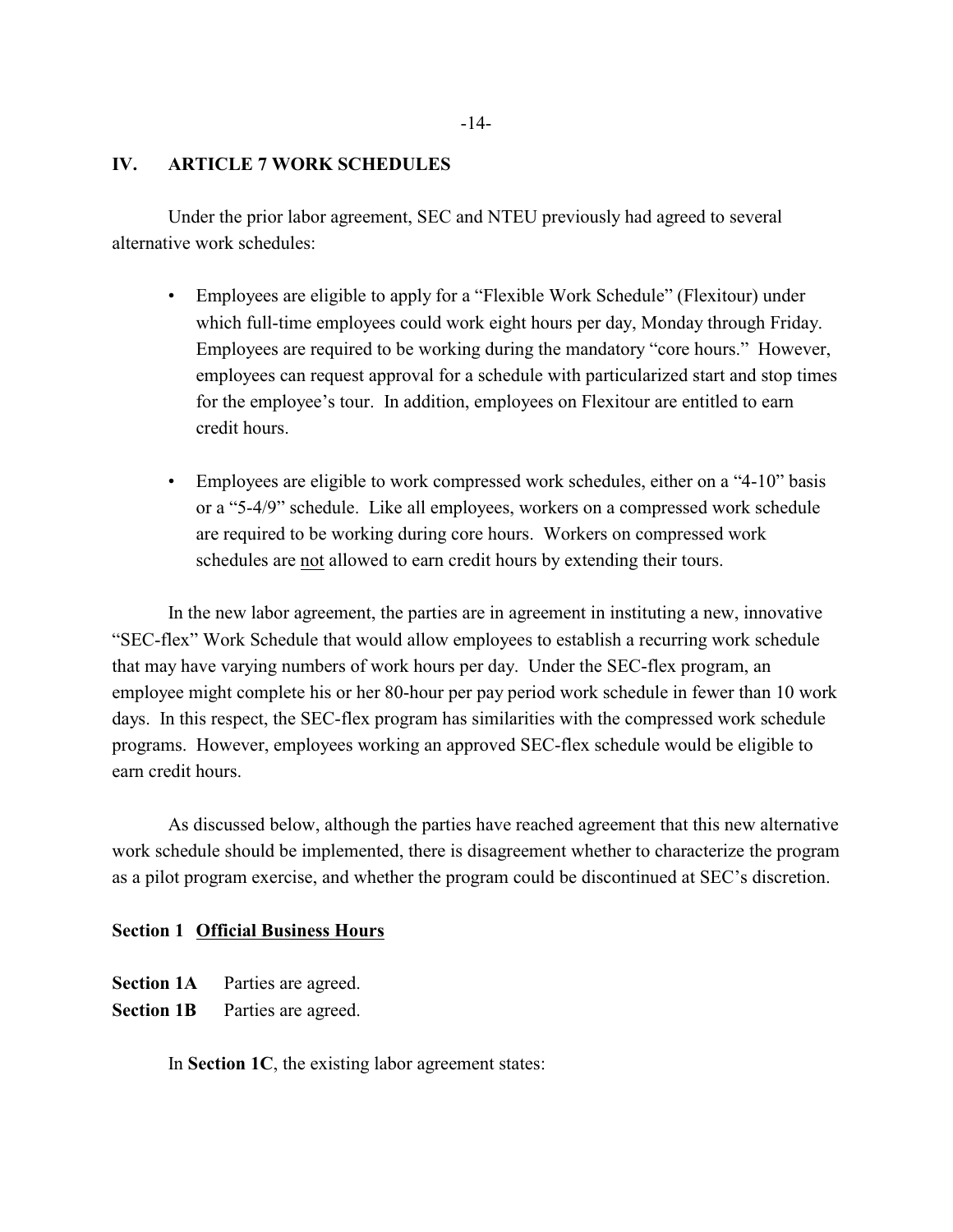## IV. ARTICLE 7 WORK SCHEDULES

Under the prior labor agreement, SEC and NTEU previously had agreed to several alternative work schedules:

- Employees are eligible to apply for a "Flexible Work Schedule" (Flexitour) under which full-time employees could work eight hours per day, Monday through Friday. Employees are required to be working during the mandatory "core hours." However, employees can request approval for a schedule with particularized start and stop times for the employee's tour. In addition, employees on Flexitour are entitled to earn credit hours.

- Employees are eligible to work compressed work schedules, either on a "4-10" basis or a "5-4/9" schedule. Like all employees, workers on a compressed work schedule are required to be working during core hours. Workers on compressed work schedules are <u>not</u> allowed to earn credit hours by extending their tours.

In the new labor agreement, the parties are in agreement in instituting a new, innovative "SEC-flex" Work Schedule that would allow employees to establish a recurring work schedule that may have varying numbers of work hours per day. Under the SEC-flex program, an employee might complete his or her 80-hour per pay period work schedule in fewer than 10 work days. In this respect, the SEC-flex program has similarities with the compressed work schedule programs. However, employees working an approved SEC-flex schedule would be eligible to earn credit hours.

As discussed below, although the parties have reached agreement that this new alternative work schedule should be implemented, there is disagreement whether to characterize the program as a pilot program exercise, and whether the program could be discontinued at SEC's discretion.

### Section 1 <u>Official Business Hours</u>

**Section 1A** Parties are agreed.
**Section 1B** Parties are agreed.

In **Section 1C**, the existing labor agreement states: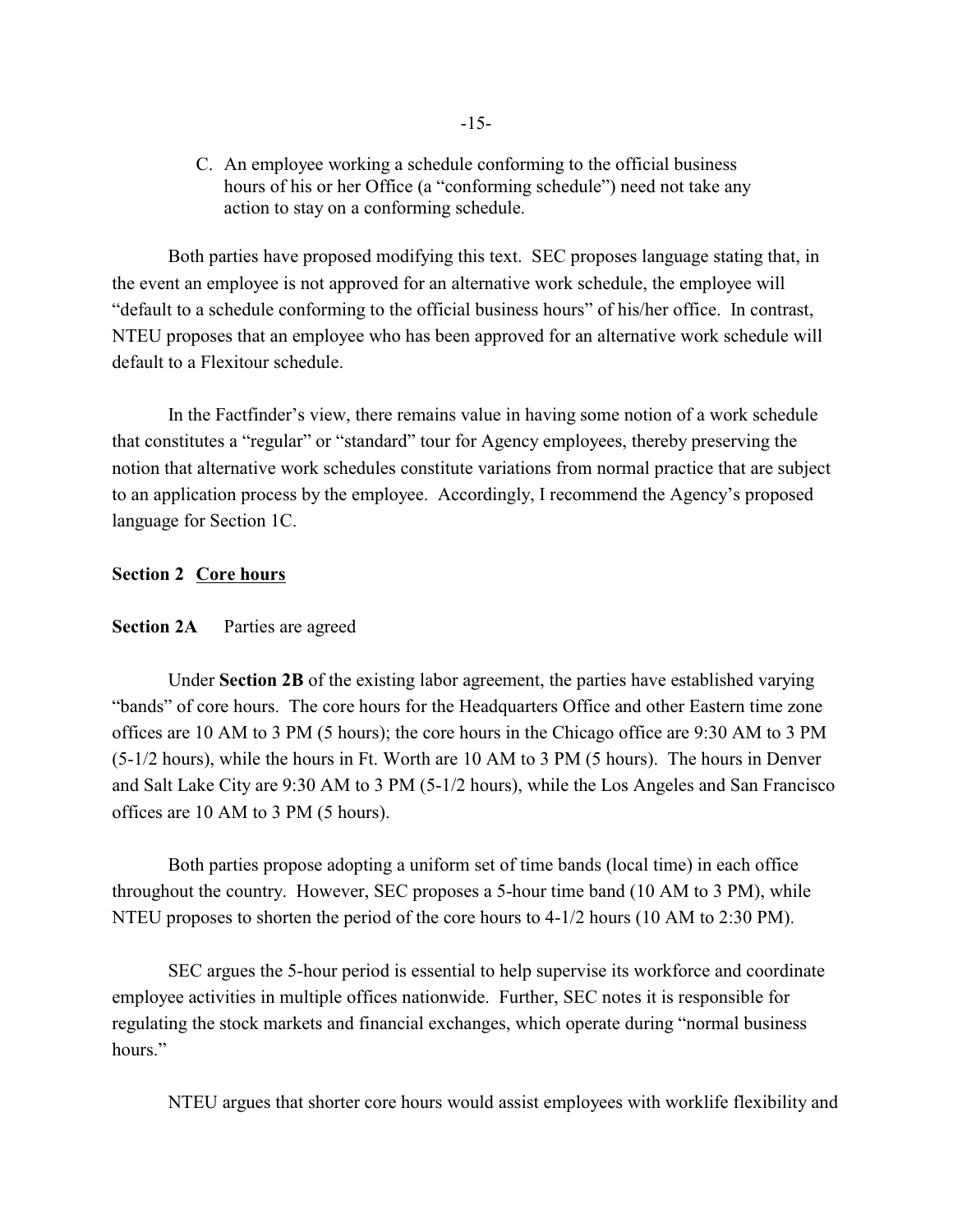C. An employee working a schedule conforming to the official business hours of his or her Office (a "conforming schedule") need not take any action to stay on a conforming schedule.

Both parties have proposed modifying this text. SEC proposes language stating that, in the event an employee is not approved for an alternative work schedule, the employee will "default to a schedule conforming to the official business hours" of his/her office. In contrast, NTEU proposes that an employee who has been approved for an alternative work schedule will default to a Flexitour schedule.

In the Factfinder's view, there remains value in having some notion of a work schedule that constitutes a "regular" or "standard" tour for Agency employees, thereby preserving the notion that alternative work schedules constitute variations from normal practice that are subject to an application process by the employee. Accordingly, I recommend the Agency's proposed language for Section 1C.

**Section 2 Core hours**

**Section 2A** Parties are agreed

Under **Section 2B** of the existing labor agreement, the parties have established varying "bands" of core hours. The core hours for the Headquarters Office and other Eastern time zone offices are 10 AM to 3 PM (5 hours); the core hours in the Chicago office are 9:30 AM to 3 PM (5-1/2 hours), while the hours in Ft. Worth are 10 AM to 3 PM (5 hours). The hours in Denver and Salt Lake City are 9:30 AM to 3 PM (5-1/2 hours), while the Los Angeles and San Francisco offices are 10 AM to 3 PM (5 hours).

Both parties propose adopting a uniform set of time bands (local time) in each office throughout the country. However, SEC proposes a 5-hour time band (10 AM to 3 PM), while NTEU proposes to shorten the period of the core hours to 4-1/2 hours (10 AM to 2:30 PM).

SEC argues the 5-hour period is essential to help supervise its workforce and coordinate employee activities in multiple offices nationwide. Further, SEC notes it is responsible for regulating the stock markets and financial exchanges, which operate during "normal business hours."

NTEU argues that shorter core hours would assist employees with worklife flexibility and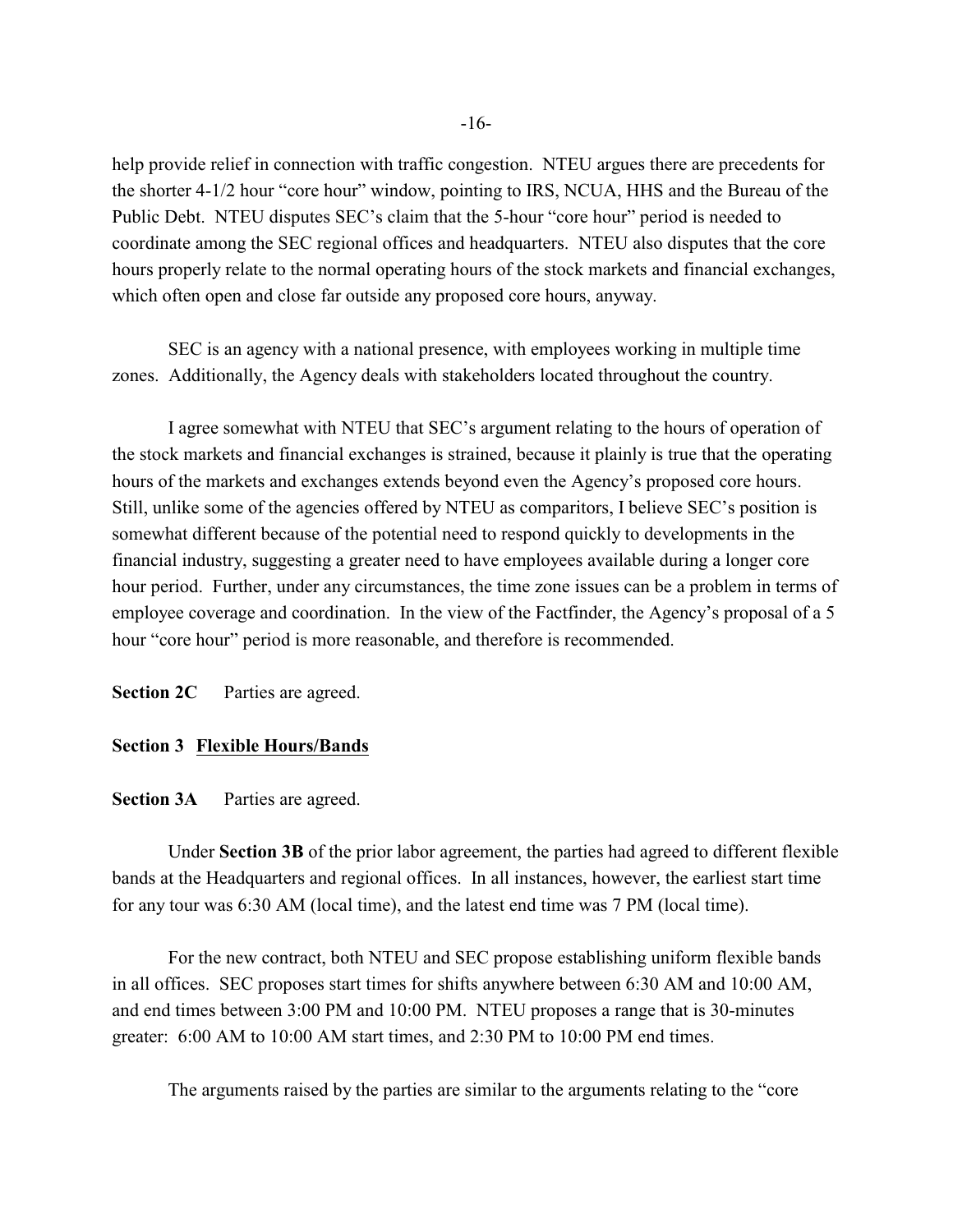help provide relief in connection with traffic congestion. NTEU argues there are precedents for the shorter 4-1/2 hour "core hour" window, pointing to IRS, NCUA, HHS and the Bureau of the Public Debt. NTEU disputes SEC's claim that the 5-hour "core hour" period is needed to coordinate among the SEC regional offices and headquarters. NTEU also disputes that the core hours properly relate to the normal operating hours of the stock markets and financial exchanges, which often open and close far outside any proposed core hours, anyway.

SEC is an agency with a national presence, with employees working in multiple time zones. Additionally, the Agency deals with stakeholders located throughout the country.

I agree somewhat with NTEU that SEC's argument relating to the hours of operation of the stock markets and financial exchanges is strained, because it plainly is true that the operating hours of the markets and exchanges extends beyond even the Agency's proposed core hours. Still, unlike some of the agencies offered by NTEU as comparitors, I believe SEC's position is somewhat different because of the potential need to respond quickly to developments in the financial industry, suggesting a greater need to have employees available during a longer core hour period. Further, under any circumstances, the time zone issues can be a problem in terms of employee coverage and coordination. In the view of the Factfinder, the Agency's proposal of a 5 hour "core hour" period is more reasonable, and therefore is recommended.

**Section 2C** Parties are agreed.

**Section 3 Flexible Hours/Bands**

**Section 3A** Parties are agreed.

Under **Section 3B** of the prior labor agreement, the parties had agreed to different flexible bands at the Headquarters and regional offices. In all instances, however, the earliest start time for any tour was 6:30 AM (local time), and the latest end time was 7 PM (local time).

For the new contract, both NTEU and SEC propose establishing uniform flexible bands in all offices. SEC proposes start times for shifts anywhere between 6:30 AM and 10:00 AM, and end times between 3:00 PM and 10:00 PM. NTEU proposes a range that is 30-minutes greater: 6:00 AM to 10:00 AM start times, and 2:30 PM to 10:00 PM end times.

The arguments raised by the parties are similar to the arguments relating to the "core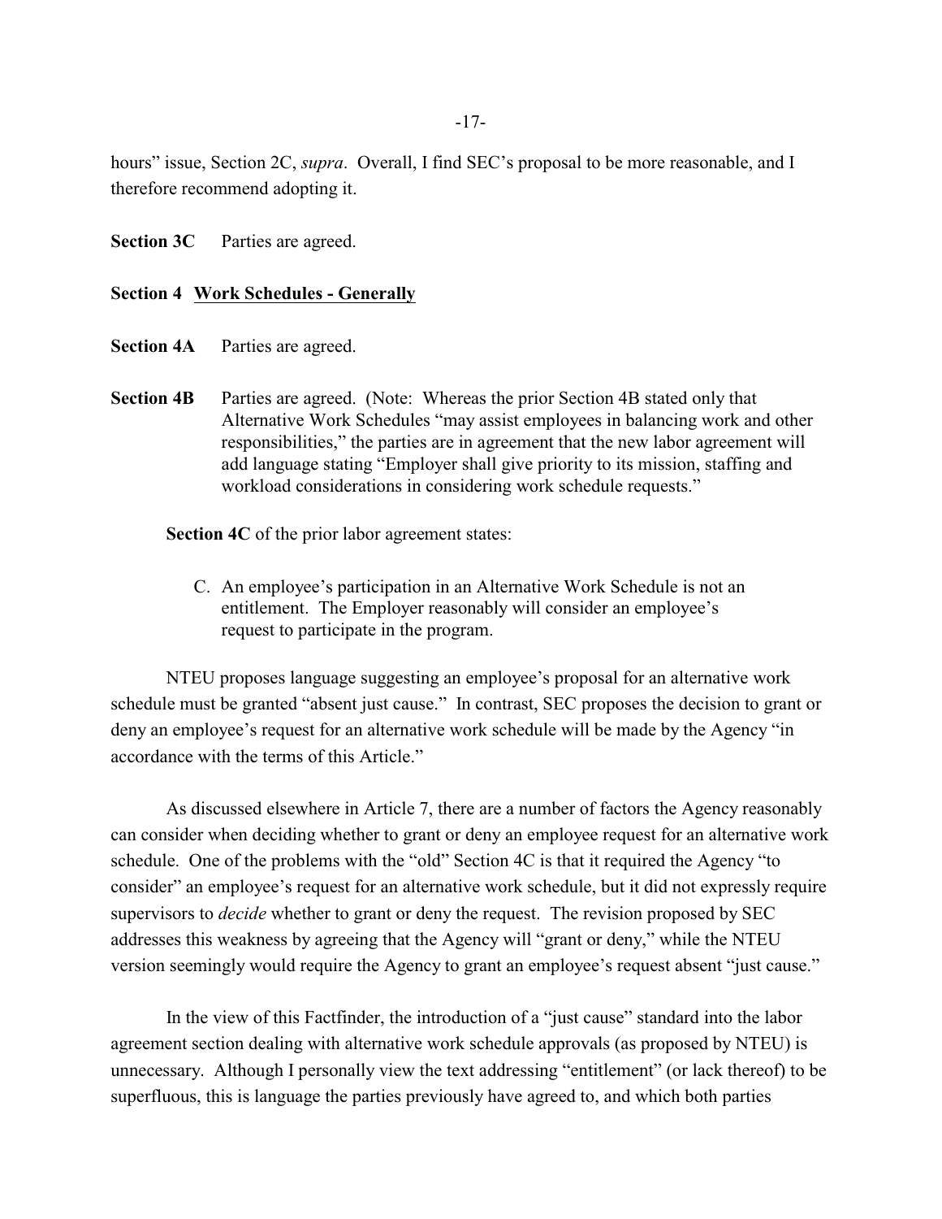hours" issue, Section 2C, *supra*. Overall, I find SEC's proposal to be more reasonable, and I therefore recommend adopting it.

**Section 3C** Parties are agreed.

**Section 4 Work Schedules - Generally**

**Section 4A** Parties are agreed.

**Section 4B** Parties are agreed. (Note: Whereas the prior Section 4B stated only that Alternative Work Schedules "may assist employees in balancing work and other responsibilities," the parties are in agreement that the new labor agreement will add language stating "Employer shall give priority to its mission, staffing and workload considerations in considering work schedule requests."

**Section 4C** of the prior labor agreement states:

> C. An employee's participation in an Alternative Work Schedule is not an entitlement. The Employer reasonably will consider an employee's request to participate in the program.

NTEU proposes language suggesting an employee's proposal for an alternative work schedule must be granted "absent just cause." In contrast, SEC proposes the decision to grant or deny an employee's request for an alternative work schedule will be made by the Agency "in accordance with the terms of this Article."

As discussed elsewhere in Article 7, there are a number of factors the Agency reasonably can consider when deciding whether to grant or deny an employee request for an alternative work schedule. One of the problems with the "old" Section 4C is that it required the Agency "to consider" an employee's request for an alternative work schedule, but it did not expressly require supervisors to *decide* whether to grant or deny the request. The revision proposed by SEC addresses this weakness by agreeing that the Agency will "grant or deny," while the NTEU version seemingly would require the Agency to grant an employee's request absent "just cause."

In the view of this Factfinder, the introduction of a "just cause" standard into the labor agreement section dealing with alternative work schedule approvals (as proposed by NTEU) is unnecessary. Although I personally view the text addressing "entitlement" (or lack thereof) to be superfluous, this is language the parties previously have agreed to, and which both parties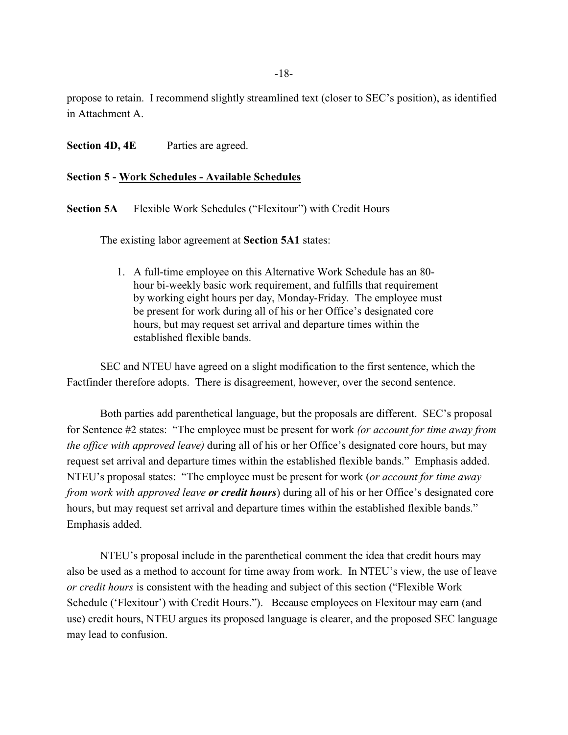propose to retain. I recommend slightly streamlined text (closer to SEC's position), as identified in Attachment A.

**Section 4D, 4E** Parties are agreed.

**Section 5 - Work Schedules - Available Schedules**

**Section 5A** Flexible Work Schedules ("Flexitour") with Credit Hours

The existing labor agreement at **Section 5A1** states:

> 1. A full-time employee on this Alternative Work Schedule has an 80-hour bi-weekly basic work requirement, and fulfills that requirement by working eight hours per day, Monday-Friday. The employee must be present for work during all of his or her Office's designated core hours, but may request set arrival and departure times within the established flexible bands.

SEC and NTEU have agreed on a slight modification to the first sentence, which the Factfinder therefore adopts. There is disagreement, however, over the second sentence.

Both parties add parenthetical language, but the proposals are different. SEC's proposal for Sentence #2 states: "The employee must be present for work *(or account for time away from the office with approved leave)* during all of his or her Office's designated core hours, but may request set arrival and departure times within the established flexible bands." Emphasis added. NTEU's proposal states: "The employee must be present for work (*or account for time away from work with approved leave **or credit hours***) during all of his or her Office's designated core hours, but may request set arrival and departure times within the established flexible bands." Emphasis added.

NTEU's proposal include in the parenthetical comment the idea that credit hours may also be used as a method to account for time away from work. In NTEU's view, the use of leave *or credit hours* is consistent with the heading and subject of this section ("Flexible Work Schedule ('Flexitour') with Credit Hours."). Because employees on Flexitour may earn (and use) credit hours, NTEU argues its proposed language is clearer, and the proposed SEC language may lead to confusion.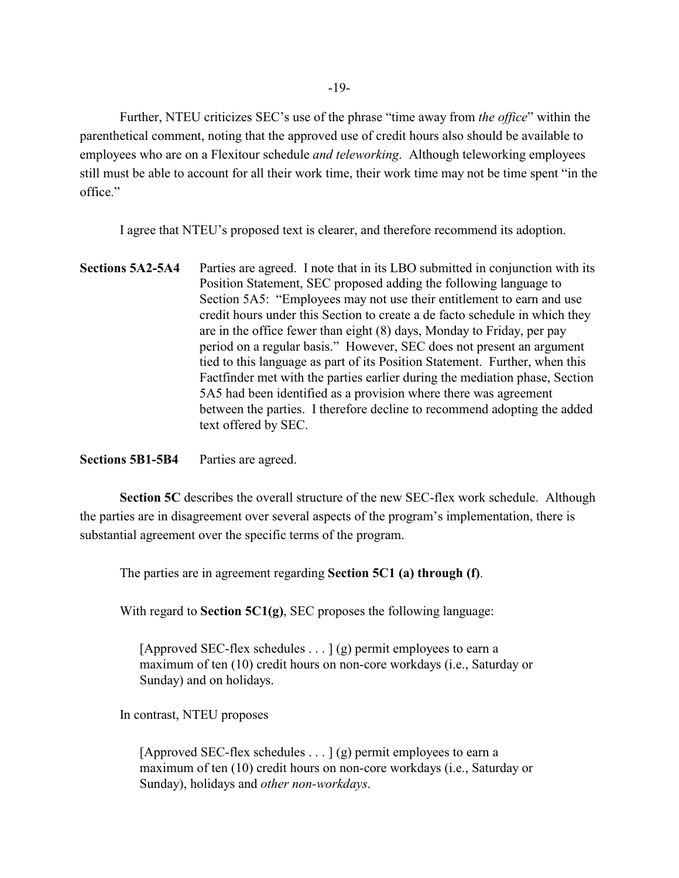Further, NTEU criticizes SEC's use of the phrase "time away from *the office*" within the parenthetical comment, noting that the approved use of credit hours also should be available to employees who are on a Flexitour schedule *and teleworking*. Although teleworking employees still must be able to account for all their work time, their work time may not be time spent "in the office."

I agree that NTEU's proposed text is clearer, and therefore recommend its adoption.

**Sections 5A2-5A4** Parties are agreed. I note that in its LBO submitted in conjunction with its Position Statement, SEC proposed adding the following language to Section 5A5: "Employees may not use their entitlement to earn and use credit hours under this Section to create a de facto schedule in which they are in the office fewer than eight (8) days, Monday to Friday, per pay period on a regular basis." However, SEC does not present an argument tied to this language as part of its Position Statement. Further, when this Factfinder met with the parties earlier during the mediation phase, Section 5A5 had been identified as a provision where there was agreement between the parties. I therefore decline to recommend adopting the added text offered by SEC.

**Sections 5B1-5B4** Parties are agreed.

**Section 5C** describes the overall structure of the new SEC-flex work schedule. Although the parties are in disagreement over several aspects of the program's implementation, there is substantial agreement over the specific terms of the program.

The parties are in agreement regarding **Section 5C1 (a) through (f)**.

With regard to **Section 5C1(g)**, SEC proposes the following language:

> [Approved SEC-flex schedules . . . ] (g) permit employees to earn a maximum of ten (10) credit hours on non-core workdays (i.e., Saturday or Sunday) and on holidays.

In contrast, NTEU proposes

> [Approved SEC-flex schedules . . . ] (g) permit employees to earn a maximum of ten (10) credit hours on non-core workdays (i.e., Saturday or Sunday), holidays and *other non-workdays*.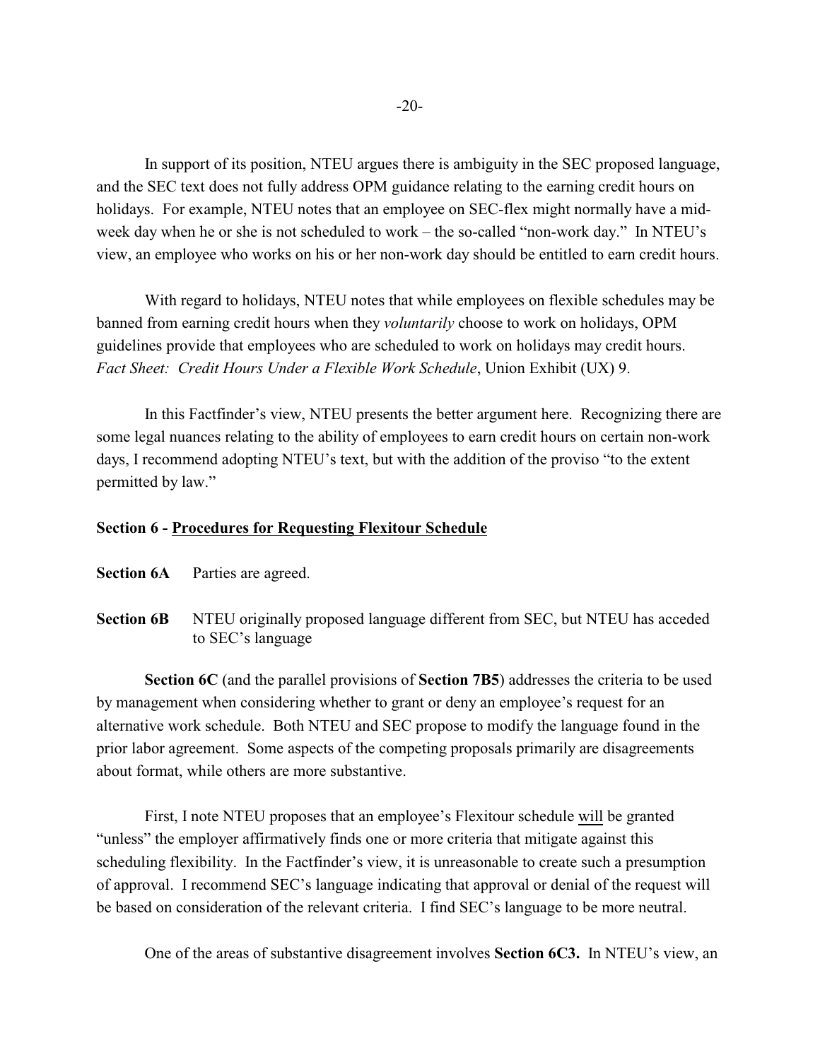In support of its position, NTEU argues there is ambiguity in the SEC proposed language, and the SEC text does not fully address OPM guidance relating to the earning credit hours on holidays. For example, NTEU notes that an employee on SEC-flex might normally have a mid-week day when he or she is not scheduled to work – the so-called "non-work day." In NTEU's view, an employee who works on his or her non-work day should be entitled to earn credit hours.

With regard to holidays, NTEU notes that while employees on flexible schedules may be banned from earning credit hours when they *voluntarily* choose to work on holidays, OPM guidelines provide that employees who are scheduled to work on holidays may credit hours. *Fact Sheet: Credit Hours Under a Flexible Work Schedule*, Union Exhibit (UX) 9.

In this Factfinder's view, NTEU presents the better argument here. Recognizing there are some legal nuances relating to the ability of employees to earn credit hours on certain non-work days, I recommend adopting NTEU's text, but with the addition of the proviso "to the extent permitted by law."

**Section 6 - Procedures for Requesting Flexitour Schedule**

**Section 6A** Parties are agreed.

**Section 6B** NTEU originally proposed language different from SEC, but NTEU has acceded to SEC's language

**Section 6C** (and the parallel provisions of **Section 7B5**) addresses the criteria to be used by management when considering whether to grant or deny an employee's request for an alternative work schedule. Both NTEU and SEC propose to modify the language found in the prior labor agreement. Some aspects of the competing proposals primarily are disagreements about format, while others are more substantive.

First, I note NTEU proposes that an employee's Flexitour schedule will be granted "unless" the employer affirmatively finds one or more criteria that mitigate against this scheduling flexibility. In the Factfinder's view, it is unreasonable to create such a presumption of approval. I recommend SEC's language indicating that approval or denial of the request will be based on consideration of the relevant criteria. I find SEC's language to be more neutral.

One of the areas of substantive disagreement involves **Section 6C3.** In NTEU's view, an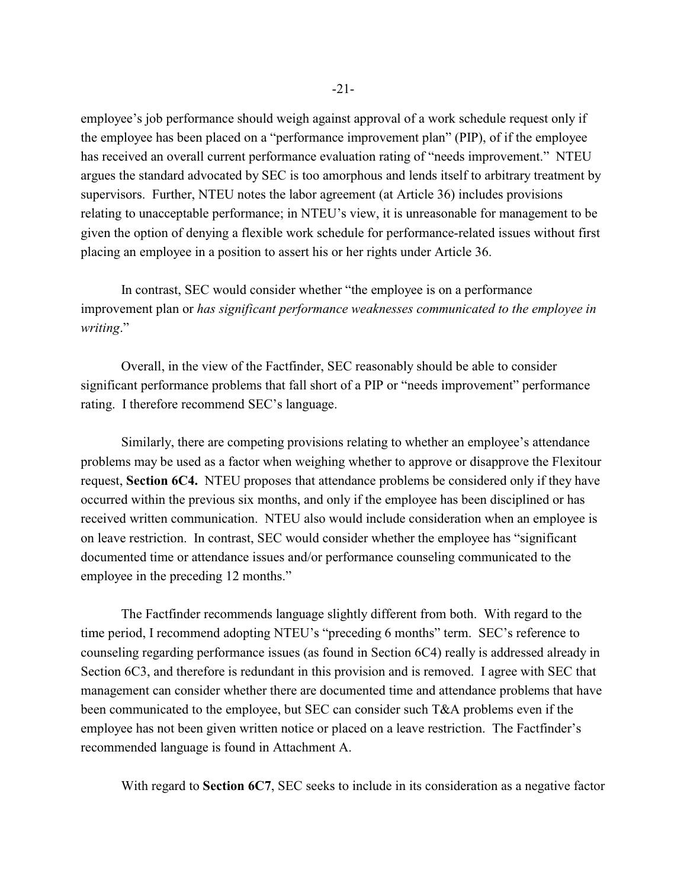employee's job performance should weigh against approval of a work schedule request only if the employee has been placed on a "performance improvement plan" (PIP), of if the employee has received an overall current performance evaluation rating of "needs improvement." NTEU argues the standard advocated by SEC is too amorphous and lends itself to arbitrary treatment by supervisors. Further, NTEU notes the labor agreement (at Article 36) includes provisions relating to unacceptable performance; in NTEU's view, it is unreasonable for management to be given the option of denying a flexible work schedule for performance-related issues without first placing an employee in a position to assert his or her rights under Article 36.

In contrast, SEC would consider whether "the employee is on a performance improvement plan or *has significant performance weaknesses communicated to the employee in writing*."

Overall, in the view of the Factfinder, SEC reasonably should be able to consider significant performance problems that fall short of a PIP or "needs improvement" performance rating. I therefore recommend SEC's language.

Similarly, there are competing provisions relating to whether an employee's attendance problems may be used as a factor when weighing whether to approve or disapprove the Flexitour request, **Section 6C4.** NTEU proposes that attendance problems be considered only if they have occurred within the previous six months, and only if the employee has been disciplined or has received written communication. NTEU also would include consideration when an employee is on leave restriction. In contrast, SEC would consider whether the employee has "significant documented time or attendance issues and/or performance counseling communicated to the employee in the preceding 12 months."

The Factfinder recommends language slightly different from both. With regard to the time period, I recommend adopting NTEU's "preceding 6 months" term. SEC's reference to counseling regarding performance issues (as found in Section 6C4) really is addressed already in Section 6C3, and therefore is redundant in this provision and is removed. I agree with SEC that management can consider whether there are documented time and attendance problems that have been communicated to the employee, but SEC can consider such T&A problems even if the employee has not been given written notice or placed on a leave restriction. The Factfinder's recommended language is found in Attachment A.

With regard to **Section 6C7**, SEC seeks to include in its consideration as a negative factor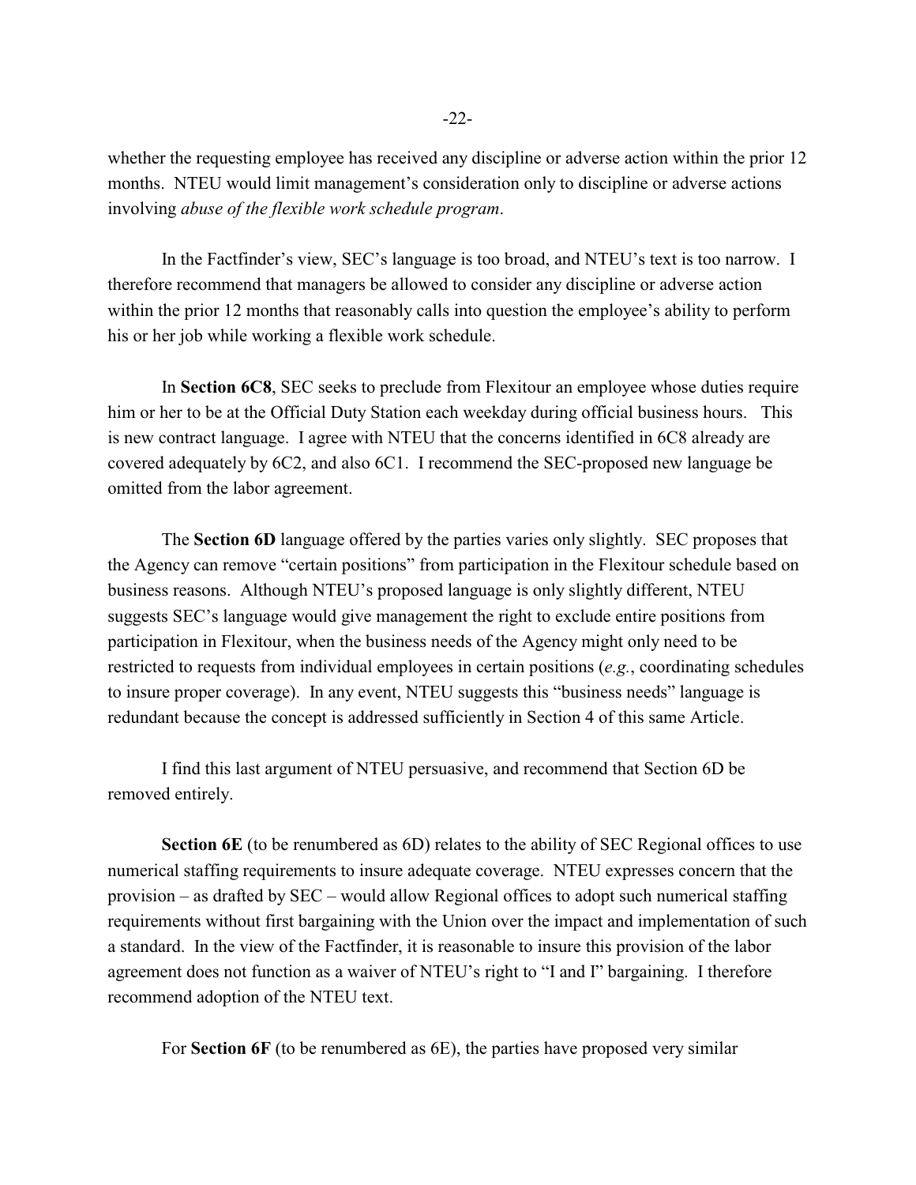whether the requesting employee has received any discipline or adverse action within the prior 12 months. NTEU would limit management's consideration only to discipline or adverse actions involving *abuse of the flexible work schedule program*.

In the Factfinder's view, SEC's language is too broad, and NTEU's text is too narrow. I therefore recommend that managers be allowed to consider any discipline or adverse action within the prior 12 months that reasonably calls into question the employee's ability to perform his or her job while working a flexible work schedule.

In **Section 6C8**, SEC seeks to preclude from Flexitour an employee whose duties require him or her to be at the Official Duty Station each weekday during official business hours. This is new contract language. I agree with NTEU that the concerns identified in 6C8 already are covered adequately by 6C2, and also 6C1. I recommend the SEC-proposed new language be omitted from the labor agreement.

The **Section 6D** language offered by the parties varies only slightly. SEC proposes that the Agency can remove "certain positions" from participation in the Flexitour schedule based on business reasons. Although NTEU's proposed language is only slightly different, NTEU suggests SEC's language would give management the right to exclude entire positions from participation in Flexitour, when the business needs of the Agency might only need to be restricted to requests from individual employees in certain positions (*e.g.*, coordinating schedules to insure proper coverage). In any event, NTEU suggests this "business needs" language is redundant because the concept is addressed sufficiently in Section 4 of this same Article.

I find this last argument of NTEU persuasive, and recommend that Section 6D be removed entirely.

**Section 6E** (to be renumbered as 6D) relates to the ability of SEC Regional offices to use numerical staffing requirements to insure adequate coverage. NTEU expresses concern that the provision – as drafted by SEC – would allow Regional offices to adopt such numerical staffing requirements without first bargaining with the Union over the impact and implementation of such a standard. In the view of the Factfinder, it is reasonable to insure this provision of the labor agreement does not function as a waiver of NTEU's right to "I and I" bargaining. I therefore recommend adoption of the NTEU text.

For **Section 6F** (to be renumbered as 6E), the parties have proposed very similar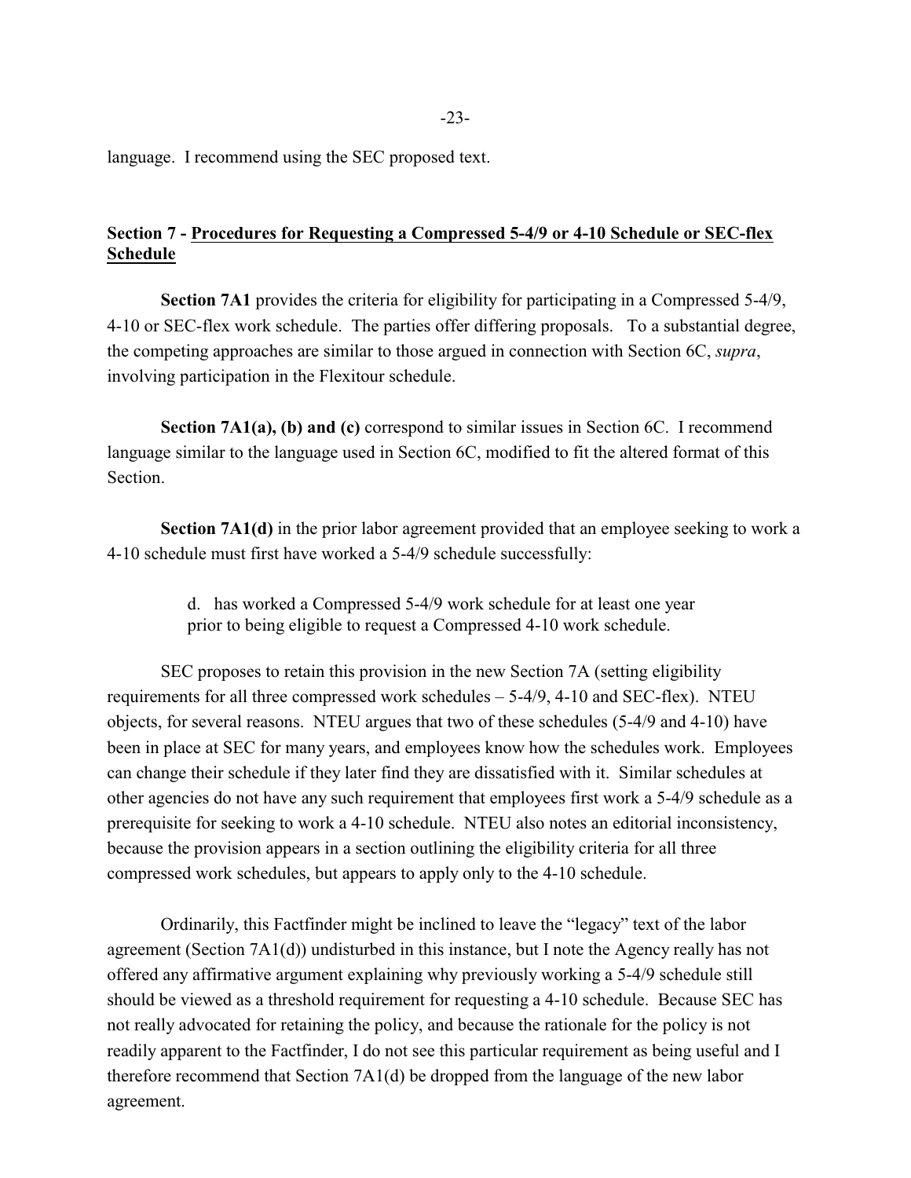language. I recommend using the SEC proposed text.

**Section 7 - Procedures for Requesting a Compressed 5-4/9 or 4-10 Schedule or SEC-flex Schedule**

**Section 7A1** provides the criteria for eligibility for participating in a Compressed 5-4/9, 4-10 or SEC-flex work schedule. The parties offer differing proposals. To a substantial degree, the competing approaches are similar to those argued in connection with Section 6C, *supra*, involving participation in the Flexitour schedule.

**Section 7A1(a), (b) and (c)** correspond to similar issues in Section 6C. I recommend language similar to the language used in Section 6C, modified to fit the altered format of this Section.

**Section 7A1(d)** in the prior labor agreement provided that an employee seeking to work a 4-10 schedule must first have worked a 5-4/9 schedule successfully:

> d. has worked a Compressed 5-4/9 work schedule for at least one year prior to being eligible to request a Compressed 4-10 work schedule.

SEC proposes to retain this provision in the new Section 7A (setting eligibility requirements for all three compressed work schedules – 5-4/9, 4-10 and SEC-flex). NTEU objects, for several reasons. NTEU argues that two of these schedules (5-4/9 and 4-10) have been in place at SEC for many years, and employees know how the schedules work. Employees can change their schedule if they later find they are dissatisfied with it. Similar schedules at other agencies do not have any such requirement that employees first work a 5-4/9 schedule as a prerequisite for seeking to work a 4-10 schedule. NTEU also notes an editorial inconsistency, because the provision appears in a section outlining the eligibility criteria for all three compressed work schedules, but appears to apply only to the 4-10 schedule.

Ordinarily, this Factfinder might be inclined to leave the "legacy" text of the labor agreement (Section 7A1(d)) undisturbed in this instance, but I note the Agency really has not offered any affirmative argument explaining why previously working a 5-4/9 schedule still should be viewed as a threshold requirement for requesting a 4-10 schedule. Because SEC has not really advocated for retaining the policy, and because the rationale for the policy is not readily apparent to the Factfinder, I do not see this particular requirement as being useful and I therefore recommend that Section 7A1(d) be dropped from the language of the new labor agreement.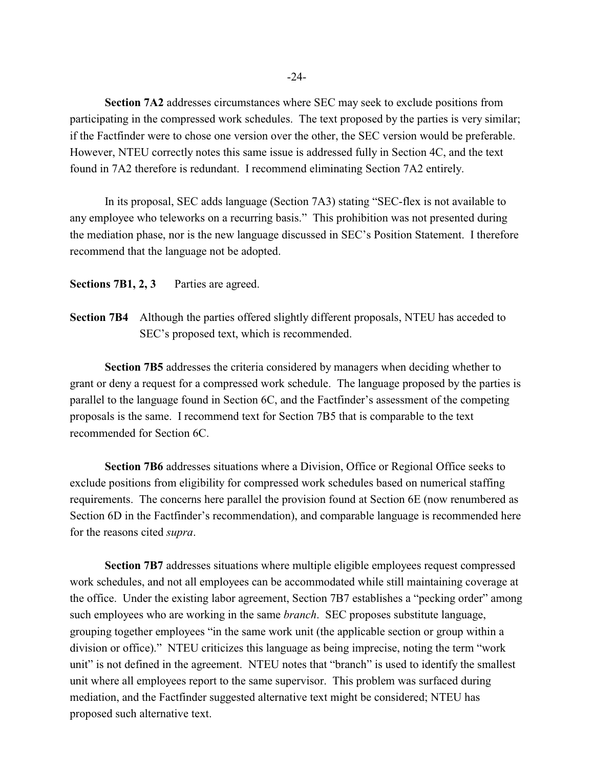**Section 7A2** addresses circumstances where SEC may seek to exclude positions from participating in the compressed work schedules. The text proposed by the parties is very similar; if the Factfinder were to chose one version over the other, the SEC version would be preferable. However, NTEU correctly notes this same issue is addressed fully in Section 4C, and the text found in 7A2 therefore is redundant. I recommend eliminating Section 7A2 entirely.

In its proposal, SEC adds language (Section 7A3) stating "SEC-flex is not available to any employee who teleworks on a recurring basis." This prohibition was not presented during the mediation phase, nor is the new language discussed in SEC's Position Statement. I therefore recommend that the language not be adopted.

**Sections 7B1, 2, 3** Parties are agreed.

**Section 7B4** Although the parties offered slightly different proposals, NTEU has acceded to SEC's proposed text, which is recommended.

**Section 7B5** addresses the criteria considered by managers when deciding whether to grant or deny a request for a compressed work schedule. The language proposed by the parties is parallel to the language found in Section 6C, and the Factfinder's assessment of the competing proposals is the same. I recommend text for Section 7B5 that is comparable to the text recommended for Section 6C.

**Section 7B6** addresses situations where a Division, Office or Regional Office seeks to exclude positions from eligibility for compressed work schedules based on numerical staffing requirements. The concerns here parallel the provision found at Section 6E (now renumbered as Section 6D in the Factfinder's recommendation), and comparable language is recommended here for the reasons cited *supra*.

**Section 7B7** addresses situations where multiple eligible employees request compressed work schedules, and not all employees can be accommodated while still maintaining coverage at the office. Under the existing labor agreement, Section 7B7 establishes a "pecking order" among such employees who are working in the same *branch*. SEC proposes substitute language, grouping together employees "in the same work unit (the applicable section or group within a division or office)." NTEU criticizes this language as being imprecise, noting the term "work unit" is not defined in the agreement. NTEU notes that "branch" is used to identify the smallest unit where all employees report to the same supervisor. This problem was surfaced during mediation, and the Factfinder suggested alternative text might be considered; NTEU has proposed such alternative text.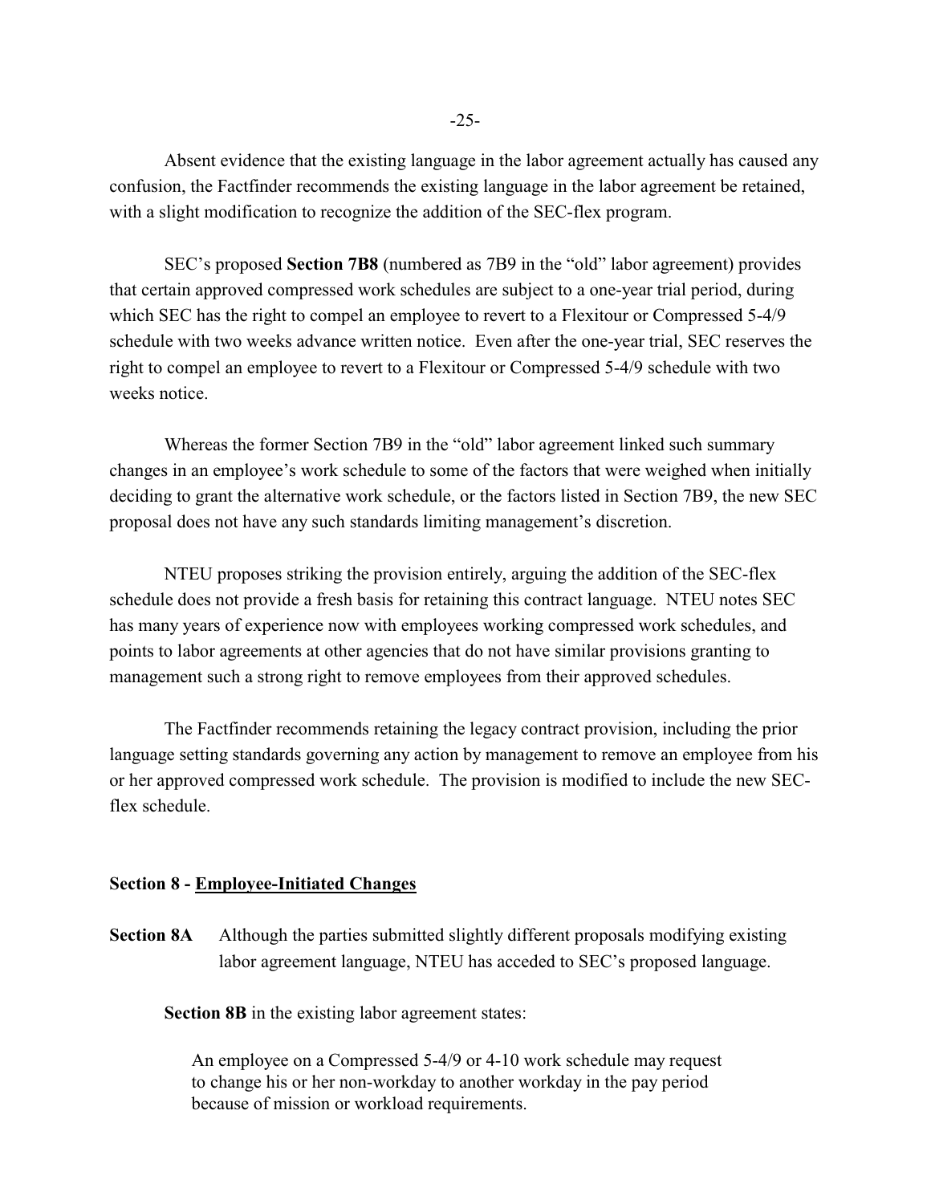Absent evidence that the existing language in the labor agreement actually has caused any confusion, the Factfinder recommends the existing language in the labor agreement be retained, with a slight modification to recognize the addition of the SEC-flex program.

SEC's proposed **Section 7B8** (numbered as 7B9 in the "old" labor agreement) provides that certain approved compressed work schedules are subject to a one-year trial period, during which SEC has the right to compel an employee to revert to a Flexitour or Compressed 5-4/9 schedule with two weeks advance written notice. Even after the one-year trial, SEC reserves the right to compel an employee to revert to a Flexitour or Compressed 5-4/9 schedule with two weeks notice.

Whereas the former Section 7B9 in the "old" labor agreement linked such summary changes in an employee's work schedule to some of the factors that were weighed when initially deciding to grant the alternative work schedule, or the factors listed in Section 7B9, the new SEC proposal does not have any such standards limiting management's discretion.

NTEU proposes striking the provision entirely, arguing the addition of the SEC-flex schedule does not provide a fresh basis for retaining this contract language. NTEU notes SEC has many years of experience now with employees working compressed work schedules, and points to labor agreements at other agencies that do not have similar provisions granting to management such a strong right to remove employees from their approved schedules.

The Factfinder recommends retaining the legacy contract provision, including the prior language setting standards governing any action by management to remove an employee from his or her approved compressed work schedule. The provision is modified to include the new SEC-flex schedule.

### Section 8 - Employee-Initiated Changes

**Section 8A** Although the parties submitted slightly different proposals modifying existing labor agreement language, NTEU has acceded to SEC's proposed language.

**Section 8B** in the existing labor agreement states:

> An employee on a Compressed 5-4/9 or 4-10 work schedule may request to change his or her non-workday to another workday in the pay period because of mission or workload requirements.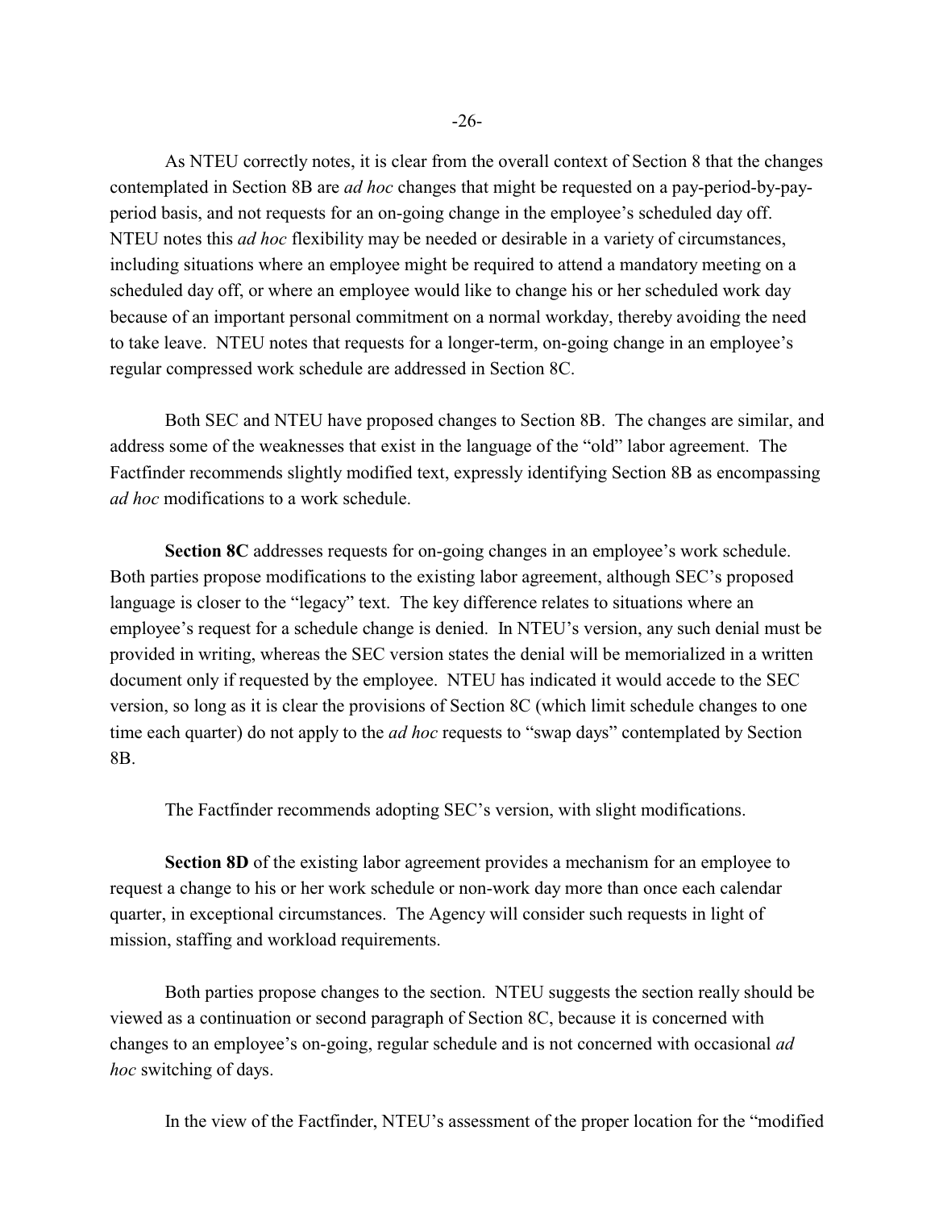As NTEU correctly notes, it is clear from the overall context of Section 8 that the changes contemplated in Section 8B are *ad hoc* changes that might be requested on a pay-period-by-pay-period basis, and not requests for an on-going change in the employee's scheduled day off. NTEU notes this *ad hoc* flexibility may be needed or desirable in a variety of circumstances, including situations where an employee might be required to attend a mandatory meeting on a scheduled day off, or where an employee would like to change his or her scheduled work day because of an important personal commitment on a normal workday, thereby avoiding the need to take leave. NTEU notes that requests for a longer-term, on-going change in an employee's regular compressed work schedule are addressed in Section 8C.

Both SEC and NTEU have proposed changes to Section 8B. The changes are similar, and address some of the weaknesses that exist in the language of the "old" labor agreement. The Factfinder recommends slightly modified text, expressly identifying Section 8B as encompassing *ad hoc* modifications to a work schedule.

**Section 8C** addresses requests for on-going changes in an employee's work schedule. Both parties propose modifications to the existing labor agreement, although SEC's proposed language is closer to the "legacy" text. The key difference relates to situations where an employee's request for a schedule change is denied. In NTEU's version, any such denial must be provided in writing, whereas the SEC version states the denial will be memorialized in a written document only if requested by the employee. NTEU has indicated it would accede to the SEC version, so long as it is clear the provisions of Section 8C (which limit schedule changes to one time each quarter) do not apply to the *ad hoc* requests to "swap days" contemplated by Section 8B.

The Factfinder recommends adopting SEC's version, with slight modifications.

**Section 8D** of the existing labor agreement provides a mechanism for an employee to request a change to his or her work schedule or non-work day more than once each calendar quarter, in exceptional circumstances. The Agency will consider such requests in light of mission, staffing and workload requirements.

Both parties propose changes to the section. NTEU suggests the section really should be viewed as a continuation or second paragraph of Section 8C, because it is concerned with changes to an employee's on-going, regular schedule and is not concerned with occasional *ad hoc* switching of days.

In the view of the Factfinder, NTEU's assessment of the proper location for the "modified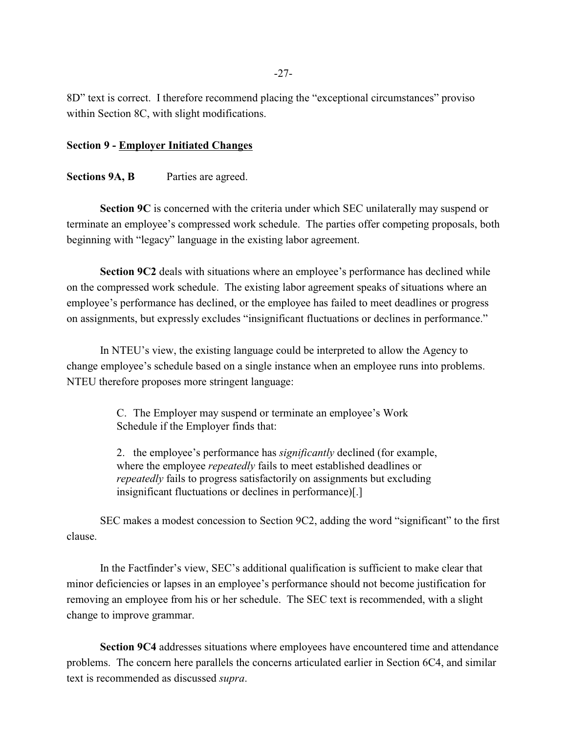8D" text is correct. I therefore recommend placing the "exceptional circumstances" proviso within Section 8C, with slight modifications.

**Section 9 - <u>Employer Initiated Changes</u>**

**Sections 9A, B** Parties are agreed.

**Section 9C** is concerned with the criteria under which SEC unilaterally may suspend or terminate an employee's compressed work schedule. The parties offer competing proposals, both beginning with "legacy" language in the existing labor agreement.

**Section 9C2** deals with situations where an employee's performance has declined while on the compressed work schedule. The existing labor agreement speaks of situations where an employee's performance has declined, or the employee has failed to meet deadlines or progress on assignments, but expressly excludes "insignificant fluctuations or declines in performance."

In NTEU's view, the existing language could be interpreted to allow the Agency to change employee's schedule based on a single instance when an employee runs into problems. NTEU therefore proposes more stringent language:

> C. The Employer may suspend or terminate an employee's Work Schedule if the Employer finds that:
>
> 2. the employee's performance has *significantly* declined (for example, where the employee *repeatedly* fails to meet established deadlines or *repeatedly* fails to progress satisfactorily on assignments but excluding insignificant fluctuations or declines in performance)[.]

SEC makes a modest concession to Section 9C2, adding the word "significant" to the first clause.

In the Factfinder's view, SEC's additional qualification is sufficient to make clear that minor deficiencies or lapses in an employee's performance should not become justification for removing an employee from his or her schedule. The SEC text is recommended, with a slight change to improve grammar.

**Section 9C4** addresses situations where employees have encountered time and attendance problems. The concern here parallels the concerns articulated earlier in Section 6C4, and similar text is recommended as discussed *supra*.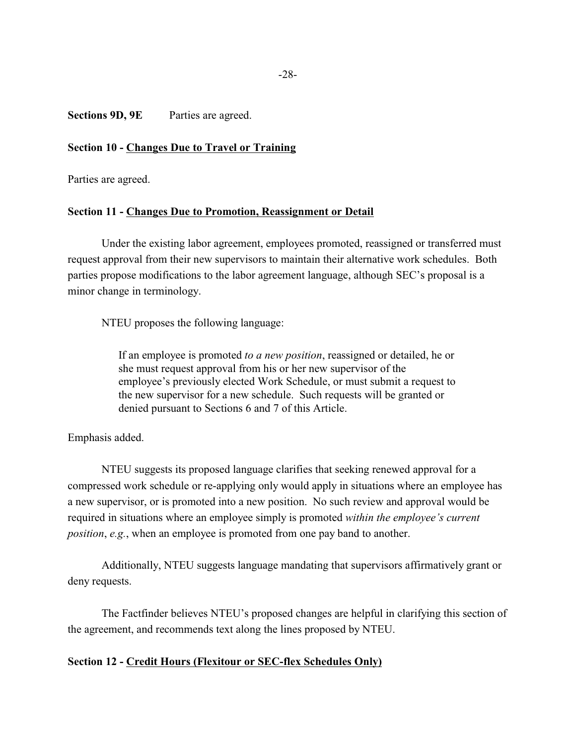**Sections 9D, 9E** Parties are agreed.

**Section 10 - <u>Changes Due to Travel or Training</u>**

Parties are agreed.

**Section 11 - <u>Changes Due to Promotion, Reassignment or Detail</u>**

Under the existing labor agreement, employees promoted, reassigned or transferred must request approval from their new supervisors to maintain their alternative work schedules. Both parties propose modifications to the labor agreement language, although SEC's proposal is a minor change in terminology.

NTEU proposes the following language:

> If an employee is promoted *to a new position*, reassigned or detailed, he or she must request approval from his or her new supervisor of the employee's previously elected Work Schedule, or must submit a request to the new supervisor for a new schedule. Such requests will be granted or denied pursuant to Sections 6 and 7 of this Article.

Emphasis added.

NTEU suggests its proposed language clarifies that seeking renewed approval for a compressed work schedule or re-applying only would apply in situations where an employee has a new supervisor, or is promoted into a new position. No such review and approval would be required in situations where an employee simply is promoted *within the employee's current position*, *e.g.*, when an employee is promoted from one pay band to another.

Additionally, NTEU suggests language mandating that supervisors affirmatively grant or deny requests.

The Factfinder believes NTEU's proposed changes are helpful in clarifying this section of the agreement, and recommends text along the lines proposed by NTEU.

**Section 12 - <u>Credit Hours (Flexitour or SEC-flex Schedules Only)</u>**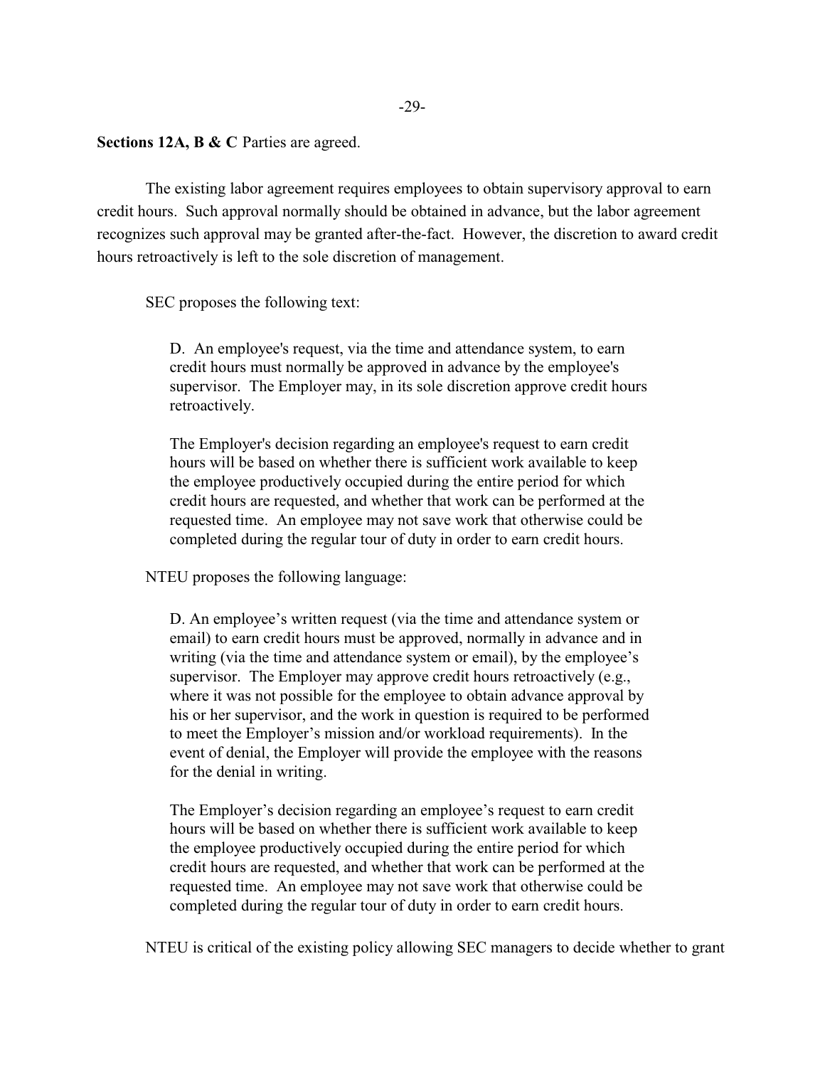**Sections 12A, B & C** Parties are agreed.

The existing labor agreement requires employees to obtain supervisory approval to earn credit hours. Such approval normally should be obtained in advance, but the labor agreement recognizes such approval may be granted after-the-fact. However, the discretion to award credit hours retroactively is left to the sole discretion of management.

SEC proposes the following text:

> D. An employee's request, via the time and attendance system, to earn credit hours must normally be approved in advance by the employee's supervisor. The Employer may, in its sole discretion approve credit hours retroactively.
>
> The Employer's decision regarding an employee's request to earn credit hours will be based on whether there is sufficient work available to keep the employee productively occupied during the entire period for which credit hours are requested, and whether that work can be performed at the requested time. An employee may not save work that otherwise could be completed during the regular tour of duty in order to earn credit hours.

NTEU proposes the following language:

> D. An employee's written request (via the time and attendance system or email) to earn credit hours must be approved, normally in advance and in writing (via the time and attendance system or email), by the employee's supervisor. The Employer may approve credit hours retroactively (e.g., where it was not possible for the employee to obtain advance approval by his or her supervisor, and the work in question is required to be performed to meet the Employer's mission and/or workload requirements). In the event of denial, the Employer will provide the employee with the reasons for the denial in writing.
>
> The Employer's decision regarding an employee's request to earn credit hours will be based on whether there is sufficient work available to keep the employee productively occupied during the entire period for which credit hours are requested, and whether that work can be performed at the requested time. An employee may not save work that otherwise could be completed during the regular tour of duty in order to earn credit hours.

NTEU is critical of the existing policy allowing SEC managers to decide whether to grant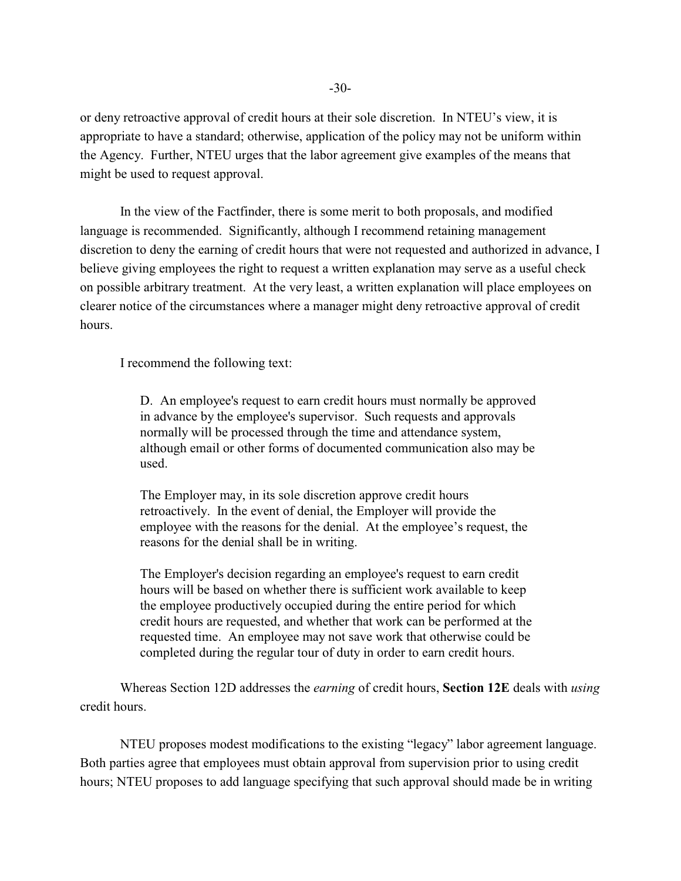or deny retroactive approval of credit hours at their sole discretion. In NTEU's view, it is appropriate to have a standard; otherwise, application of the policy may not be uniform within the Agency. Further, NTEU urges that the labor agreement give examples of the means that might be used to request approval.

In the view of the Factfinder, there is some merit to both proposals, and modified language is recommended. Significantly, although I recommend retaining management discretion to deny the earning of credit hours that were not requested and authorized in advance, I believe giving employees the right to request a written explanation may serve as a useful check on possible arbitrary treatment. At the very least, a written explanation will place employees on clearer notice of the circumstances where a manager might deny retroactive approval of credit hours.

I recommend the following text:

> D. An employee's request to earn credit hours must normally be approved in advance by the employee's supervisor. Such requests and approvals normally will be processed through the time and attendance system, although email or other forms of documented communication also may be used.
>
> The Employer may, in its sole discretion approve credit hours retroactively. In the event of denial, the Employer will provide the employee with the reasons for the denial. At the employee's request, the reasons for the denial shall be in writing.
>
> The Employer's decision regarding an employee's request to earn credit hours will be based on whether there is sufficient work available to keep the employee productively occupied during the entire period for which credit hours are requested, and whether that work can be performed at the requested time. An employee may not save work that otherwise could be completed during the regular tour of duty in order to earn credit hours.

Whereas Section 12D addresses the *earning* of credit hours, **Section 12E** deals with *using* credit hours.

NTEU proposes modest modifications to the existing "legacy" labor agreement language. Both parties agree that employees must obtain approval from supervision prior to using credit hours; NTEU proposes to add language specifying that such approval should made be in writing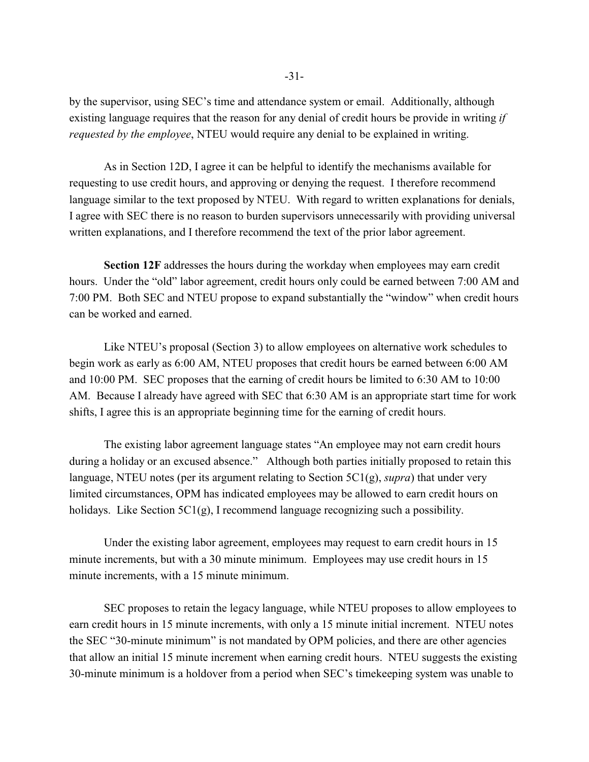by the supervisor, using SEC's time and attendance system or email. Additionally, although existing language requires that the reason for any denial of credit hours be provide in writing *if requested by the employee*, NTEU would require any denial to be explained in writing.

As in Section 12D, I agree it can be helpful to identify the mechanisms available for requesting to use credit hours, and approving or denying the request. I therefore recommend language similar to the text proposed by NTEU. With regard to written explanations for denials, I agree with SEC there is no reason to burden supervisors unnecessarily with providing universal written explanations, and I therefore recommend the text of the prior labor agreement.

**Section 12F** addresses the hours during the workday when employees may earn credit hours. Under the "old" labor agreement, credit hours only could be earned between 7:00 AM and 7:00 PM. Both SEC and NTEU propose to expand substantially the "window" when credit hours can be worked and earned.

Like NTEU's proposal (Section 3) to allow employees on alternative work schedules to begin work as early as 6:00 AM, NTEU proposes that credit hours be earned between 6:00 AM and 10:00 PM. SEC proposes that the earning of credit hours be limited to 6:30 AM to 10:00 AM. Because I already have agreed with SEC that 6:30 AM is an appropriate start time for work shifts, I agree this is an appropriate beginning time for the earning of credit hours.

The existing labor agreement language states "An employee may not earn credit hours during a holiday or an excused absence." Although both parties initially proposed to retain this language, NTEU notes (per its argument relating to Section 5C1(g), *supra*) that under very limited circumstances, OPM has indicated employees may be allowed to earn credit hours on holidays. Like Section 5C1(g), I recommend language recognizing such a possibility.

Under the existing labor agreement, employees may request to earn credit hours in 15 minute increments, but with a 30 minute minimum. Employees may use credit hours in 15 minute increments, with a 15 minute minimum.

SEC proposes to retain the legacy language, while NTEU proposes to allow employees to earn credit hours in 15 minute increments, with only a 15 minute initial increment. NTEU notes the SEC "30-minute minimum" is not mandated by OPM policies, and there are other agencies that allow an initial 15 minute increment when earning credit hours. NTEU suggests the existing 30-minute minimum is a holdover from a period when SEC's timekeeping system was unable to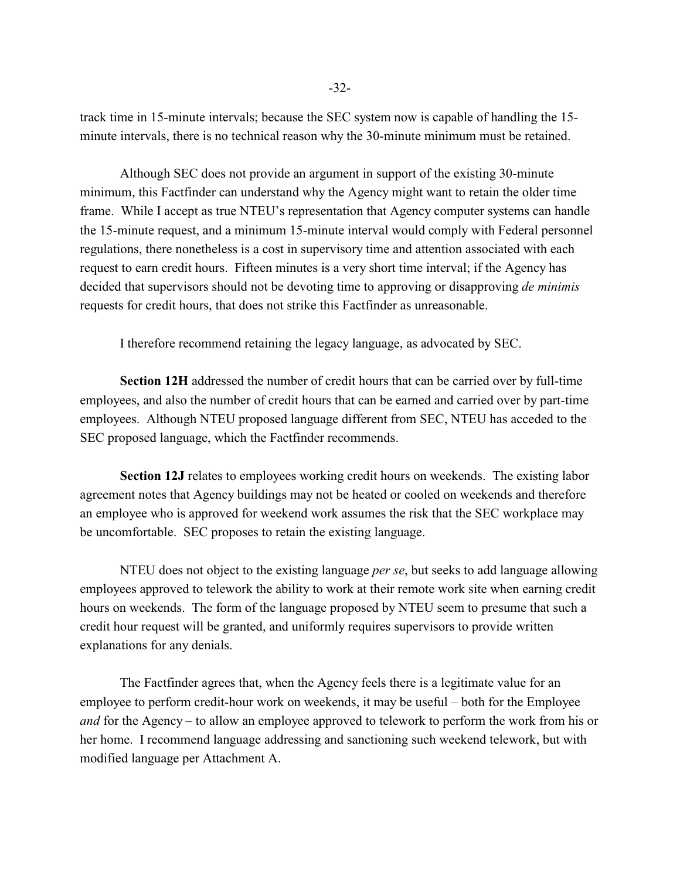track time in 15-minute intervals; because the SEC system now is capable of handling the 15-minute intervals, there is no technical reason why the 30-minute minimum must be retained.

Although SEC does not provide an argument in support of the existing 30-minute minimum, this Factfinder can understand why the Agency might want to retain the older time frame. While I accept as true NTEU's representation that Agency computer systems can handle the 15-minute request, and a minimum 15-minute interval would comply with Federal personnel regulations, there nonetheless is a cost in supervisory time and attention associated with each request to earn credit hours. Fifteen minutes is a very short time interval; if the Agency has decided that supervisors should not be devoting time to approving or disapproving *de minimis* requests for credit hours, that does not strike this Factfinder as unreasonable.

I therefore recommend retaining the legacy language, as advocated by SEC.

**Section 12H** addressed the number of credit hours that can be carried over by full-time employees, and also the number of credit hours that can be earned and carried over by part-time employees. Although NTEU proposed language different from SEC, NTEU has acceded to the SEC proposed language, which the Factfinder recommends.

**Section 12J** relates to employees working credit hours on weekends. The existing labor agreement notes that Agency buildings may not be heated or cooled on weekends and therefore an employee who is approved for weekend work assumes the risk that the SEC workplace may be uncomfortable. SEC proposes to retain the existing language.

NTEU does not object to the existing language *per se*, but seeks to add language allowing employees approved to telework the ability to work at their remote work site when earning credit hours on weekends. The form of the language proposed by NTEU seem to presume that such a credit hour request will be granted, and uniformly requires supervisors to provide written explanations for any denials.

The Factfinder agrees that, when the Agency feels there is a legitimate value for an employee to perform credit-hour work on weekends, it may be useful – both for the Employee *and* for the Agency – to allow an employee approved to telework to perform the work from his or her home. I recommend language addressing and sanctioning such weekend telework, but with modified language per Attachment A.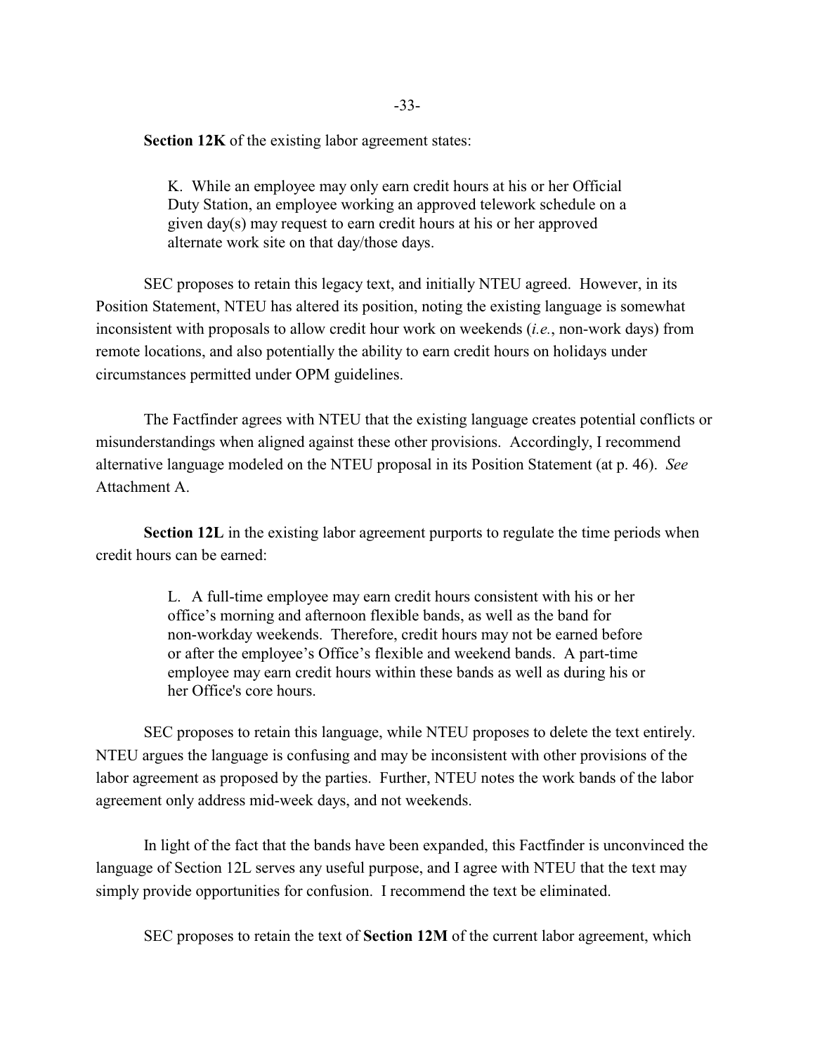**Section 12K** of the existing labor agreement states:

> K. While an employee may only earn credit hours at his or her Official Duty Station, an employee working an approved telework schedule on a given day(s) may request to earn credit hours at his or her approved alternate work site on that day/those days.

SEC proposes to retain this legacy text, and initially NTEU agreed. However, in its Position Statement, NTEU has altered its position, noting the existing language is somewhat inconsistent with proposals to allow credit hour work on weekends (*i.e.*, non-work days) from remote locations, and also potentially the ability to earn credit hours on holidays under circumstances permitted under OPM guidelines.

The Factfinder agrees with NTEU that the existing language creates potential conflicts or misunderstandings when aligned against these other provisions. Accordingly, I recommend alternative language modeled on the NTEU proposal in its Position Statement (at p. 46). *See* Attachment A.

**Section 12L** in the existing labor agreement purports to regulate the time periods when credit hours can be earned:

> L. A full-time employee may earn credit hours consistent with his or her office's morning and afternoon flexible bands, as well as the band for non-workday weekends. Therefore, credit hours may not be earned before or after the employee's Office's flexible and weekend bands. A part-time employee may earn credit hours within these bands as well as during his or her Office's core hours.

SEC proposes to retain this language, while NTEU proposes to delete the text entirely. NTEU argues the language is confusing and may be inconsistent with other provisions of the labor agreement as proposed by the parties. Further, NTEU notes the work bands of the labor agreement only address mid-week days, and not weekends.

In light of the fact that the bands have been expanded, this Factfinder is unconvinced the language of Section 12L serves any useful purpose, and I agree with NTEU that the text may simply provide opportunities for confusion. I recommend the text be eliminated.

SEC proposes to retain the text of **Section 12M** of the current labor agreement, which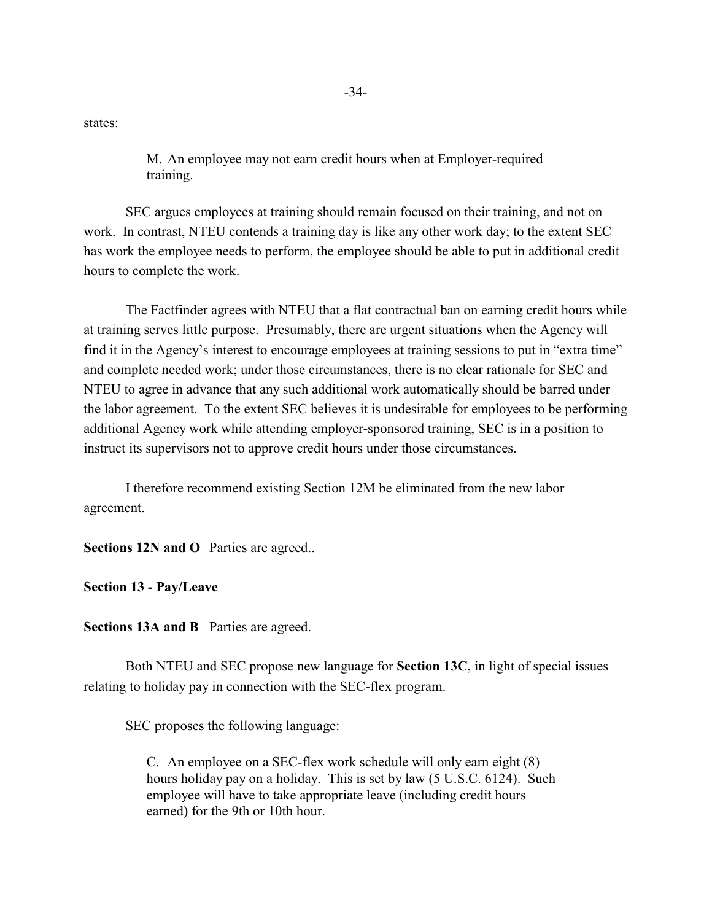states:

> M. An employee may not earn credit hours when at Employer-required training.

SEC argues employees at training should remain focused on their training, and not on work. In contrast, NTEU contends a training day is like any other work day; to the extent SEC has work the employee needs to perform, the employee should be able to put in additional credit hours to complete the work.

The Factfinder agrees with NTEU that a flat contractual ban on earning credit hours while at training serves little purpose. Presumably, there are urgent situations when the Agency will find it in the Agency's interest to encourage employees at training sessions to put in "extra time" and complete needed work; under those circumstances, there is no clear rationale for SEC and NTEU to agree in advance that any such additional work automatically should be barred under the labor agreement. To the extent SEC believes it is undesirable for employees to be performing additional Agency work while attending employer-sponsored training, SEC is in a position to instruct its supervisors not to approve credit hours under those circumstances.

I therefore recommend existing Section 12M be eliminated from the new labor agreement.

**Sections 12N and O** Parties are agreed..

**Section 13 - <u>Pay/Leave</u>**

**Sections 13A and B** Parties are agreed.

Both NTEU and SEC propose new language for **Section 13C**, in light of special issues relating to holiday pay in connection with the SEC-flex program.

SEC proposes the following language:

> C. An employee on a SEC-flex work schedule will only earn eight (8) hours holiday pay on a holiday. This is set by law (5 U.S.C. 6124). Such employee will have to take appropriate leave (including credit hours earned) for the 9th or 10th hour.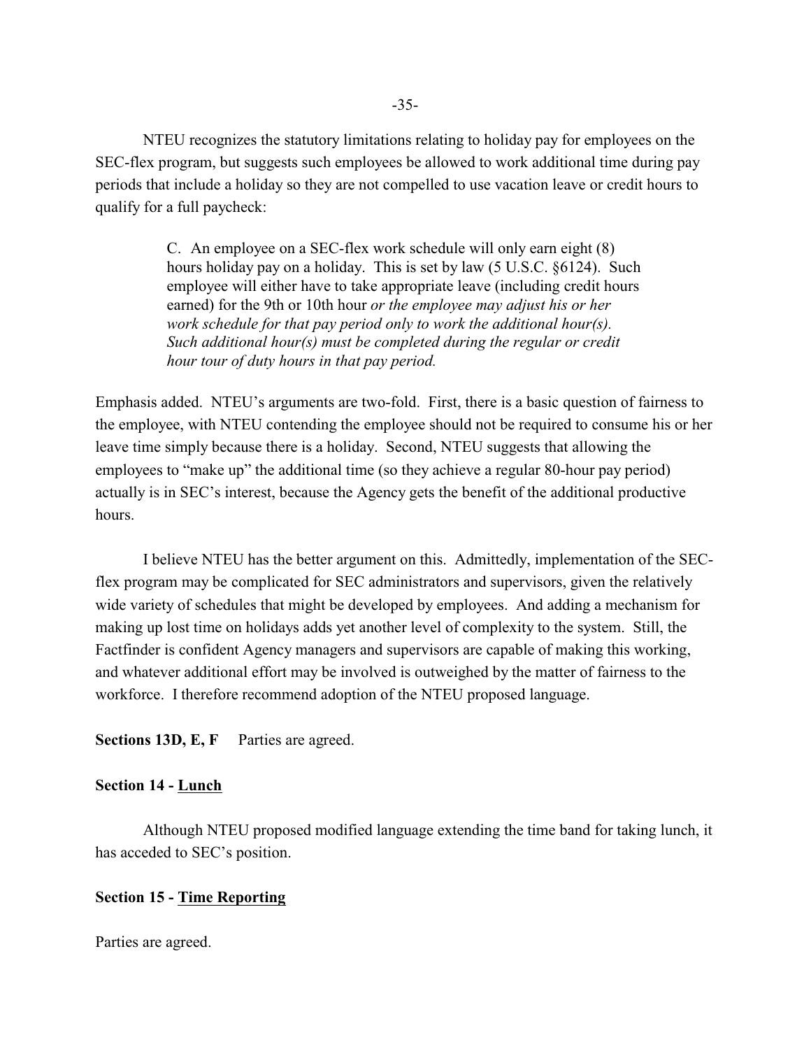NTEU recognizes the statutory limitations relating to holiday pay for employees on the SEC-flex program, but suggests such employees be allowed to work additional time during pay periods that include a holiday so they are not compelled to use vacation leave or credit hours to qualify for a full paycheck:

> C. An employee on a SEC-flex work schedule will only earn eight (8) hours holiday pay on a holiday. This is set by law (5 U.S.C. §6124). Such employee will either have to take appropriate leave (including credit hours earned) for the 9th or 10th hour *or the employee may adjust his or her work schedule for that pay period only to work the additional hour(s). Such additional hour(s) must be completed during the regular or credit hour tour of duty hours in that pay period.*

Emphasis added. NTEU's arguments are two-fold. First, there is a basic question of fairness to the employee, with NTEU contending the employee should not be required to consume his or her leave time simply because there is a holiday. Second, NTEU suggests that allowing the employees to "make up" the additional time (so they achieve a regular 80-hour pay period) actually is in SEC's interest, because the Agency gets the benefit of the additional productive hours.

I believe NTEU has the better argument on this. Admittedly, implementation of the SEC-flex program may be complicated for SEC administrators and supervisors, given the relatively wide variety of schedules that might be developed by employees. And adding a mechanism for making up lost time on holidays adds yet another level of complexity to the system. Still, the Factfinder is confident Agency managers and supervisors are capable of making this working, and whatever additional effort may be involved is outweighed by the matter of fairness to the workforce. I therefore recommend adoption of the NTEU proposed language.

**Sections 13D, E, F** Parties are agreed.

**Section 14 - Lunch**

Although NTEU proposed modified language extending the time band for taking lunch, it has acceded to SEC's position.

**Section 15 - Time Reporting**

Parties are agreed.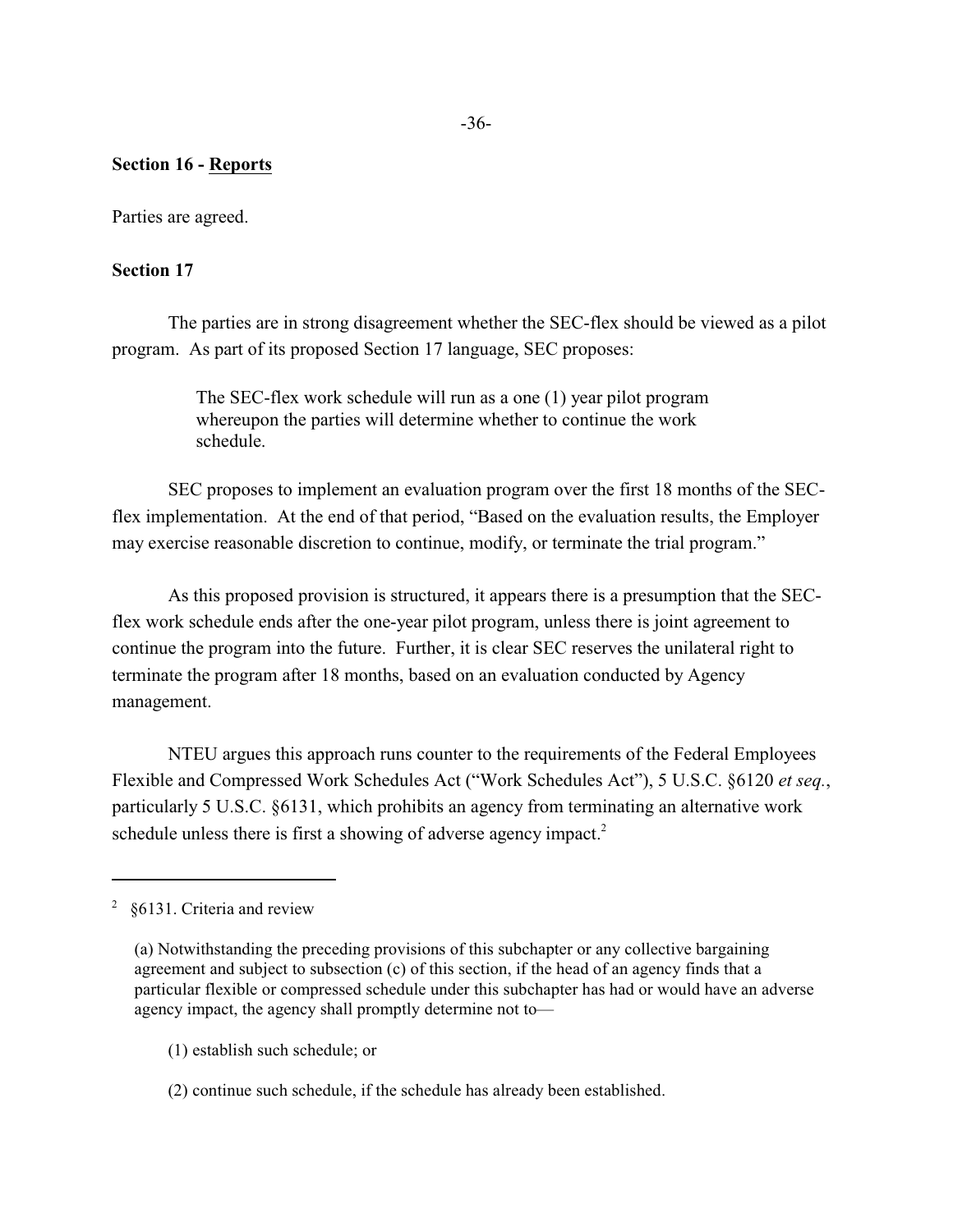**Section 16 - Reports**

Parties are agreed.

**Section 17**

The parties are in strong disagreement whether the SEC-flex should be viewed as a pilot program. As part of its proposed Section 17 language, SEC proposes:

> The SEC-flex work schedule will run as a one (1) year pilot program whereupon the parties will determine whether to continue the work schedule.

SEC proposes to implement an evaluation program over the first 18 months of the SEC-flex implementation. At the end of that period, "Based on the evaluation results, the Employer may exercise reasonable discretion to continue, modify, or terminate the trial program."

As this proposed provision is structured, it appears there is a presumption that the SEC-flex work schedule ends after the one-year pilot program, unless there is joint agreement to continue the program into the future. Further, it is clear SEC reserves the unilateral right to terminate the program after 18 months, based on an evaluation conducted by Agency management.

NTEU argues this approach runs counter to the requirements of the Federal Employees Flexible and Compressed Work Schedules Act ("Work Schedules Act"), 5 U.S.C. §6120 *et seq.*, particularly 5 U.S.C. §6131, which prohibits an agency from terminating an alternative work schedule unless there is first a showing of adverse agency impact.[2]

---

[2] §6131. Criteria and review

(a) Notwithstanding the preceding provisions of this subchapter or any collective bargaining agreement and subject to subsection (c) of this section, if the head of an agency finds that a particular flexible or compressed schedule under this subchapter has had or would have an adverse agency impact, the agency shall promptly determine not to—

(1) establish such schedule; or

(2) continue such schedule, if the schedule has already been established.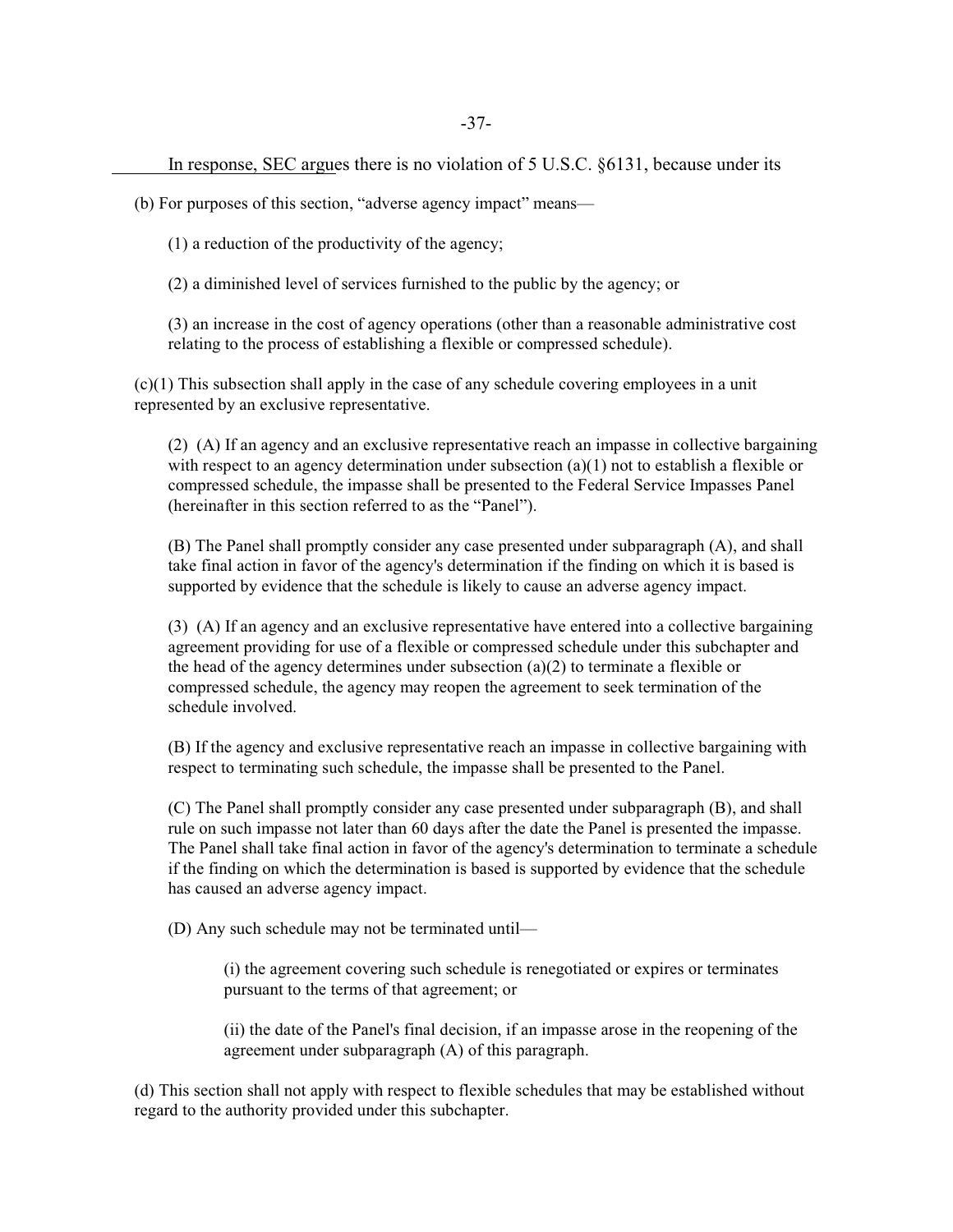In response, SEC argues there is no violation of 5 U.S.C. §6131, because under its

(b) For purposes of this section, "adverse agency impact" means—

(1) a reduction of the productivity of the agency;

(2) a diminished level of services furnished to the public by the agency; or

(3) an increase in the cost of agency operations (other than a reasonable administrative cost relating to the process of establishing a flexible or compressed schedule).

(c)(1) This subsection shall apply in the case of any schedule covering employees in a unit represented by an exclusive representative.

(2) (A) If an agency and an exclusive representative reach an impasse in collective bargaining with respect to an agency determination under subsection (a)(1) not to establish a flexible or compressed schedule, the impasse shall be presented to the Federal Service Impasses Panel (hereinafter in this section referred to as the "Panel").

(B) The Panel shall promptly consider any case presented under subparagraph (A), and shall take final action in favor of the agency's determination if the finding on which it is based is supported by evidence that the schedule is likely to cause an adverse agency impact.

(3) (A) If an agency and an exclusive representative have entered into a collective bargaining agreement providing for use of a flexible or compressed schedule under this subchapter and the head of the agency determines under subsection (a)(2) to terminate a flexible or compressed schedule, the agency may reopen the agreement to seek termination of the schedule involved.

(B) If the agency and exclusive representative reach an impasse in collective bargaining with respect to terminating such schedule, the impasse shall be presented to the Panel.

(C) The Panel shall promptly consider any case presented under subparagraph (B), and shall rule on such impasse not later than 60 days after the date the Panel is presented the impasse. The Panel shall take final action in favor of the agency's determination to terminate a schedule if the finding on which the determination is based is supported by evidence that the schedule has caused an adverse agency impact.

(D) Any such schedule may not be terminated until—

(i) the agreement covering such schedule is renegotiated or expires or terminates pursuant to the terms of that agreement; or

(ii) the date of the Panel's final decision, if an impasse arose in the reopening of the agreement under subparagraph (A) of this paragraph.

(d) This section shall not apply with respect to flexible schedules that may be established without regard to the authority provided under this subchapter.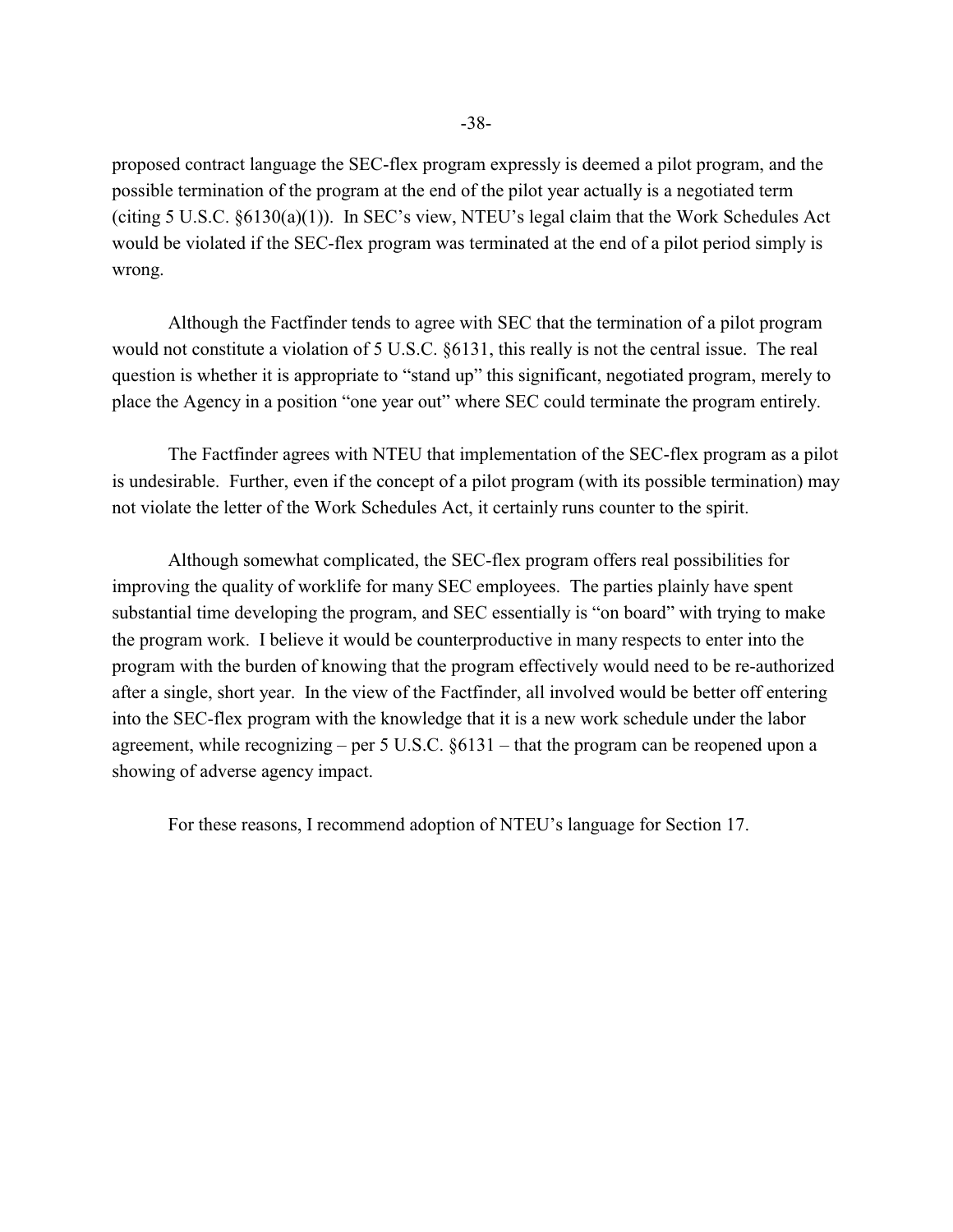proposed contract language the SEC-flex program expressly is deemed a pilot program, and the possible termination of the program at the end of the pilot year actually is a negotiated term (citing 5 U.S.C. §6130(a)(1)). In SEC's view, NTEU's legal claim that the Work Schedules Act would be violated if the SEC-flex program was terminated at the end of a pilot period simply is wrong.

Although the Factfinder tends to agree with SEC that the termination of a pilot program would not constitute a violation of 5 U.S.C. §6131, this really is not the central issue. The real question is whether it is appropriate to "stand up" this significant, negotiated program, merely to place the Agency in a position "one year out" where SEC could terminate the program entirely.

The Factfinder agrees with NTEU that implementation of the SEC-flex program as a pilot is undesirable. Further, even if the concept of a pilot program (with its possible termination) may not violate the letter of the Work Schedules Act, it certainly runs counter to the spirit.

Although somewhat complicated, the SEC-flex program offers real possibilities for improving the quality of worklife for many SEC employees. The parties plainly have spent substantial time developing the program, and SEC essentially is "on board" with trying to make the program work. I believe it would be counterproductive in many respects to enter into the program with the burden of knowing that the program effectively would need to be re-authorized after a single, short year. In the view of the Factfinder, all involved would be better off entering into the SEC-flex program with the knowledge that it is a new work schedule under the labor agreement, while recognizing – per 5 U.S.C. §6131 – that the program can be reopened upon a showing of adverse agency impact.

For these reasons, I recommend adoption of NTEU's language for Section 17.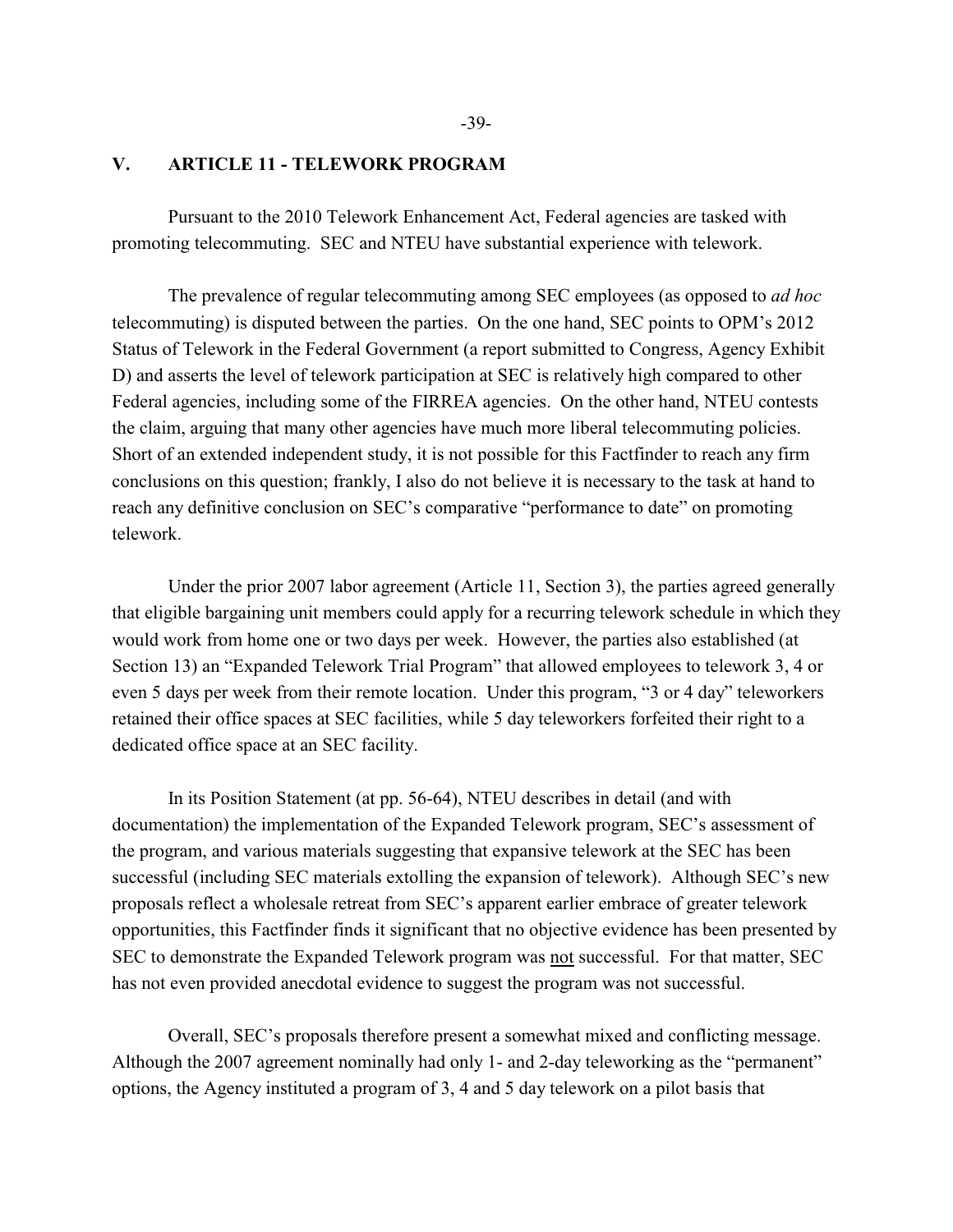## V. ARTICLE 11 - TELEWORK PROGRAM

Pursuant to the 2010 Telework Enhancement Act, Federal agencies are tasked with promoting telecommuting. SEC and NTEU have substantial experience with telework.

The prevalence of regular telecommuting among SEC employees (as opposed to *ad hoc* telecommuting) is disputed between the parties. On the one hand, SEC points to OPM's 2012 Status of Telework in the Federal Government (a report submitted to Congress, Agency Exhibit D) and asserts the level of telework participation at SEC is relatively high compared to other Federal agencies, including some of the FIRREA agencies. On the other hand, NTEU contests the claim, arguing that many other agencies have much more liberal telecommuting policies. Short of an extended independent study, it is not possible for this Factfinder to reach any firm conclusions on this question; frankly, I also do not believe it is necessary to the task at hand to reach any definitive conclusion on SEC's comparative "performance to date" on promoting telework.

Under the prior 2007 labor agreement (Article 11, Section 3), the parties agreed generally that eligible bargaining unit members could apply for a recurring telework schedule in which they would work from home one or two days per week. However, the parties also established (at Section 13) an "Expanded Telework Trial Program" that allowed employees to telework 3, 4 or even 5 days per week from their remote location. Under this program, "3 or 4 day" teleworkers retained their office spaces at SEC facilities, while 5 day teleworkers forfeited their right to a dedicated office space at an SEC facility.

In its Position Statement (at pp. 56-64), NTEU describes in detail (and with documentation) the implementation of the Expanded Telework program, SEC's assessment of the program, and various materials suggesting that expansive telework at the SEC has been successful (including SEC materials extolling the expansion of telework). Although SEC's new proposals reflect a wholesale retreat from SEC's apparent earlier embrace of greater telework opportunities, this Factfinder finds it significant that no objective evidence has been presented by SEC to demonstrate the Expanded Telework program was <u>not</u> successful. For that matter, SEC has not even provided anecdotal evidence to suggest the program was not successful.

Overall, SEC's proposals therefore present a somewhat mixed and conflicting message. Although the 2007 agreement nominally had only 1- and 2-day teleworking as the "permanent" options, the Agency instituted a program of 3, 4 and 5 day telework on a pilot basis that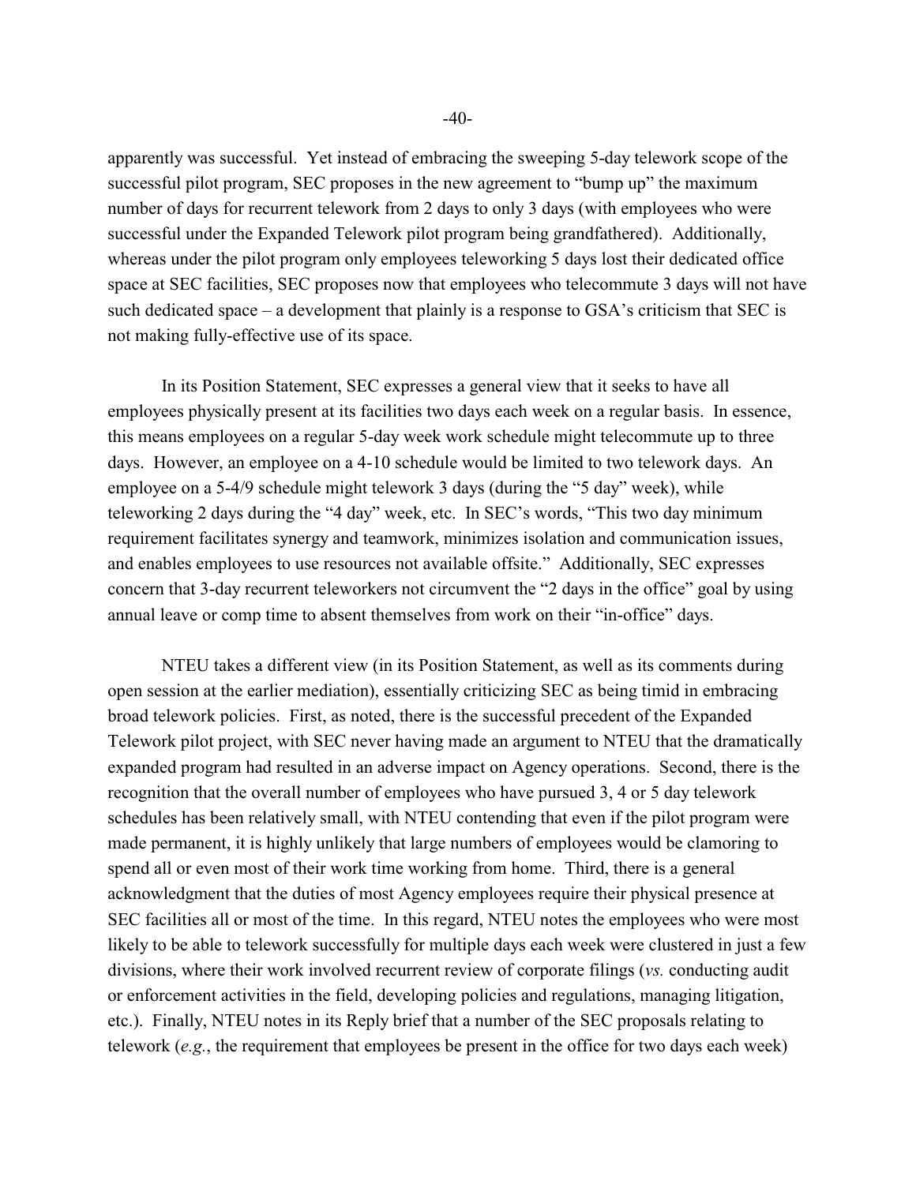apparently was successful. Yet instead of embracing the sweeping 5-day telework scope of the successful pilot program, SEC proposes in the new agreement to "bump up" the maximum number of days for recurrent telework from 2 days to only 3 days (with employees who were successful under the Expanded Telework pilot program being grandfathered). Additionally, whereas under the pilot program only employees teleworking 5 days lost their dedicated office space at SEC facilities, SEC proposes now that employees who telecommute 3 days will not have such dedicated space – a development that plainly is a response to GSA's criticism that SEC is not making fully-effective use of its space.

In its Position Statement, SEC expresses a general view that it seeks to have all employees physically present at its facilities two days each week on a regular basis. In essence, this means employees on a regular 5-day week work schedule might telecommute up to three days. However, an employee on a 4-10 schedule would be limited to two telework days. An employee on a 5-4/9 schedule might telework 3 days (during the "5 day" week), while teleworking 2 days during the "4 day" week, etc. In SEC's words, "This two day minimum requirement facilitates synergy and teamwork, minimizes isolation and communication issues, and enables employees to use resources not available offsite." Additionally, SEC expresses concern that 3-day recurrent teleworkers not circumvent the "2 days in the office" goal by using annual leave or comp time to absent themselves from work on their "in-office" days.

NTEU takes a different view (in its Position Statement, as well as its comments during open session at the earlier mediation), essentially criticizing SEC as being timid in embracing broad telework policies. First, as noted, there is the successful precedent of the Expanded Telework pilot project, with SEC never having made an argument to NTEU that the dramatically expanded program had resulted in an adverse impact on Agency operations. Second, there is the recognition that the overall number of employees who have pursued 3, 4 or 5 day telework schedules has been relatively small, with NTEU contending that even if the pilot program were made permanent, it is highly unlikely that large numbers of employees would be clamoring to spend all or even most of their work time working from home. Third, there is a general acknowledgment that the duties of most Agency employees require their physical presence at SEC facilities all or most of the time. In this regard, NTEU notes the employees who were most likely to be able to telework successfully for multiple days each week were clustered in just a few divisions, where their work involved recurrent review of corporate filings (*vs.* conducting audit or enforcement activities in the field, developing policies and regulations, managing litigation, etc.). Finally, NTEU notes in its Reply brief that a number of the SEC proposals relating to telework (*e.g.*, the requirement that employees be present in the office for two days each week)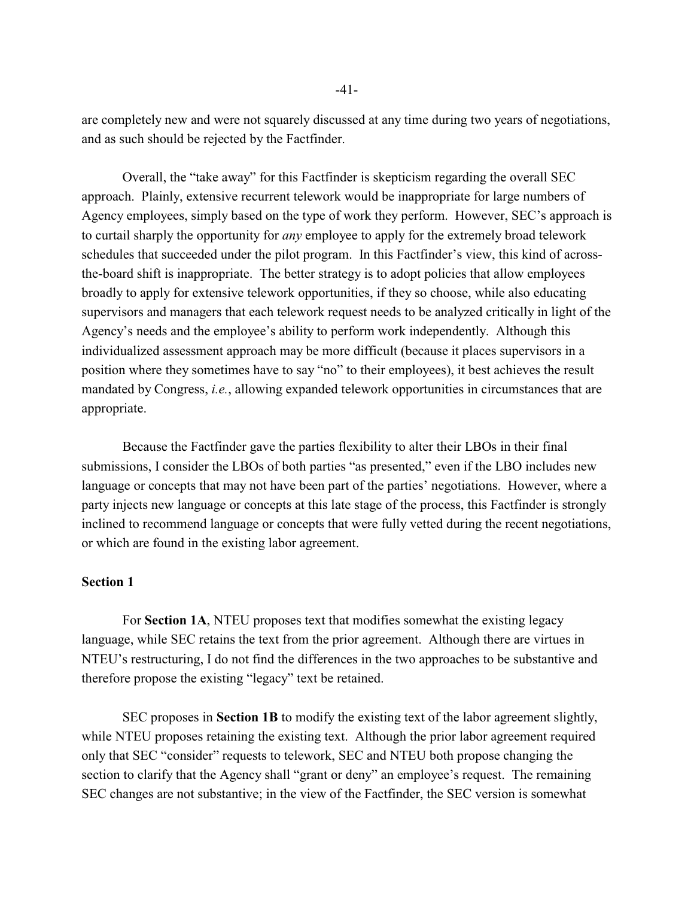are completely new and were not squarely discussed at any time during two years of negotiations, and as such should be rejected by the Factfinder.

Overall, the "take away" for this Factfinder is skepticism regarding the overall SEC approach. Plainly, extensive recurrent telework would be inappropriate for large numbers of Agency employees, simply based on the type of work they perform. However, SEC's approach is to curtail sharply the opportunity for *any* employee to apply for the extremely broad telework schedules that succeeded under the pilot program. In this Factfinder's view, this kind of across-the-board shift is inappropriate. The better strategy is to adopt policies that allow employees broadly to apply for extensive telework opportunities, if they so choose, while also educating supervisors and managers that each telework request needs to be analyzed critically in light of the Agency's needs and the employee's ability to perform work independently. Although this individualized assessment approach may be more difficult (because it places supervisors in a position where they sometimes have to say "no" to their employees), it best achieves the result mandated by Congress, *i.e.*, allowing expanded telework opportunities in circumstances that are appropriate.

Because the Factfinder gave the parties flexibility to alter their LBOs in their final submissions, I consider the LBOs of both parties "as presented," even if the LBO includes new language or concepts that may not have been part of the parties' negotiations. However, where a party injects new language or concepts at this late stage of the process, this Factfinder is strongly inclined to recommend language or concepts that were fully vetted during the recent negotiations, or which are found in the existing labor agreement.

**Section 1**

For **Section 1A**, NTEU proposes text that modifies somewhat the existing legacy language, while SEC retains the text from the prior agreement. Although there are virtues in NTEU's restructuring, I do not find the differences in the two approaches to be substantive and therefore propose the existing "legacy" text be retained.

SEC proposes in **Section 1B** to modify the existing text of the labor agreement slightly, while NTEU proposes retaining the existing text. Although the prior labor agreement required only that SEC "consider" requests to telework, SEC and NTEU both propose changing the section to clarify that the Agency shall "grant or deny" an employee's request. The remaining SEC changes are not substantive; in the view of the Factfinder, the SEC version is somewhat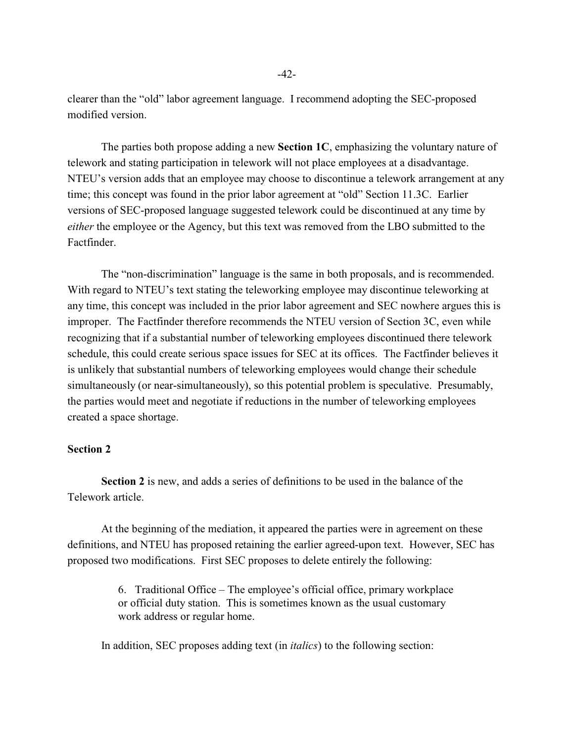clearer than the "old" labor agreement language. I recommend adopting the SEC-proposed modified version.

The parties both propose adding a new **Section 1C**, emphasizing the voluntary nature of telework and stating participation in telework will not place employees at a disadvantage. NTEU's version adds that an employee may choose to discontinue a telework arrangement at any time; this concept was found in the prior labor agreement at "old" Section 11.3C. Earlier versions of SEC-proposed language suggested telework could be discontinued at any time by *either* the employee or the Agency, but this text was removed from the LBO submitted to the Factfinder.

The "non-discrimination" language is the same in both proposals, and is recommended. With regard to NTEU's text stating the teleworking employee may discontinue teleworking at any time, this concept was included in the prior labor agreement and SEC nowhere argues this is improper. The Factfinder therefore recommends the NTEU version of Section 3C, even while recognizing that if a substantial number of teleworking employees discontinued there telework schedule, this could create serious space issues for SEC at its offices. The Factfinder believes it is unlikely that substantial numbers of teleworking employees would change their schedule simultaneously (or near-simultaneously), so this potential problem is speculative. Presumably, the parties would meet and negotiate if reductions in the number of teleworking employees created a space shortage.

## Section 2

**Section 2** is new, and adds a series of definitions to be used in the balance of the Telework article.

At the beginning of the mediation, it appeared the parties were in agreement on these definitions, and NTEU has proposed retaining the earlier agreed-upon text. However, SEC has proposed two modifications. First SEC proposes to delete entirely the following:

> 6. Traditional Office – The employee's official office, primary workplace or official duty station. This is sometimes known as the usual customary work address or regular home.

In addition, SEC proposes adding text (in *italics*) to the following section: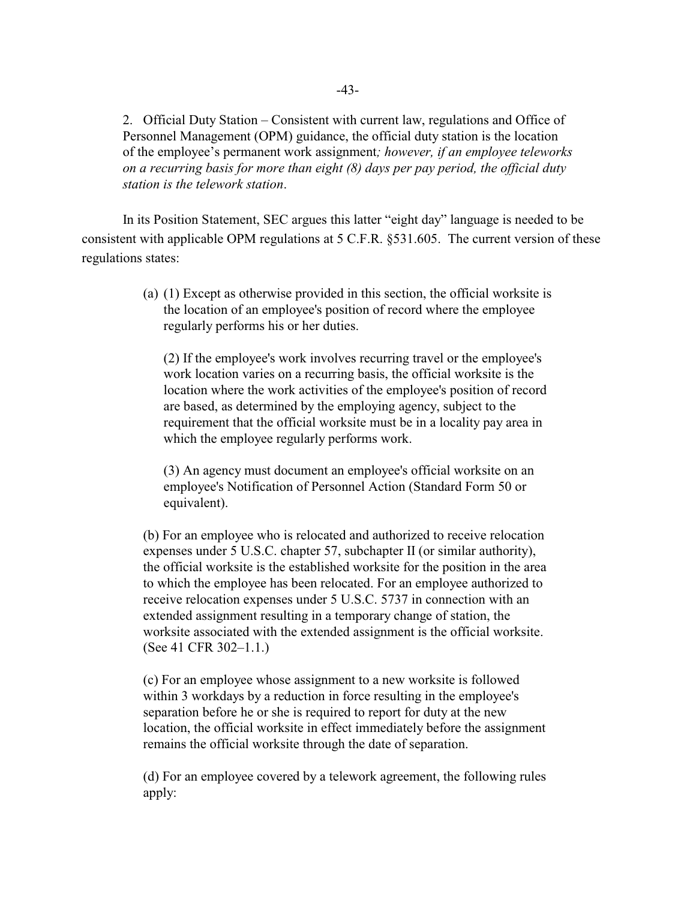2. Official Duty Station – Consistent with current law, regulations and Office of Personnel Management (OPM) guidance, the official duty station is the location of the employee's permanent work assignment*; however, if an employee teleworks on a recurring basis for more than eight (8) days per pay period, the official duty station is the telework station*.

In its Position Statement, SEC argues this latter "eight day" language is needed to be consistent with applicable OPM regulations at 5 C.F.R. §531.605. The current version of these regulations states:

> (a) (1) Except as otherwise provided in this section, the official worksite is the location of an employee's position of record where the employee regularly performs his or her duties.
>
> (2) If the employee's work involves recurring travel or the employee's work location varies on a recurring basis, the official worksite is the location where the work activities of the employee's position of record are based, as determined by the employing agency, subject to the requirement that the official worksite must be in a locality pay area in which the employee regularly performs work.
>
> (3) An agency must document an employee's official worksite on an employee's Notification of Personnel Action (Standard Form 50 or equivalent).
>
> (b) For an employee who is relocated and authorized to receive relocation expenses under 5 U.S.C. chapter 57, subchapter II (or similar authority), the official worksite is the established worksite for the position in the area to which the employee has been relocated. For an employee authorized to receive relocation expenses under 5 U.S.C. 5737 in connection with an extended assignment resulting in a temporary change of station, the worksite associated with the extended assignment is the official worksite. (See 41 CFR 302–1.1.)
>
> (c) For an employee whose assignment to a new worksite is followed within 3 workdays by a reduction in force resulting in the employee's separation before he or she is required to report for duty at the new location, the official worksite in effect immediately before the assignment remains the official worksite through the date of separation.
>
> (d) For an employee covered by a telework agreement, the following rules apply: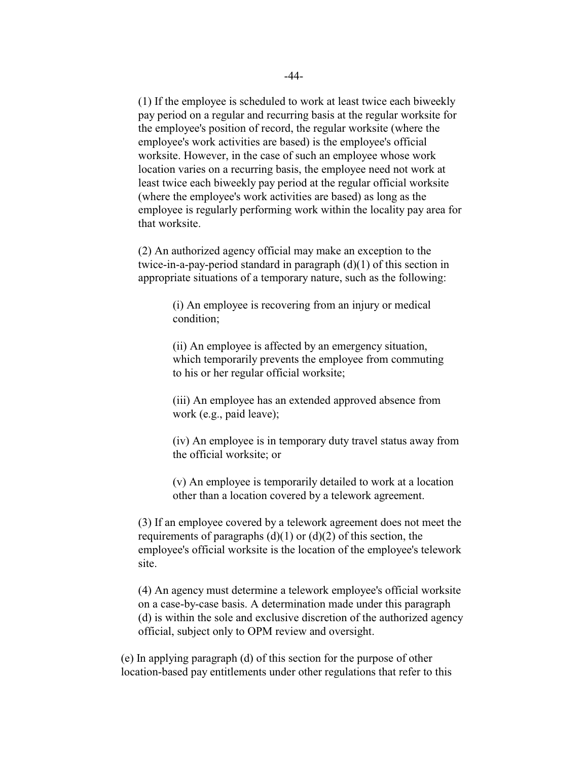(1) If the employee is scheduled to work at least twice each biweekly pay period on a regular and recurring basis at the regular worksite for the employee's position of record, the regular worksite (where the employee's work activities are based) is the employee's official worksite. However, in the case of such an employee whose work location varies on a recurring basis, the employee need not work at least twice each biweekly pay period at the regular official worksite (where the employee's work activities are based) as long as the employee is regularly performing work within the locality pay area for that worksite.

(2) An authorized agency official may make an exception to the twice-in-a-pay-period standard in paragraph (d)(1) of this section in appropriate situations of a temporary nature, such as the following:

(i) An employee is recovering from an injury or medical condition;

(ii) An employee is affected by an emergency situation, which temporarily prevents the employee from commuting to his or her regular official worksite;

(iii) An employee has an extended approved absence from work (e.g., paid leave);

(iv) An employee is in temporary duty travel status away from the official worksite; or

(v) An employee is temporarily detailed to work at a location other than a location covered by a telework agreement.

(3) If an employee covered by a telework agreement does not meet the requirements of paragraphs (d)(1) or (d)(2) of this section, the employee's official worksite is the location of the employee's telework site.

(4) An agency must determine a telework employee's official worksite on a case-by-case basis. A determination made under this paragraph (d) is within the sole and exclusive discretion of the authorized agency official, subject only to OPM review and oversight.

(e) In applying paragraph (d) of this section for the purpose of other location-based pay entitlements under other regulations that refer to this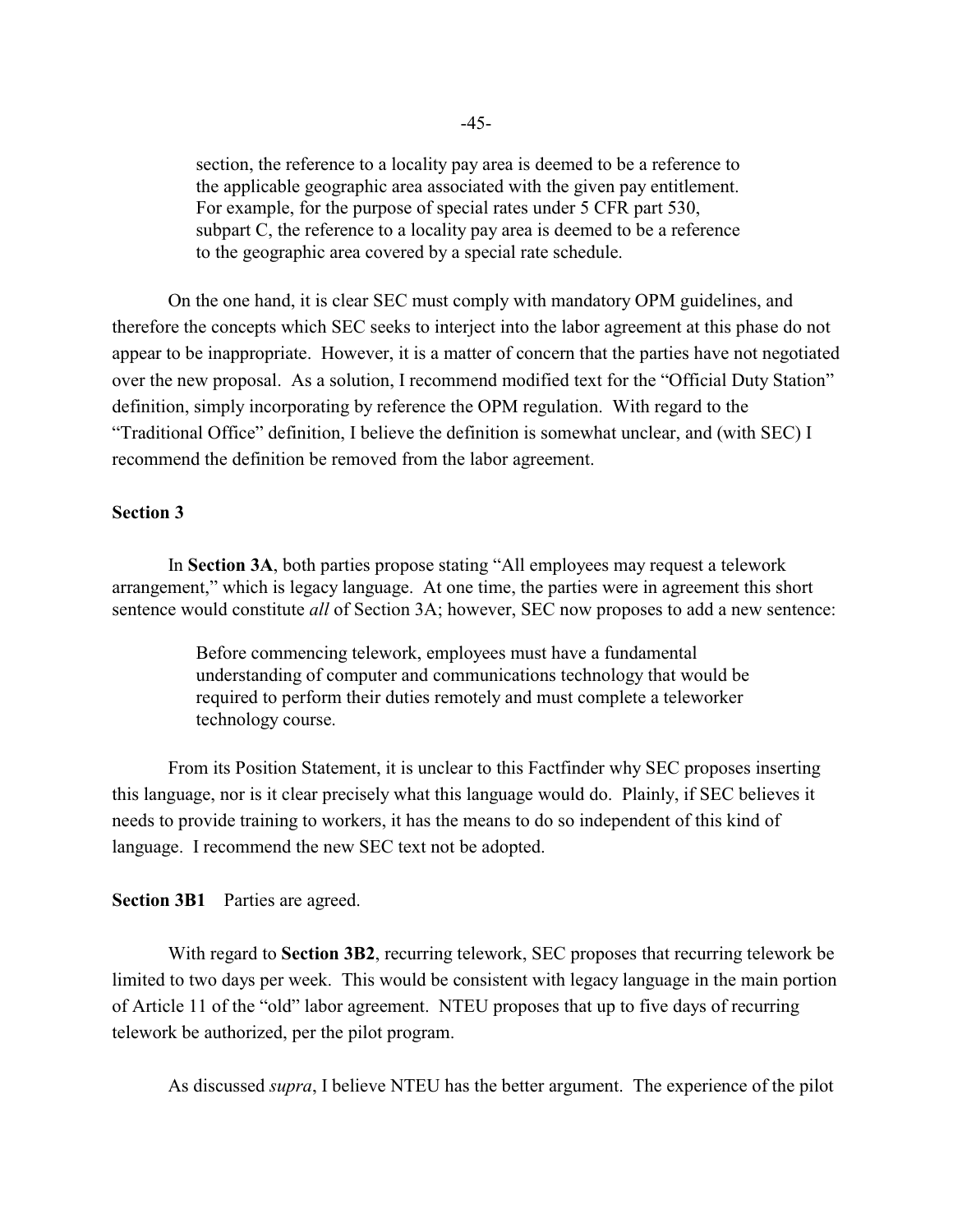> section, the reference to a locality pay area is deemed to be a reference to the applicable geographic area associated with the given pay entitlement. For example, for the purpose of special rates under 5 CFR part 530, subpart C, the reference to a locality pay area is deemed to be a reference to the geographic area covered by a special rate schedule.

On the one hand, it is clear SEC must comply with mandatory OPM guidelines, and therefore the concepts which SEC seeks to interject into the labor agreement at this phase do not appear to be inappropriate. However, it is a matter of concern that the parties have not negotiated over the new proposal. As a solution, I recommend modified text for the "Official Duty Station" definition, simply incorporating by reference the OPM regulation. With regard to the "Traditional Office" definition, I believe the definition is somewhat unclear, and (with SEC) I recommend the definition be removed from the labor agreement.

**Section 3**

In **Section 3A**, both parties propose stating "All employees may request a telework arrangement," which is legacy language. At one time, the parties were in agreement this short sentence would constitute *all* of Section 3A; however, SEC now proposes to add a new sentence:

> Before commencing telework, employees must have a fundamental understanding of computer and communications technology that would be required to perform their duties remotely and must complete a teleworker technology course.

From its Position Statement, it is unclear to this Factfinder why SEC proposes inserting this language, nor is it clear precisely what this language would do. Plainly, if SEC believes it needs to provide training to workers, it has the means to do so independent of this kind of language. I recommend the new SEC text not be adopted.

**Section 3B1** Parties are agreed.

With regard to **Section 3B2**, recurring telework, SEC proposes that recurring telework be limited to two days per week. This would be consistent with legacy language in the main portion of Article 11 of the "old" labor agreement. NTEU proposes that up to five days of recurring telework be authorized, per the pilot program.

As discussed *supra*, I believe NTEU has the better argument. The experience of the pilot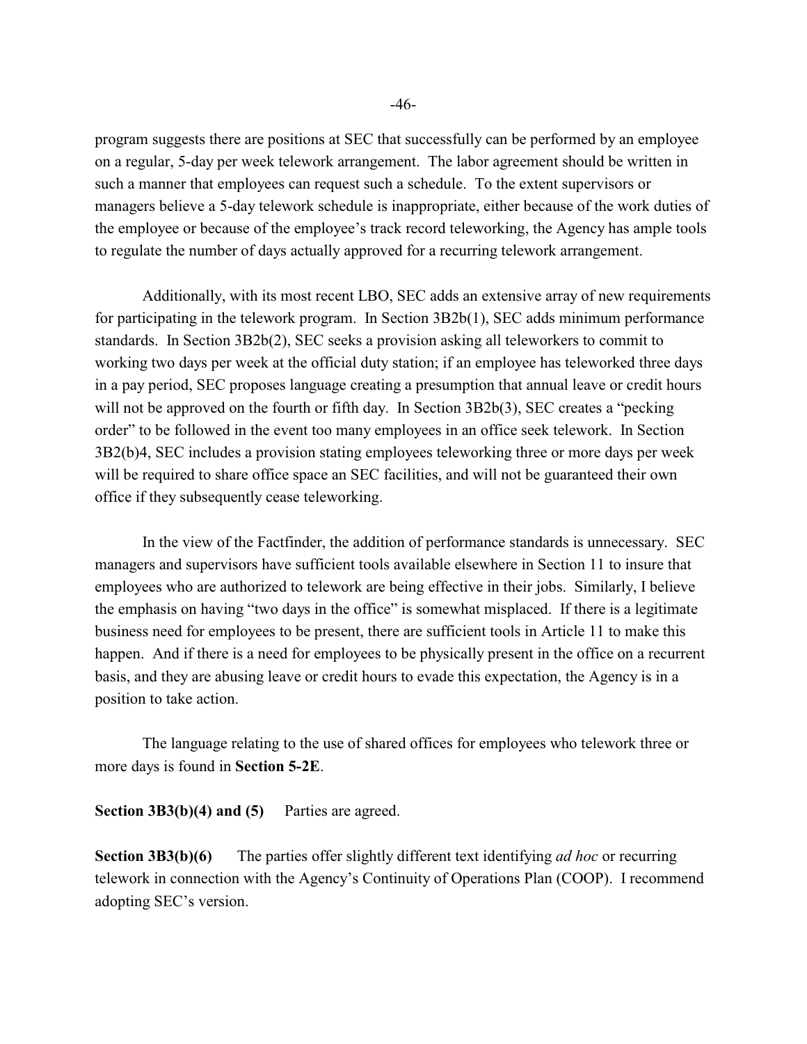program suggests there are positions at SEC that successfully can be performed by an employee on a regular, 5-day per week telework arrangement. The labor agreement should be written in such a manner that employees can request such a schedule. To the extent supervisors or managers believe a 5-day telework schedule is inappropriate, either because of the work duties of the employee or because of the employee's track record teleworking, the Agency has ample tools to regulate the number of days actually approved for a recurring telework arrangement.

Additionally, with its most recent LBO, SEC adds an extensive array of new requirements for participating in the telework program. In Section 3B2b(1), SEC adds minimum performance standards. In Section 3B2b(2), SEC seeks a provision asking all teleworkers to commit to working two days per week at the official duty station; if an employee has teleworked three days in a pay period, SEC proposes language creating a presumption that annual leave or credit hours will not be approved on the fourth or fifth day. In Section 3B2b(3), SEC creates a "pecking order" to be followed in the event too many employees in an office seek telework. In Section 3B2(b)4, SEC includes a provision stating employees teleworking three or more days per week will be required to share office space an SEC facilities, and will not be guaranteed their own office if they subsequently cease teleworking.

In the view of the Factfinder, the addition of performance standards is unnecessary. SEC managers and supervisors have sufficient tools available elsewhere in Section 11 to insure that employees who are authorized to telework are being effective in their jobs. Similarly, I believe the emphasis on having "two days in the office" is somewhat misplaced. If there is a legitimate business need for employees to be present, there are sufficient tools in Article 11 to make this happen. And if there is a need for employees to be physically present in the office on a recurrent basis, and they are abusing leave or credit hours to evade this expectation, the Agency is in a position to take action.

The language relating to the use of shared offices for employees who telework three or more days is found in **Section 5-2E**.

**Section 3B3(b)(4) and (5)** Parties are agreed.

**Section 3B3(b)(6)** The parties offer slightly different text identifying *ad hoc* or recurring telework in connection with the Agency's Continuity of Operations Plan (COOP). I recommend adopting SEC's version.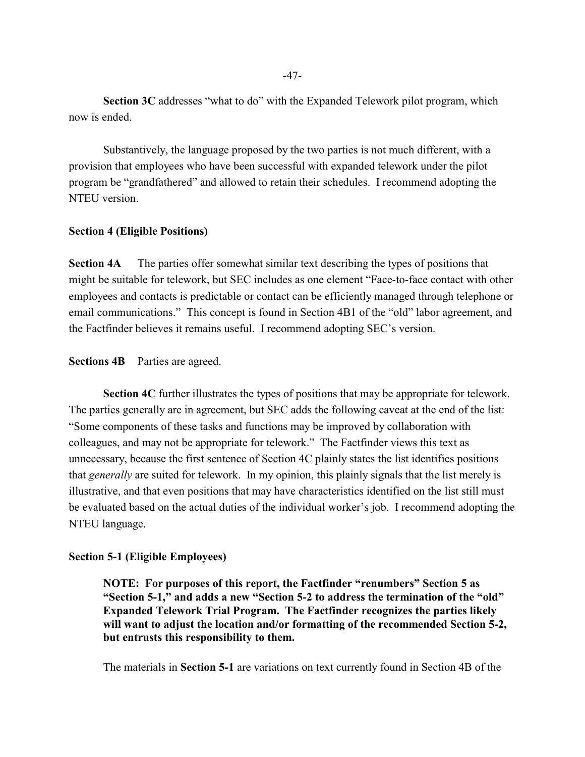**Section 3C** addresses "what to do" with the Expanded Telework pilot program, which now is ended.

Substantively, the language proposed by the two parties is not much different, with a provision that employees who have been successful with expanded telework under the pilot program be "grandfathered" and allowed to retain their schedules. I recommend adopting the NTEU version.

**Section 4 (Eligible Positions)**

**Section 4A** The parties offer somewhat similar text describing the types of positions that might be suitable for telework, but SEC includes as one element "Face-to-face contact with other employees and contacts is predictable or contact can be efficiently managed through telephone or email communications." This concept is found in Section 4B1 of the "old" labor agreement, and the Factfinder believes it remains useful. I recommend adopting SEC's version.

**Sections 4B** Parties are agreed.

**Section 4C** further illustrates the types of positions that may be appropriate for telework. The parties generally are in agreement, but SEC adds the following caveat at the end of the list: "Some components of these tasks and functions may be improved by collaboration with colleagues, and may not be appropriate for telework." The Factfinder views this text as unnecessary, because the first sentence of Section 4C plainly states the list identifies positions that *generally* are suited for telework. In my opinion, this plainly signals that the list merely is illustrative, and that even positions that may have characteristics identified on the list still must be evaluated based on the actual duties of the individual worker's job. I recommend adopting the NTEU language.

**Section 5-1 (Eligible Employees)**

**NOTE: For purposes of this report, the Factfinder "renumbers" Section 5 as "Section 5-1," and adds a new "Section 5-2 to address the termination of the "old" Expanded Telework Trial Program. The Factfinder recognizes the parties likely will want to adjust the location and/or formatting of the recommended Section 5-2, but entrusts this responsibility to them.**

The materials in **Section 5-1** are variations on text currently found in Section 4B of the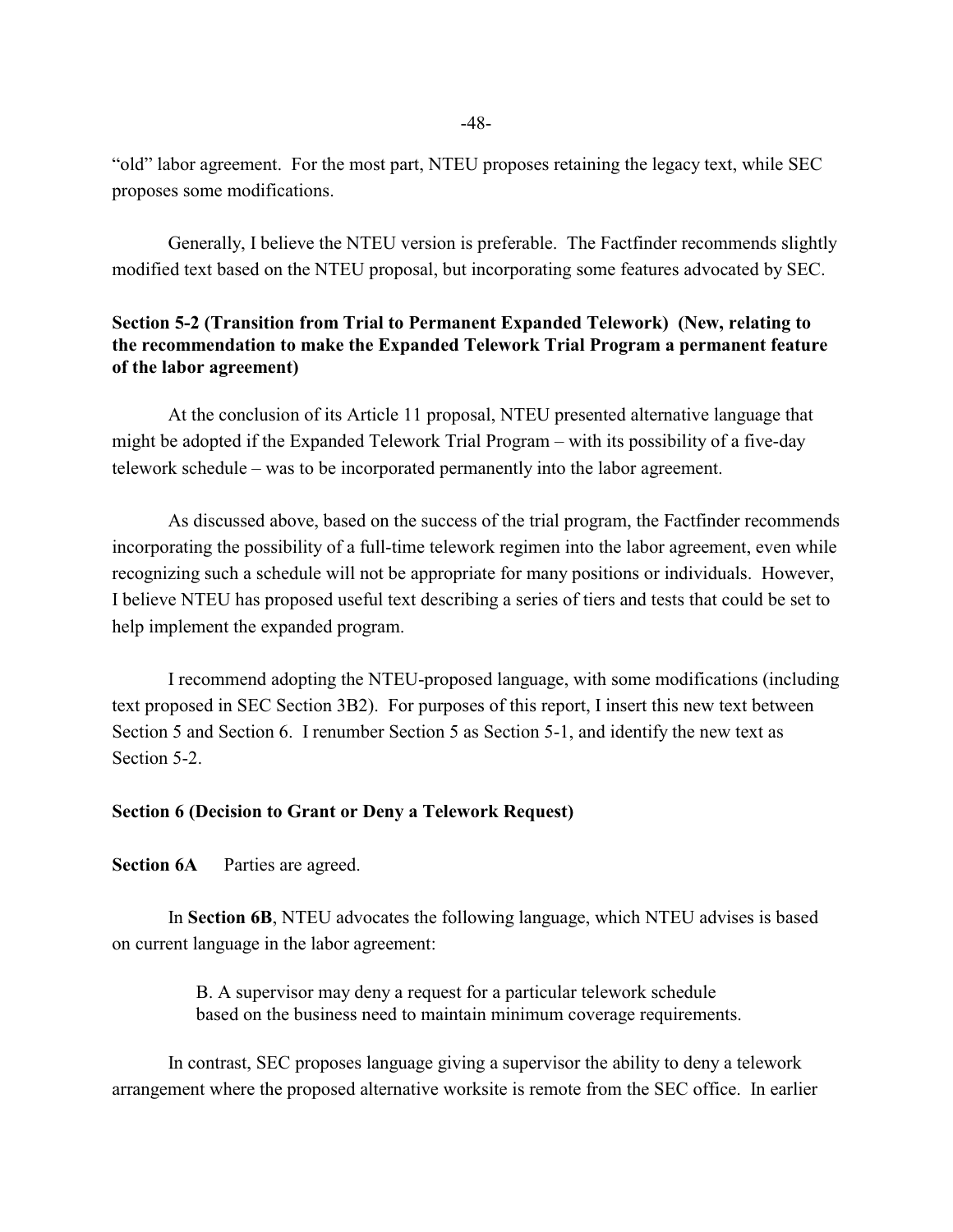"old" labor agreement. For the most part, NTEU proposes retaining the legacy text, while SEC proposes some modifications.

Generally, I believe the NTEU version is preferable. The Factfinder recommends slightly modified text based on the NTEU proposal, but incorporating some features advocated by SEC.

**Section 5-2 (Transition from Trial to Permanent Expanded Telework) (New, relating to the recommendation to make the Expanded Telework Trial Program a permanent feature of the labor agreement)**

At the conclusion of its Article 11 proposal, NTEU presented alternative language that might be adopted if the Expanded Telework Trial Program – with its possibility of a five-day telework schedule – was to be incorporated permanently into the labor agreement.

As discussed above, based on the success of the trial program, the Factfinder recommends incorporating the possibility of a full-time telework regimen into the labor agreement, even while recognizing such a schedule will not be appropriate for many positions or individuals. However, I believe NTEU has proposed useful text describing a series of tiers and tests that could be set to help implement the expanded program.

I recommend adopting the NTEU-proposed language, with some modifications (including text proposed in SEC Section 3B2). For purposes of this report, I insert this new text between Section 5 and Section 6. I renumber Section 5 as Section 5-1, and identify the new text as Section 5-2.

**Section 6 (Decision to Grant or Deny a Telework Request)**

**Section 6A** Parties are agreed.

In **Section 6B**, NTEU advocates the following language, which NTEU advises is based on current language in the labor agreement:

> B. A supervisor may deny a request for a particular telework schedule based on the business need to maintain minimum coverage requirements.

In contrast, SEC proposes language giving a supervisor the ability to deny a telework arrangement where the proposed alternative worksite is remote from the SEC office. In earlier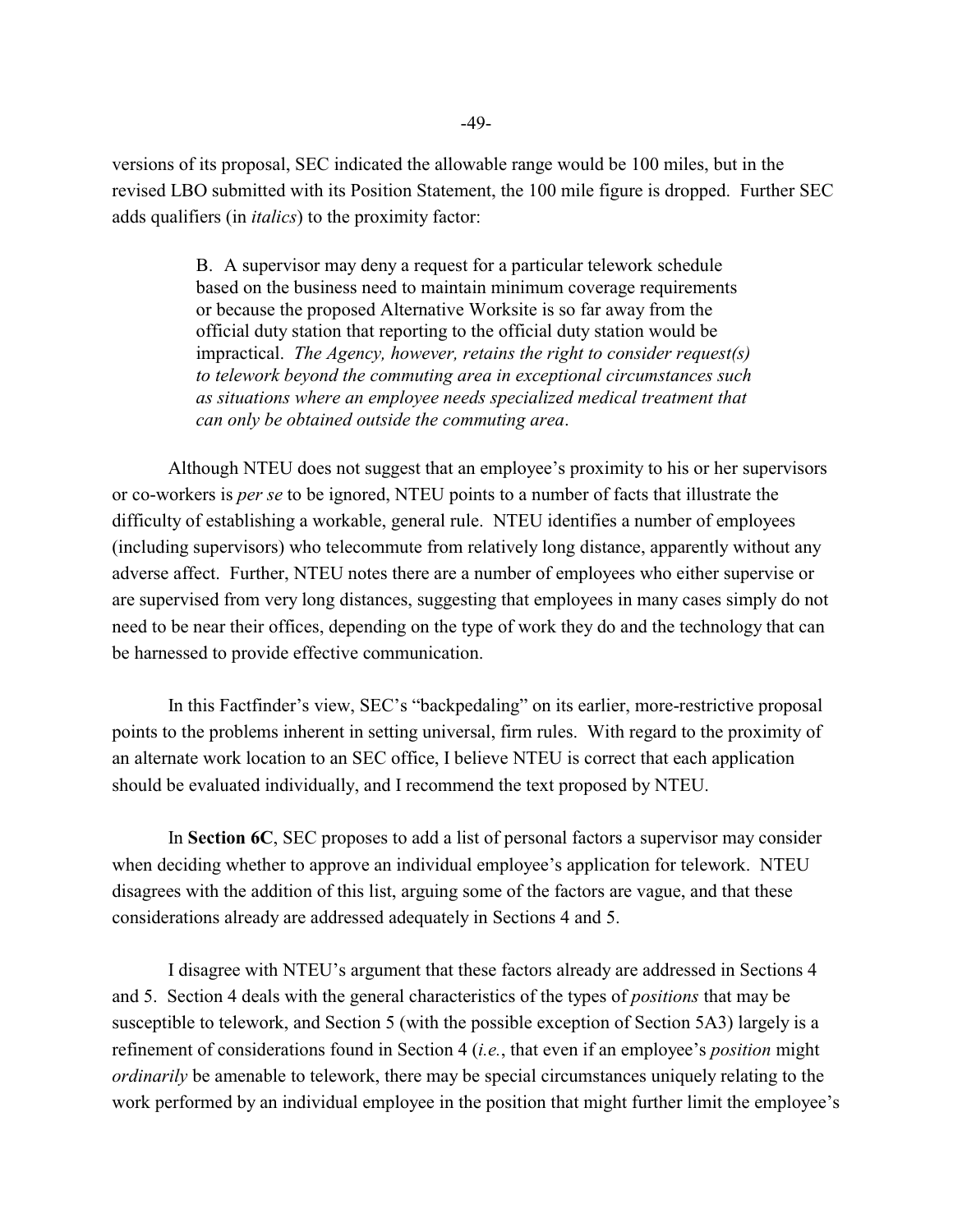versions of its proposal, SEC indicated the allowable range would be 100 miles, but in the revised LBO submitted with its Position Statement, the 100 mile figure is dropped. Further SEC adds qualifiers (in *italics*) to the proximity factor:

> B. A supervisor may deny a request for a particular telework schedule based on the business need to maintain minimum coverage requirements or because the proposed Alternative Worksite is so far away from the official duty station that reporting to the official duty station would be impractical. *The Agency, however, retains the right to consider request(s) to telework beyond the commuting area in exceptional circumstances such as situations where an employee needs specialized medical treatment that can only be obtained outside the commuting area*.

Although NTEU does not suggest that an employee's proximity to his or her supervisors or co-workers is *per se* to be ignored, NTEU points to a number of facts that illustrate the difficulty of establishing a workable, general rule. NTEU identifies a number of employees (including supervisors) who telecommute from relatively long distance, apparently without any adverse affect. Further, NTEU notes there are a number of employees who either supervise or are supervised from very long distances, suggesting that employees in many cases simply do not need to be near their offices, depending on the type of work they do and the technology that can be harnessed to provide effective communication.

In this Factfinder's view, SEC's "backpedaling" on its earlier, more-restrictive proposal points to the problems inherent in setting universal, firm rules. With regard to the proximity of an alternate work location to an SEC office, I believe NTEU is correct that each application should be evaluated individually, and I recommend the text proposed by NTEU.

In **Section 6C**, SEC proposes to add a list of personal factors a supervisor may consider when deciding whether to approve an individual employee's application for telework. NTEU disagrees with the addition of this list, arguing some of the factors are vague, and that these considerations already are addressed adequately in Sections 4 and 5.

I disagree with NTEU's argument that these factors already are addressed in Sections 4 and 5. Section 4 deals with the general characteristics of the types of *positions* that may be susceptible to telework, and Section 5 (with the possible exception of Section 5A3) largely is a refinement of considerations found in Section 4 (*i.e.*, that even if an employee's *position* might *ordinarily* be amenable to telework, there may be special circumstances uniquely relating to the work performed by an individual employee in the position that might further limit the employee's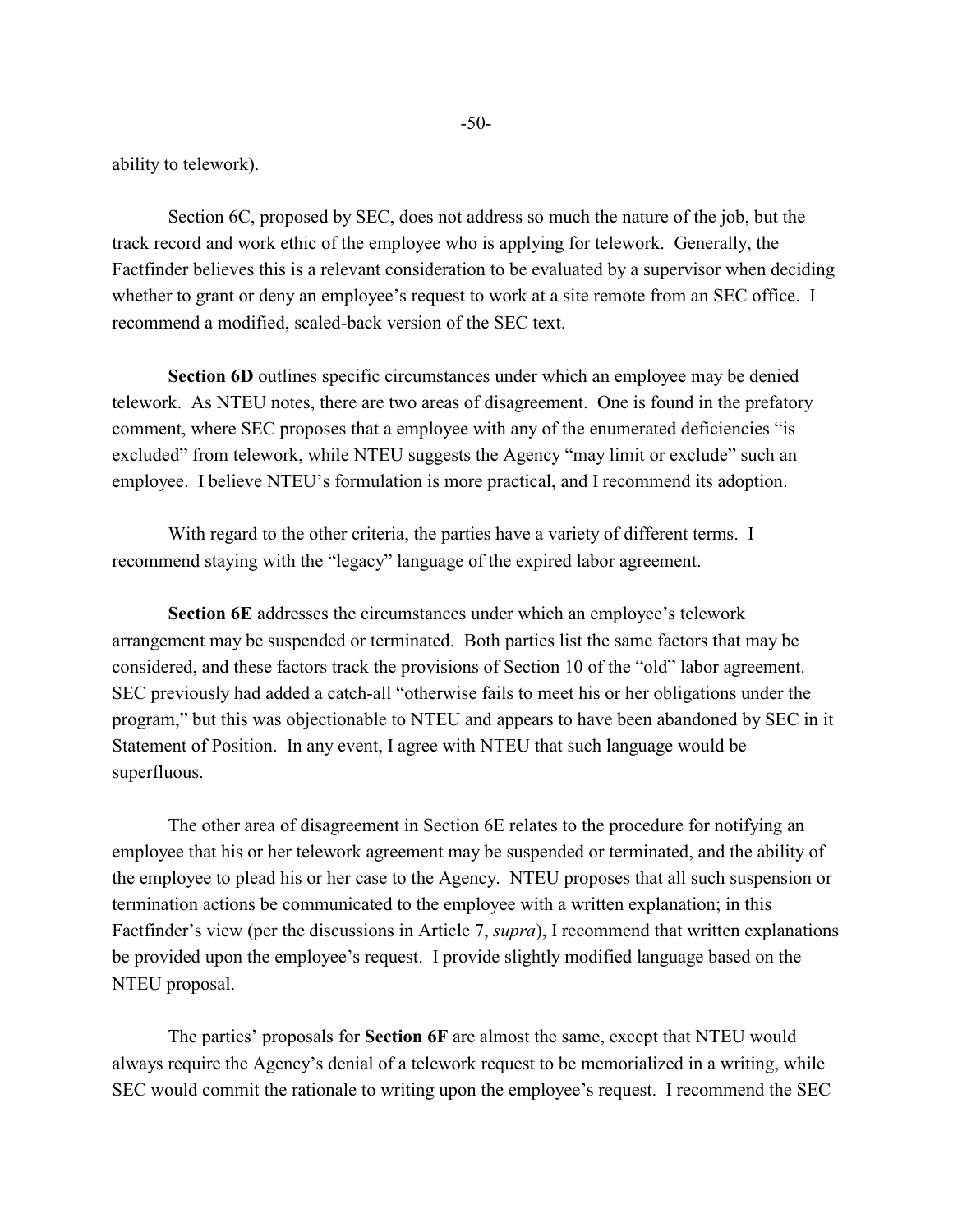ability to telework).

Section 6C, proposed by SEC, does not address so much the nature of the job, but the track record and work ethic of the employee who is applying for telework. Generally, the Factfinder believes this is a relevant consideration to be evaluated by a supervisor when deciding whether to grant or deny an employee's request to work at a site remote from an SEC office. I recommend a modified, scaled-back version of the SEC text.

**Section 6D** outlines specific circumstances under which an employee may be denied telework. As NTEU notes, there are two areas of disagreement. One is found in the prefatory comment, where SEC proposes that a employee with any of the enumerated deficiencies "is excluded" from telework, while NTEU suggests the Agency "may limit or exclude" such an employee. I believe NTEU's formulation is more practical, and I recommend its adoption.

With regard to the other criteria, the parties have a variety of different terms. I recommend staying with the "legacy" language of the expired labor agreement.

**Section 6E** addresses the circumstances under which an employee's telework arrangement may be suspended or terminated. Both parties list the same factors that may be considered, and these factors track the provisions of Section 10 of the "old" labor agreement. SEC previously had added a catch-all "otherwise fails to meet his or her obligations under the program," but this was objectionable to NTEU and appears to have been abandoned by SEC in it Statement of Position. In any event, I agree with NTEU that such language would be superfluous.

The other area of disagreement in Section 6E relates to the procedure for notifying an employee that his or her telework agreement may be suspended or terminated, and the ability of the employee to plead his or her case to the Agency. NTEU proposes that all such suspension or termination actions be communicated to the employee with a written explanation; in this Factfinder's view (per the discussions in Article 7, *supra*), I recommend that written explanations be provided upon the employee's request. I provide slightly modified language based on the NTEU proposal.

The parties' proposals for **Section 6F** are almost the same, except that NTEU would always require the Agency's denial of a telework request to be memorialized in a writing, while SEC would commit the rationale to writing upon the employee's request. I recommend the SEC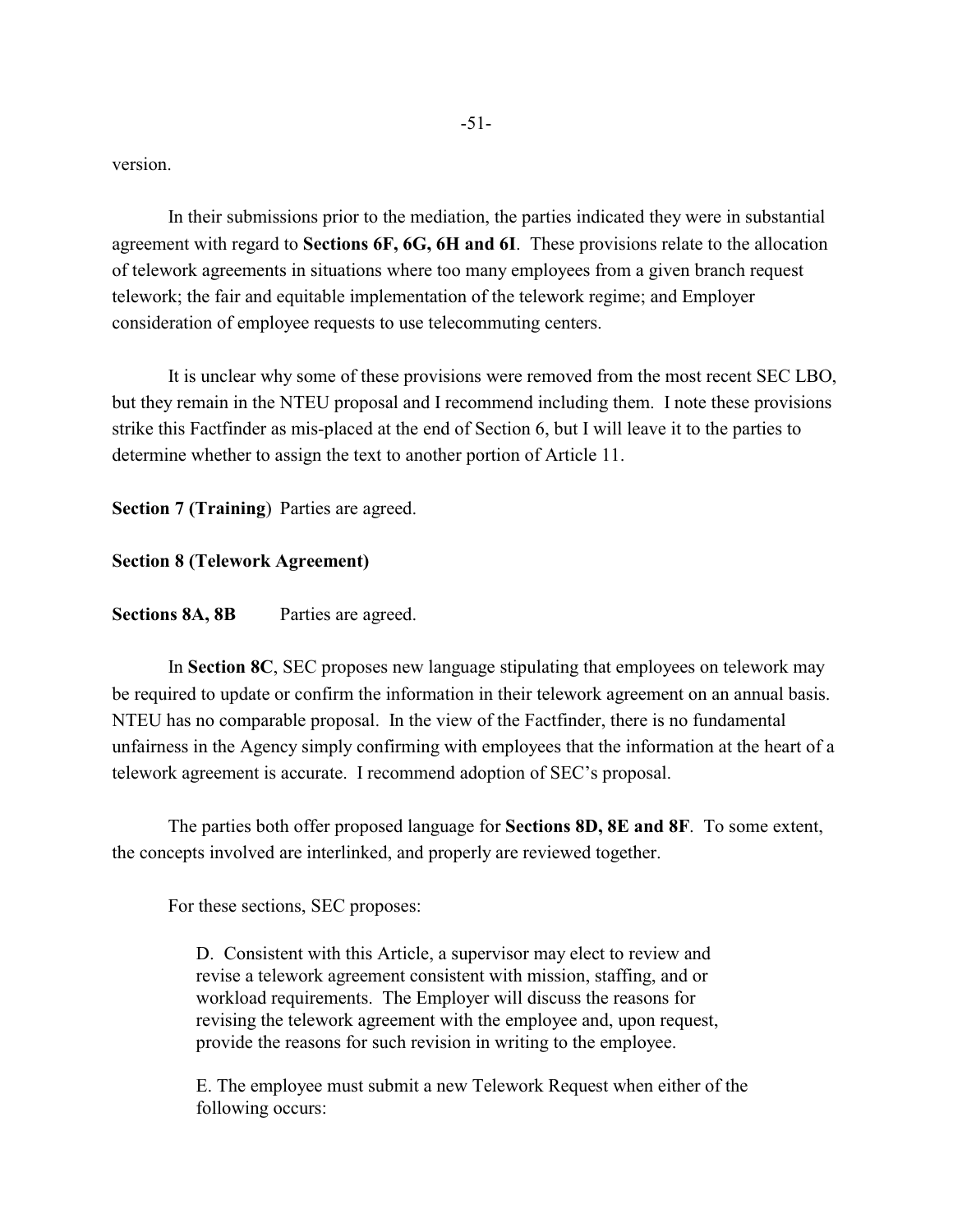version.

In their submissions prior to the mediation, the parties indicated they were in substantial agreement with regard to **Sections 6F, 6G, 6H and 6I**. These provisions relate to the allocation of telework agreements in situations where too many employees from a given branch request telework; the fair and equitable implementation of the telework regime; and Employer consideration of employee requests to use telecommuting centers.

It is unclear why some of these provisions were removed from the most recent SEC LBO, but they remain in the NTEU proposal and I recommend including them. I note these provisions strike this Factfinder as mis-placed at the end of Section 6, but I will leave it to the parties to determine whether to assign the text to another portion of Article 11.

**Section 7 (Training)** Parties are agreed.

**Section 8 (Telework Agreement)**

**Sections 8A, 8B** Parties are agreed.

In **Section 8C**, SEC proposes new language stipulating that employees on telework may be required to update or confirm the information in their telework agreement on an annual basis. NTEU has no comparable proposal. In the view of the Factfinder, there is no fundamental unfairness in the Agency simply confirming with employees that the information at the heart of a telework agreement is accurate. I recommend adoption of SEC's proposal.

The parties both offer proposed language for **Sections 8D, 8E and 8F**. To some extent, the concepts involved are interlinked, and properly are reviewed together.

For these sections, SEC proposes:

> D. Consistent with this Article, a supervisor may elect to review and revise a telework agreement consistent with mission, staffing, and or workload requirements. The Employer will discuss the reasons for revising the telework agreement with the employee and, upon request, provide the reasons for such revision in writing to the employee.
>
> E. The employee must submit a new Telework Request when either of the following occurs: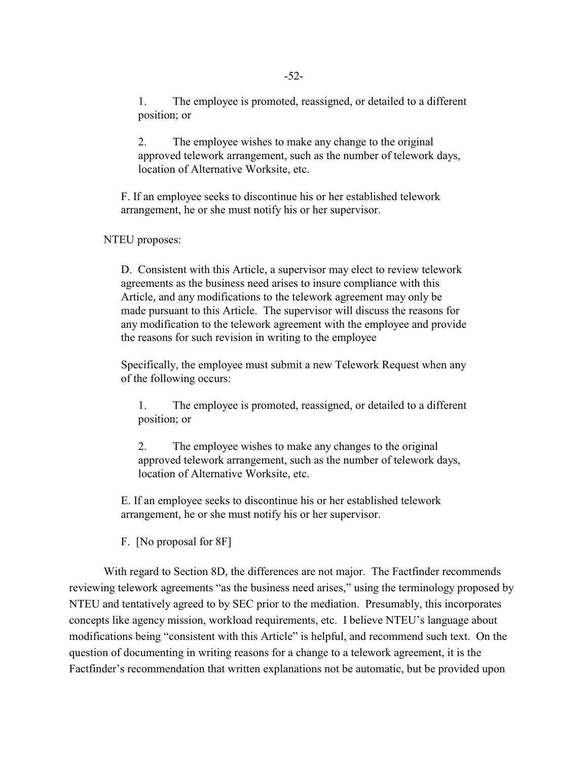1. The employee is promoted, reassigned, or detailed to a different position; or

2. The employee wishes to make any change to the original approved telework arrangement, such as the number of telework days, location of Alternative Worksite, etc.

F. If an employee seeks to discontinue his or her established telework arrangement, he or she must notify his or her supervisor.

NTEU proposes:

D. Consistent with this Article, a supervisor may elect to review telework agreements as the business need arises to insure compliance with this Article, and any modifications to the telework agreement may only be made pursuant to this Article. The supervisor will discuss the reasons for any modification to the telework agreement with the employee and provide the reasons for such revision in writing to the employee

Specifically, the employee must submit a new Telework Request when any of the following occurs:

1. The employee is promoted, reassigned, or detailed to a different position; or

2. The employee wishes to make any changes to the original approved telework arrangement, such as the number of telework days, location of Alternative Worksite, etc.

E. If an employee seeks to discontinue his or her established telework arrangement, he or she must notify his or her supervisor.

F. [No proposal for 8F]

With regard to Section 8D, the differences are not major. The Factfinder recommends reviewing telework agreements "as the business need arises," using the terminology proposed by NTEU and tentatively agreed to by SEC prior to the mediation. Presumably, this incorporates concepts like agency mission, workload requirements, etc. I believe NTEU's language about modifications being "consistent with this Article" is helpful, and recommend such text. On the question of documenting in writing reasons for a change to a telework agreement, it is the Factfinder's recommendation that written explanations not be automatic, but be provided upon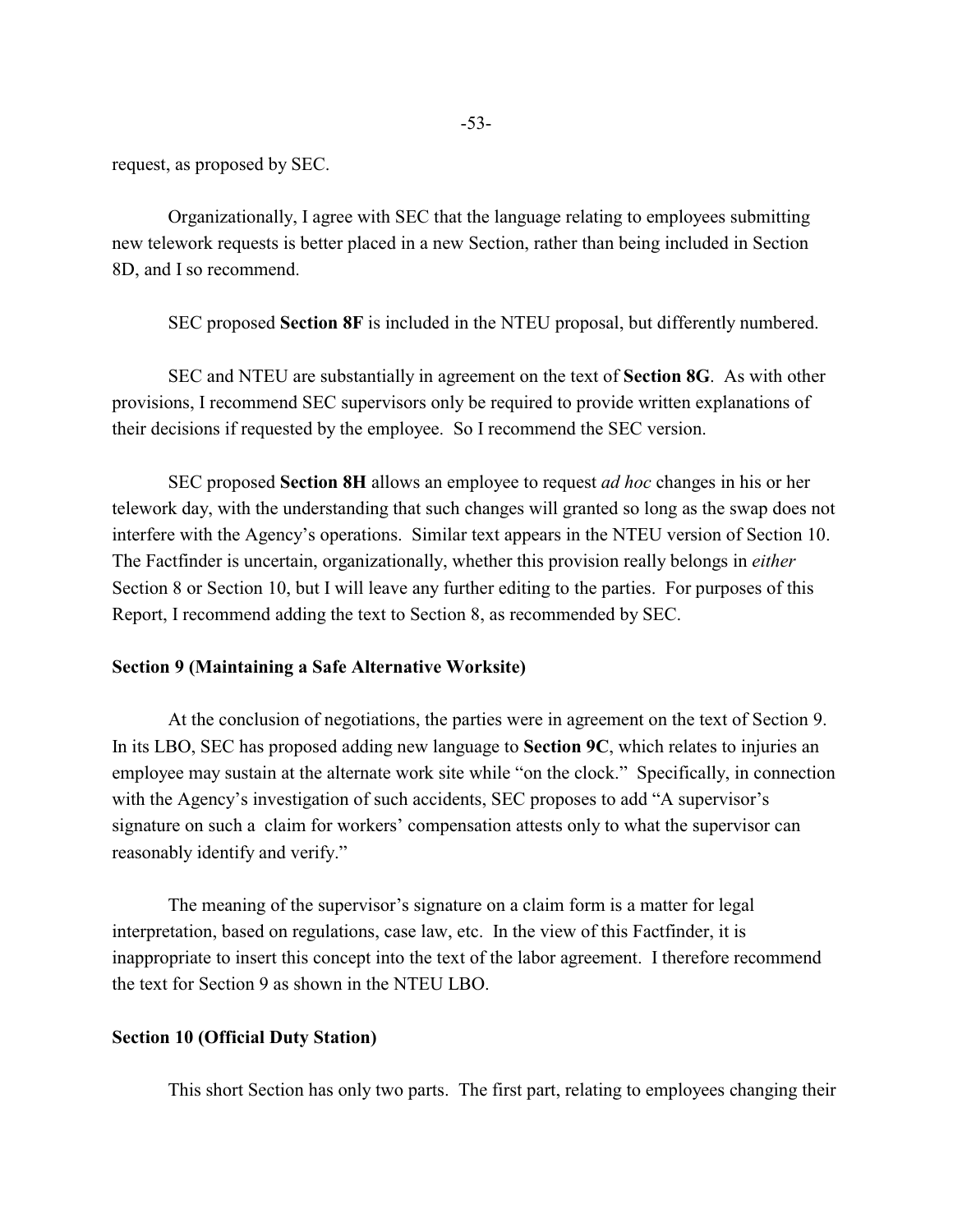request, as proposed by SEC.

Organizationally, I agree with SEC that the language relating to employees submitting new telework requests is better placed in a new Section, rather than being included in Section 8D, and I so recommend.

SEC proposed **Section 8F** is included in the NTEU proposal, but differently numbered.

SEC and NTEU are substantially in agreement on the text of **Section 8G**. As with other provisions, I recommend SEC supervisors only be required to provide written explanations of their decisions if requested by the employee. So I recommend the SEC version.

SEC proposed **Section 8H** allows an employee to request *ad hoc* changes in his or her telework day, with the understanding that such changes will granted so long as the swap does not interfere with the Agency's operations. Similar text appears in the NTEU version of Section 10. The Factfinder is uncertain, organizationally, whether this provision really belongs in *either* Section 8 or Section 10, but I will leave any further editing to the parties. For purposes of this Report, I recommend adding the text to Section 8, as recommended by SEC.

**Section 9 (Maintaining a Safe Alternative Worksite)**

At the conclusion of negotiations, the parties were in agreement on the text of Section 9. In its LBO, SEC has proposed adding new language to **Section 9C**, which relates to injuries an employee may sustain at the alternate work site while "on the clock." Specifically, in connection with the Agency's investigation of such accidents, SEC proposes to add "A supervisor's signature on such a claim for workers' compensation attests only to what the supervisor can reasonably identify and verify."

The meaning of the supervisor's signature on a claim form is a matter for legal interpretation, based on regulations, case law, etc. In the view of this Factfinder, it is inappropriate to insert this concept into the text of the labor agreement. I therefore recommend the text for Section 9 as shown in the NTEU LBO.

**Section 10 (Official Duty Station)**

This short Section has only two parts. The first part, relating to employees changing their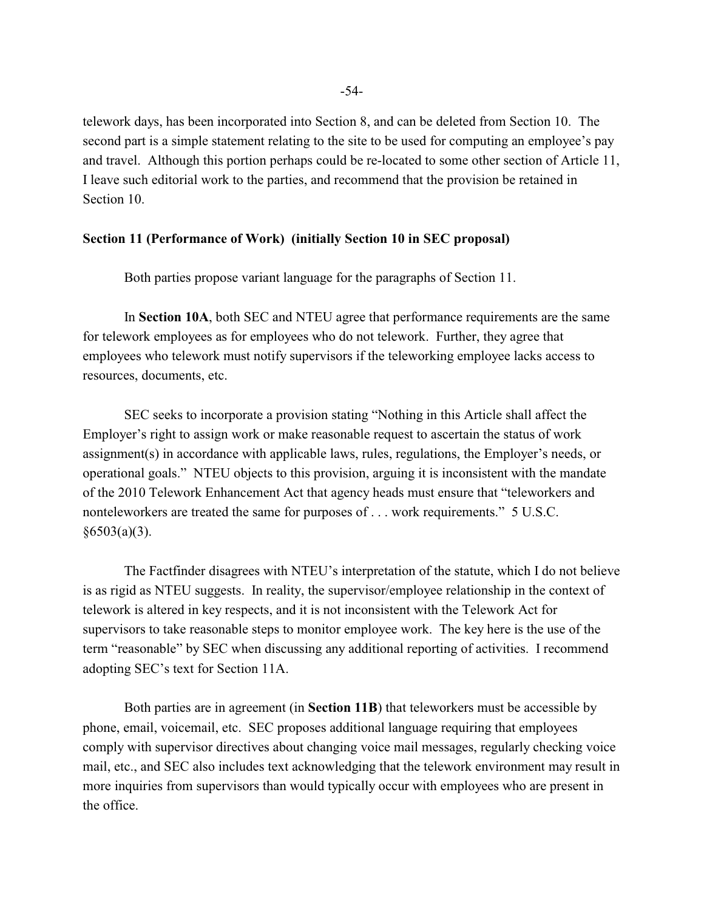telework days, has been incorporated into Section 8, and can be deleted from Section 10. The second part is a simple statement relating to the site to be used for computing an employee's pay and travel. Although this portion perhaps could be re-located to some other section of Article 11, I leave such editorial work to the parties, and recommend that the provision be retained in Section 10.

**Section 11 (Performance of Work) (initially Section 10 in SEC proposal)**

Both parties propose variant language for the paragraphs of Section 11.

In **Section 10A**, both SEC and NTEU agree that performance requirements are the same for telework employees as for employees who do not telework. Further, they agree that employees who telework must notify supervisors if the teleworking employee lacks access to resources, documents, etc.

SEC seeks to incorporate a provision stating "Nothing in this Article shall affect the Employer's right to assign work or make reasonable request to ascertain the status of work assignment(s) in accordance with applicable laws, rules, regulations, the Employer's needs, or operational goals." NTEU objects to this provision, arguing it is inconsistent with the mandate of the 2010 Telework Enhancement Act that agency heads must ensure that "teleworkers and nonteleworkers are treated the same for purposes of . . . work requirements." 5 U.S.C. §6503(a)(3).

The Factfinder disagrees with NTEU's interpretation of the statute, which I do not believe is as rigid as NTEU suggests. In reality, the supervisor/employee relationship in the context of telework is altered in key respects, and it is not inconsistent with the Telework Act for supervisors to take reasonable steps to monitor employee work. The key here is the use of the term "reasonable" by SEC when discussing any additional reporting of activities. I recommend adopting SEC's text for Section 11A.

Both parties are in agreement (in **Section 11B**) that teleworkers must be accessible by phone, email, voicemail, etc. SEC proposes additional language requiring that employees comply with supervisor directives about changing voice mail messages, regularly checking voice mail, etc., and SEC also includes text acknowledging that the telework environment may result in more inquiries from supervisors than would typically occur with employees who are present in the office.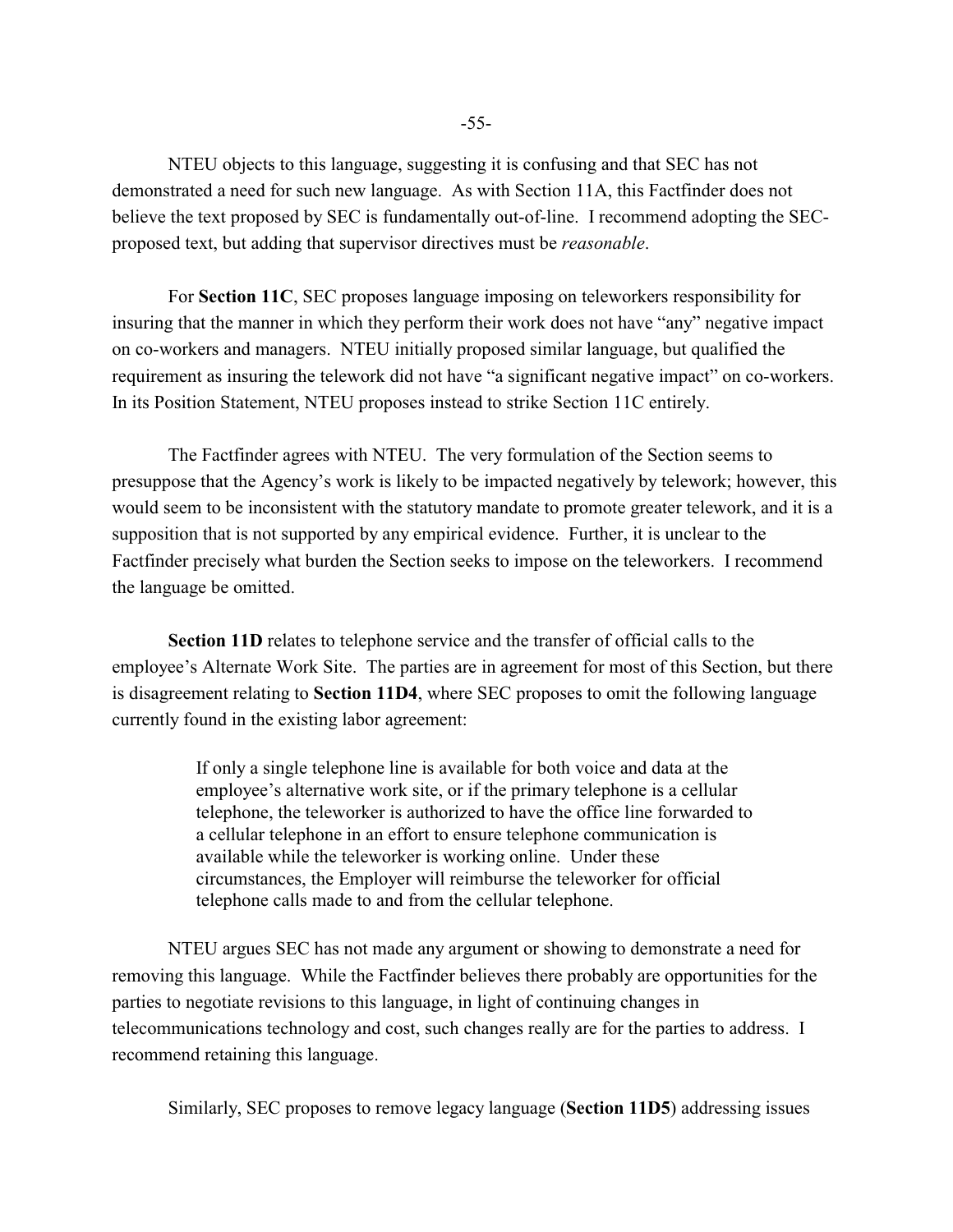NTEU objects to this language, suggesting it is confusing and that SEC has not demonstrated a need for such new language. As with Section 11A, this Factfinder does not believe the text proposed by SEC is fundamentally out-of-line. I recommend adopting the SEC-proposed text, but adding that supervisor directives must be *reasonable*.

For **Section 11C**, SEC proposes language imposing on teleworkers responsibility for insuring that the manner in which they perform their work does not have "any" negative impact on co-workers and managers. NTEU initially proposed similar language, but qualified the requirement as insuring the telework did not have "a significant negative impact" on co-workers. In its Position Statement, NTEU proposes instead to strike Section 11C entirely.

The Factfinder agrees with NTEU. The very formulation of the Section seems to presuppose that the Agency's work is likely to be impacted negatively by telework; however, this would seem to be inconsistent with the statutory mandate to promote greater telework, and it is a supposition that is not supported by any empirical evidence. Further, it is unclear to the Factfinder precisely what burden the Section seeks to impose on the teleworkers. I recommend the language be omitted.

**Section 11D** relates to telephone service and the transfer of official calls to the employee's Alternate Work Site. The parties are in agreement for most of this Section, but there is disagreement relating to **Section 11D4**, where SEC proposes to omit the following language currently found in the existing labor agreement:

> If only a single telephone line is available for both voice and data at the employee's alternative work site, or if the primary telephone is a cellular telephone, the teleworker is authorized to have the office line forwarded to a cellular telephone in an effort to ensure telephone communication is available while the teleworker is working online. Under these circumstances, the Employer will reimburse the teleworker for official telephone calls made to and from the cellular telephone.

NTEU argues SEC has not made any argument or showing to demonstrate a need for removing this language. While the Factfinder believes there probably are opportunities for the parties to negotiate revisions to this language, in light of continuing changes in telecommunications technology and cost, such changes really are for the parties to address. I recommend retaining this language.

Similarly, SEC proposes to remove legacy language (**Section 11D5**) addressing issues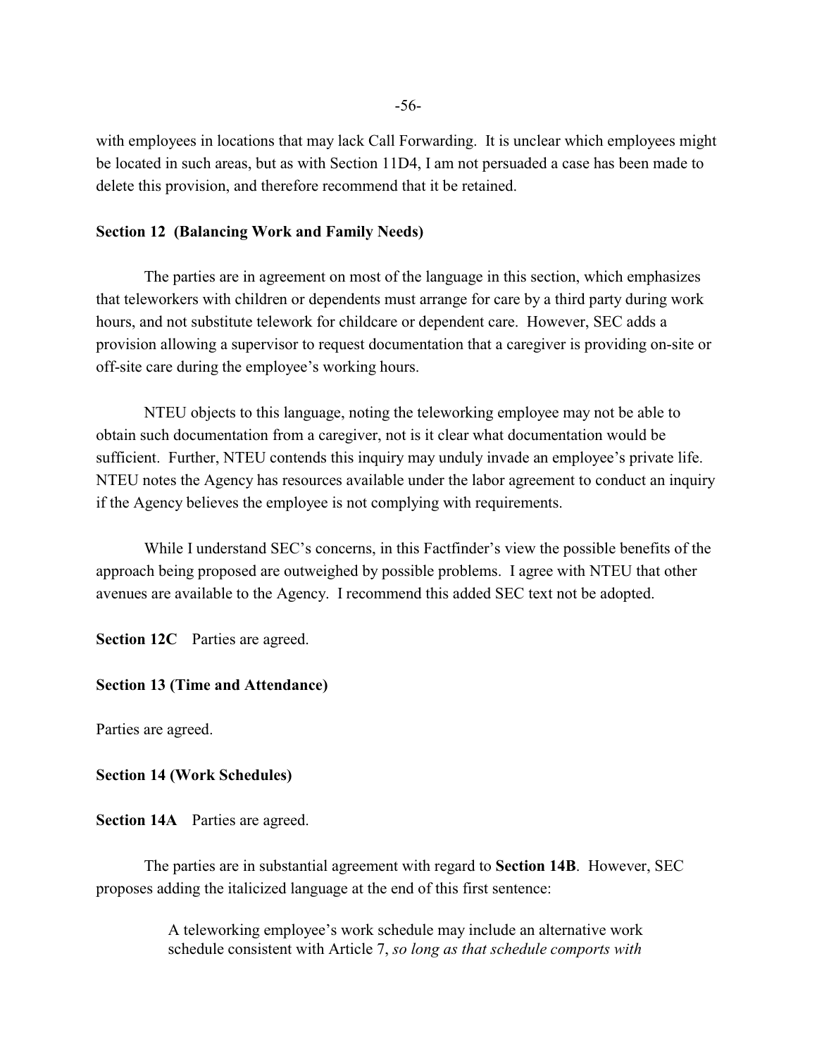with employees in locations that may lack Call Forwarding. It is unclear which employees might be located in such areas, but as with Section 11D4, I am not persuaded a case has been made to delete this provision, and therefore recommend that it be retained.

**Section 12 (Balancing Work and Family Needs)**

The parties are in agreement on most of the language in this section, which emphasizes that teleworkers with children or dependents must arrange for care by a third party during work hours, and not substitute telework for childcare or dependent care. However, SEC adds a provision allowing a supervisor to request documentation that a caregiver is providing on-site or off-site care during the employee's working hours.

NTEU objects to this language, noting the teleworking employee may not be able to obtain such documentation from a caregiver, not is it clear what documentation would be sufficient. Further, NTEU contends this inquiry may unduly invade an employee's private life. NTEU notes the Agency has resources available under the labor agreement to conduct an inquiry if the Agency believes the employee is not complying with requirements.

While I understand SEC's concerns, in this Factfinder's view the possible benefits of the approach being proposed are outweighed by possible problems. I agree with NTEU that other avenues are available to the Agency. I recommend this added SEC text not be adopted.

**Section 12C** Parties are agreed.

**Section 13 (Time and Attendance)**

Parties are agreed.

**Section 14 (Work Schedules)**

**Section 14A** Parties are agreed.

The parties are in substantial agreement with regard to **Section 14B**. However, SEC proposes adding the italicized language at the end of this first sentence:

> A teleworking employee's work schedule may include an alternative work schedule consistent with Article 7, *so long as that schedule comports with*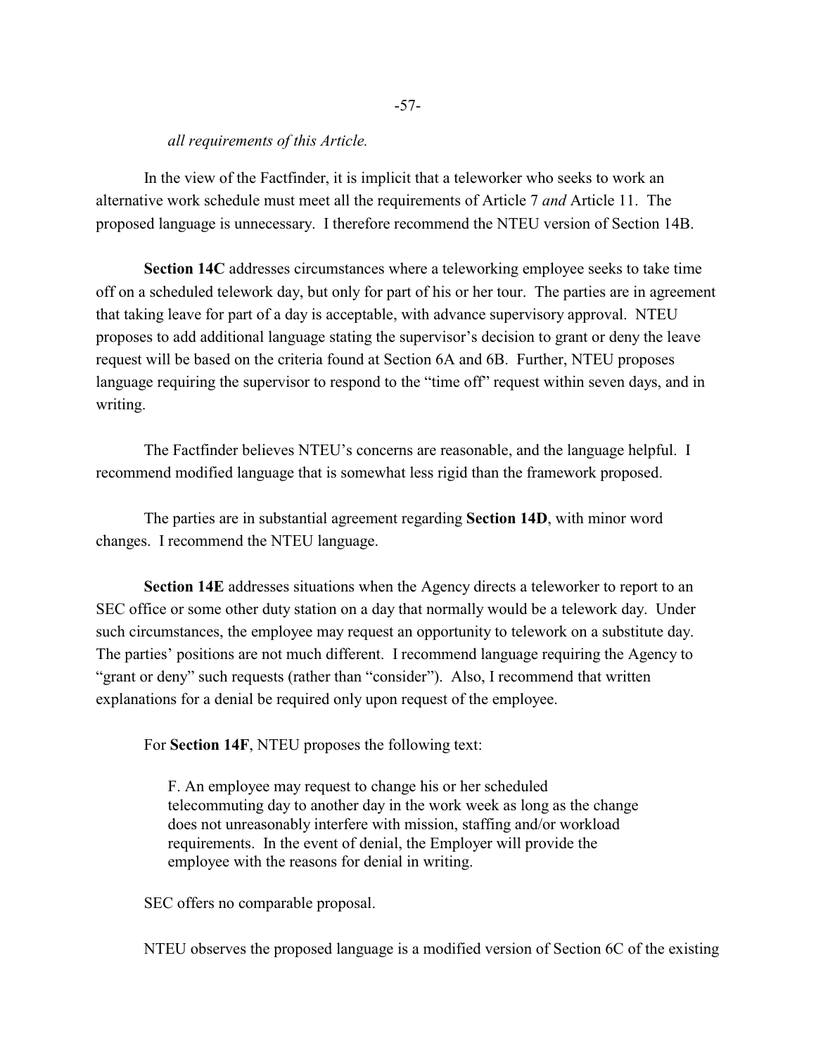*all requirements of this Article.*

In the view of the Factfinder, it is implicit that a teleworker who seeks to work an alternative work schedule must meet all the requirements of Article 7 *and* Article 11. The proposed language is unnecessary. I therefore recommend the NTEU version of Section 14B.

**Section 14C** addresses circumstances where a teleworking employee seeks to take time off on a scheduled telework day, but only for part of his or her tour. The parties are in agreement that taking leave for part of a day is acceptable, with advance supervisory approval. NTEU proposes to add additional language stating the supervisor's decision to grant or deny the leave request will be based on the criteria found at Section 6A and 6B. Further, NTEU proposes language requiring the supervisor to respond to the "time off" request within seven days, and in writing.

The Factfinder believes NTEU's concerns are reasonable, and the language helpful. I recommend modified language that is somewhat less rigid than the framework proposed.

The parties are in substantial agreement regarding **Section 14D**, with minor word changes. I recommend the NTEU language.

**Section 14E** addresses situations when the Agency directs a teleworker to report to an SEC office or some other duty station on a day that normally would be a telework day. Under such circumstances, the employee may request an opportunity to telework on a substitute day. The parties' positions are not much different. I recommend language requiring the Agency to "grant or deny" such requests (rather than "consider"). Also, I recommend that written explanations for a denial be required only upon request of the employee.

For **Section 14F**, NTEU proposes the following text:

> F. An employee may request to change his or her scheduled telecommuting day to another day in the work week as long as the change does not unreasonably interfere with mission, staffing and/or workload requirements. In the event of denial, the Employer will provide the employee with the reasons for denial in writing.

SEC offers no comparable proposal.

NTEU observes the proposed language is a modified version of Section 6C of the existing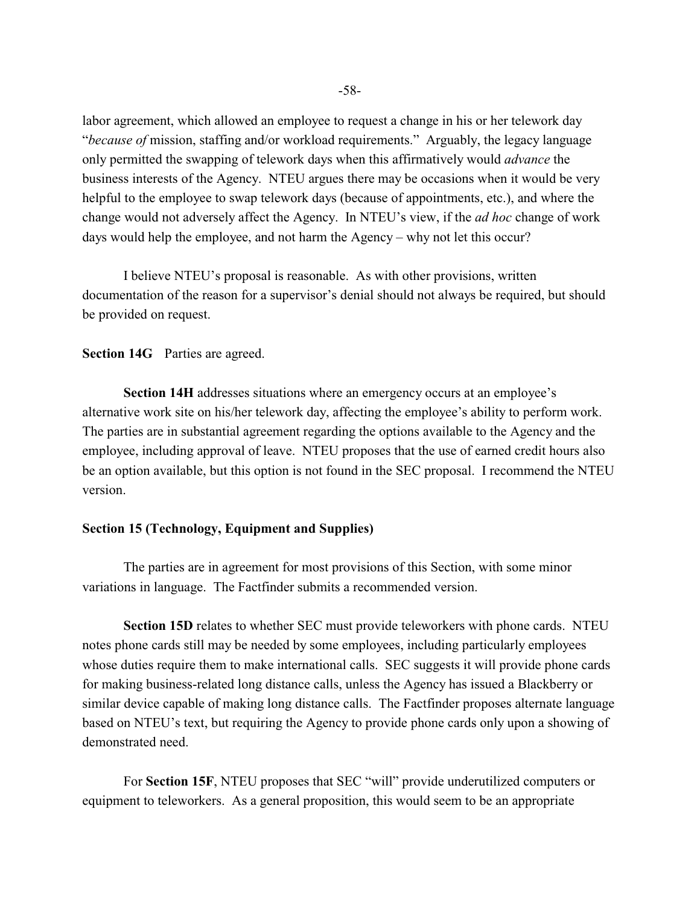labor agreement, which allowed an employee to request a change in his or her telework day "*because of* mission, staffing and/or workload requirements." Arguably, the legacy language only permitted the swapping of telework days when this affirmatively would *advance* the business interests of the Agency. NTEU argues there may be occasions when it would be very helpful to the employee to swap telework days (because of appointments, etc.), and where the change would not adversely affect the Agency. In NTEU's view, if the *ad hoc* change of work days would help the employee, and not harm the Agency – why not let this occur?

I believe NTEU's proposal is reasonable. As with other provisions, written documentation of the reason for a supervisor's denial should not always be required, but should be provided on request.

**Section 14G** Parties are agreed.

**Section 14H** addresses situations where an emergency occurs at an employee's alternative work site on his/her telework day, affecting the employee's ability to perform work. The parties are in substantial agreement regarding the options available to the Agency and the employee, including approval of leave. NTEU proposes that the use of earned credit hours also be an option available, but this option is not found in the SEC proposal. I recommend the NTEU version.

**Section 15 (Technology, Equipment and Supplies)**

The parties are in agreement for most provisions of this Section, with some minor variations in language. The Factfinder submits a recommended version.

**Section 15D** relates to whether SEC must provide teleworkers with phone cards. NTEU notes phone cards still may be needed by some employees, including particularly employees whose duties require them to make international calls. SEC suggests it will provide phone cards for making business-related long distance calls, unless the Agency has issued a Blackberry or similar device capable of making long distance calls. The Factfinder proposes alternate language based on NTEU's text, but requiring the Agency to provide phone cards only upon a showing of demonstrated need.

For **Section 15F**, NTEU proposes that SEC "will" provide underutilized computers or equipment to teleworkers. As a general proposition, this would seem to be an appropriate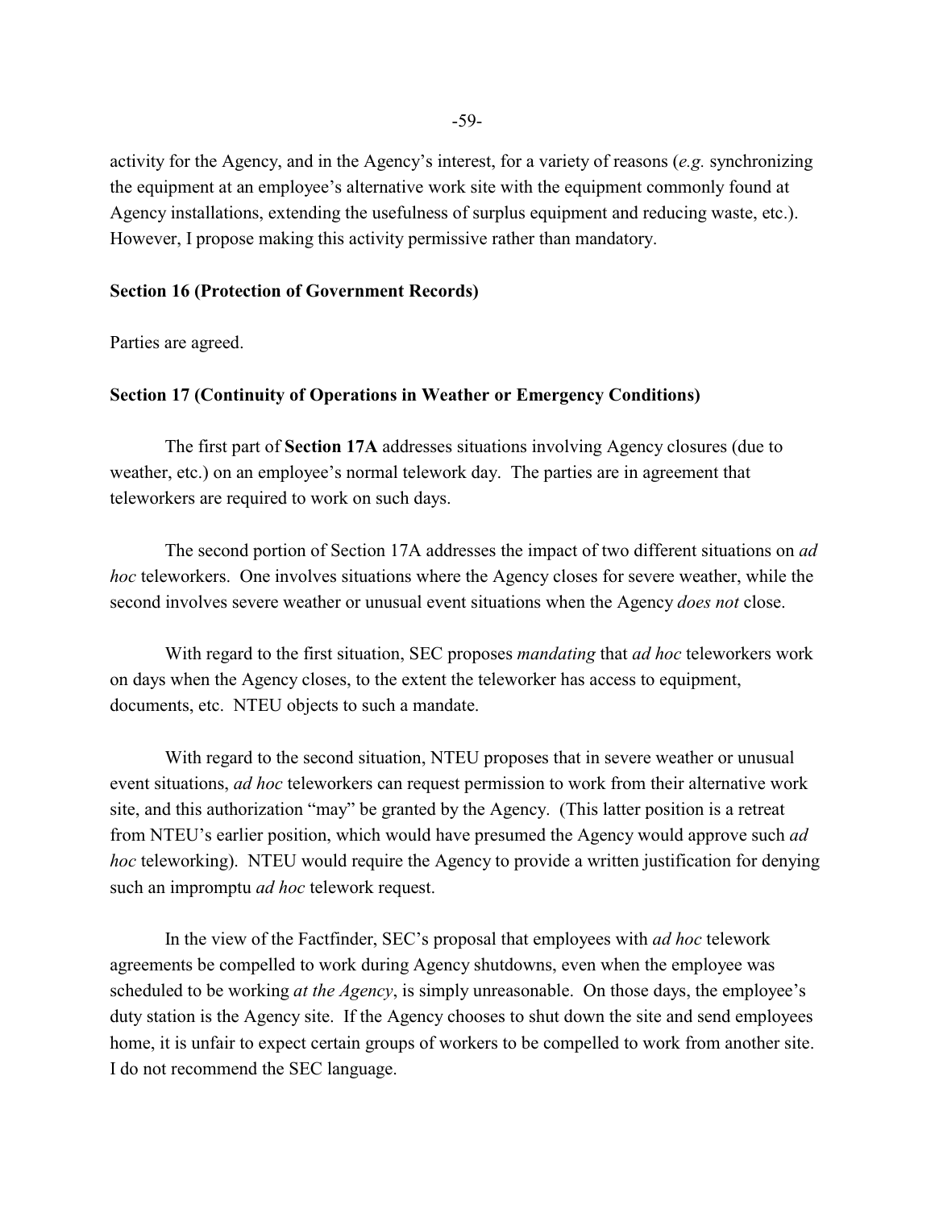activity for the Agency, and in the Agency's interest, for a variety of reasons (*e.g.* synchronizing the equipment at an employee's alternative work site with the equipment commonly found at Agency installations, extending the usefulness of surplus equipment and reducing waste, etc.). However, I propose making this activity permissive rather than mandatory.

**Section 16 (Protection of Government Records)**

Parties are agreed.

**Section 17 (Continuity of Operations in Weather or Emergency Conditions)**

The first part of **Section 17A** addresses situations involving Agency closures (due to weather, etc.) on an employee's normal telework day. The parties are in agreement that teleworkers are required to work on such days.

The second portion of Section 17A addresses the impact of two different situations on *ad hoc* teleworkers. One involves situations where the Agency closes for severe weather, while the second involves severe weather or unusual event situations when the Agency *does not* close.

With regard to the first situation, SEC proposes *mandating* that *ad hoc* teleworkers work on days when the Agency closes, to the extent the teleworker has access to equipment, documents, etc. NTEU objects to such a mandate.

With regard to the second situation, NTEU proposes that in severe weather or unusual event situations, *ad hoc* teleworkers can request permission to work from their alternative work site, and this authorization "may" be granted by the Agency. (This latter position is a retreat from NTEU's earlier position, which would have presumed the Agency would approve such *ad hoc* teleworking). NTEU would require the Agency to provide a written justification for denying such an impromptu *ad hoc* telework request.

In the view of the Factfinder, SEC's proposal that employees with *ad hoc* telework agreements be compelled to work during Agency shutdowns, even when the employee was scheduled to be working *at the Agency*, is simply unreasonable. On those days, the employee's duty station is the Agency site. If the Agency chooses to shut down the site and send employees home, it is unfair to expect certain groups of workers to be compelled to work from another site. I do not recommend the SEC language.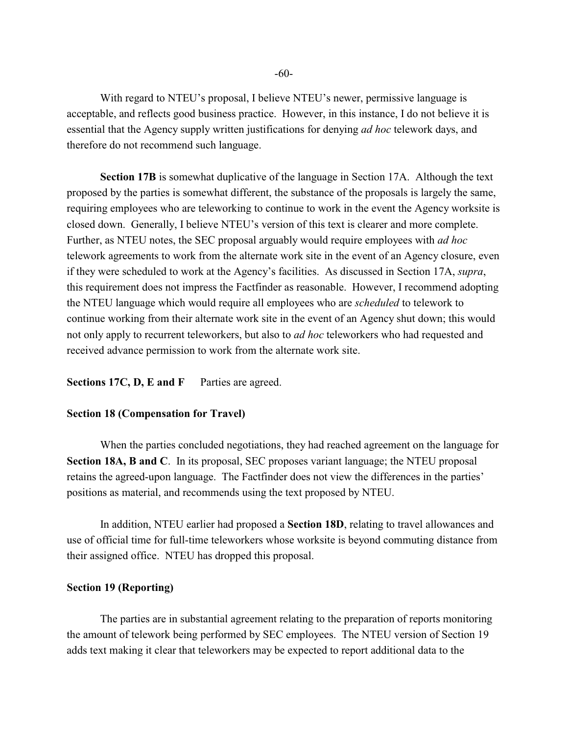With regard to NTEU's proposal, I believe NTEU's newer, permissive language is acceptable, and reflects good business practice. However, in this instance, I do not believe it is essential that the Agency supply written justifications for denying *ad hoc* telework days, and therefore do not recommend such language.

**Section 17B** is somewhat duplicative of the language in Section 17A. Although the text proposed by the parties is somewhat different, the substance of the proposals is largely the same, requiring employees who are teleworking to continue to work in the event the Agency worksite is closed down. Generally, I believe NTEU's version of this text is clearer and more complete. Further, as NTEU notes, the SEC proposal arguably would require employees with *ad hoc* telework agreements to work from the alternate work site in the event of an Agency closure, even if they were scheduled to work at the Agency's facilities. As discussed in Section 17A, *supra*, this requirement does not impress the Factfinder as reasonable. However, I recommend adopting the NTEU language which would require all employees who are *scheduled* to telework to continue working from their alternate work site in the event of an Agency shut down; this would not only apply to recurrent teleworkers, but also to *ad hoc* teleworkers who had requested and received advance permission to work from the alternate work site.

**Sections 17C, D, E and F** Parties are agreed.

**Section 18 (Compensation for Travel)**

When the parties concluded negotiations, they had reached agreement on the language for **Section 18A, B and C**. In its proposal, SEC proposes variant language; the NTEU proposal retains the agreed-upon language. The Factfinder does not view the differences in the parties' positions as material, and recommends using the text proposed by NTEU.

In addition, NTEU earlier had proposed a **Section 18D**, relating to travel allowances and use of official time for full-time teleworkers whose worksite is beyond commuting distance from their assigned office. NTEU has dropped this proposal.

**Section 19 (Reporting)**

The parties are in substantial agreement relating to the preparation of reports monitoring the amount of telework being performed by SEC employees. The NTEU version of Section 19 adds text making it clear that teleworkers may be expected to report additional data to the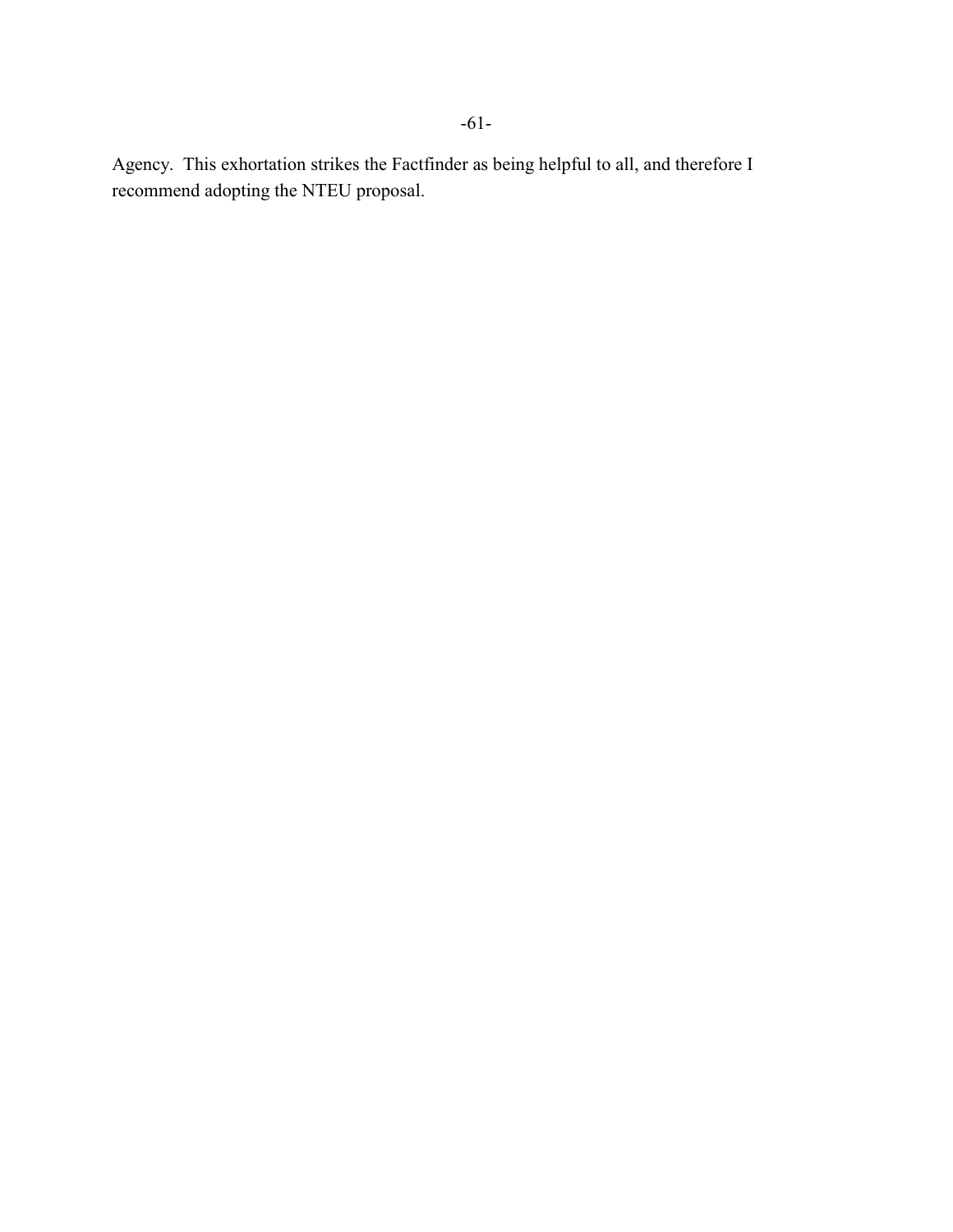Agency. This exhortation strikes the Factfinder as being helpful to all, and therefore I recommend adopting the NTEU proposal.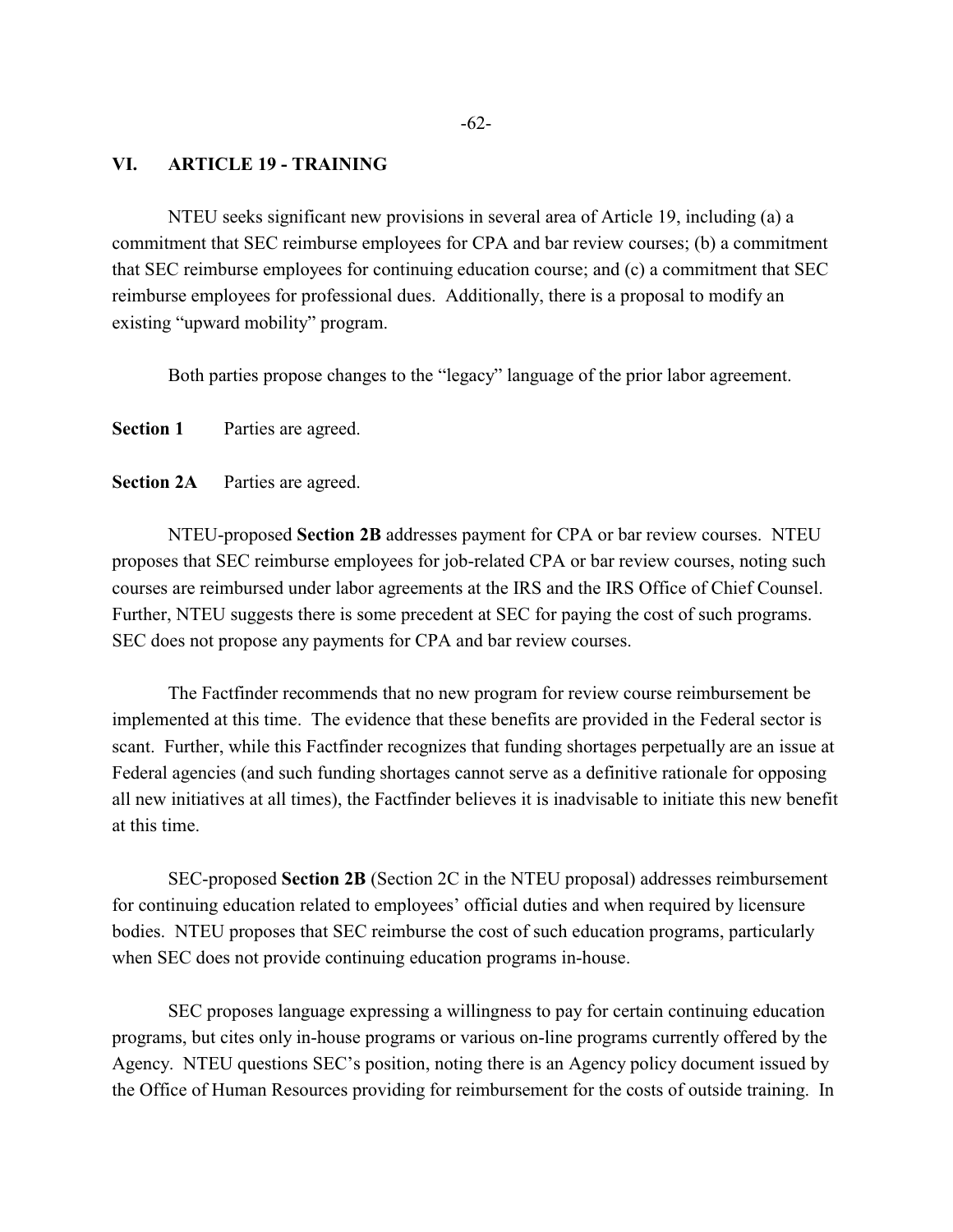## VI. ARTICLE 19 - TRAINING

NTEU seeks significant new provisions in several area of Article 19, including (a) a commitment that SEC reimburse employees for CPA and bar review courses; (b) a commitment that SEC reimburse employees for continuing education course; and (c) a commitment that SEC reimburse employees for professional dues. Additionally, there is a proposal to modify an existing "upward mobility" program.

Both parties propose changes to the "legacy" language of the prior labor agreement.

**Section 1** Parties are agreed.

**Section 2A** Parties are agreed.

NTEU-proposed **Section 2B** addresses payment for CPA or bar review courses. NTEU proposes that SEC reimburse employees for job-related CPA or bar review courses, noting such courses are reimbursed under labor agreements at the IRS and the IRS Office of Chief Counsel. Further, NTEU suggests there is some precedent at SEC for paying the cost of such programs. SEC does not propose any payments for CPA and bar review courses.

The Factfinder recommends that no new program for review course reimbursement be implemented at this time. The evidence that these benefits are provided in the Federal sector is scant. Further, while this Factfinder recognizes that funding shortages perpetually are an issue at Federal agencies (and such funding shortages cannot serve as a definitive rationale for opposing all new initiatives at all times), the Factfinder believes it is inadvisable to initiate this new benefit at this time.

SEC-proposed **Section 2B** (Section 2C in the NTEU proposal) addresses reimbursement for continuing education related to employees' official duties and when required by licensure bodies. NTEU proposes that SEC reimburse the cost of such education programs, particularly when SEC does not provide continuing education programs in-house.

SEC proposes language expressing a willingness to pay for certain continuing education programs, but cites only in-house programs or various on-line programs currently offered by the Agency. NTEU questions SEC's position, noting there is an Agency policy document issued by the Office of Human Resources providing for reimbursement for the costs of outside training. In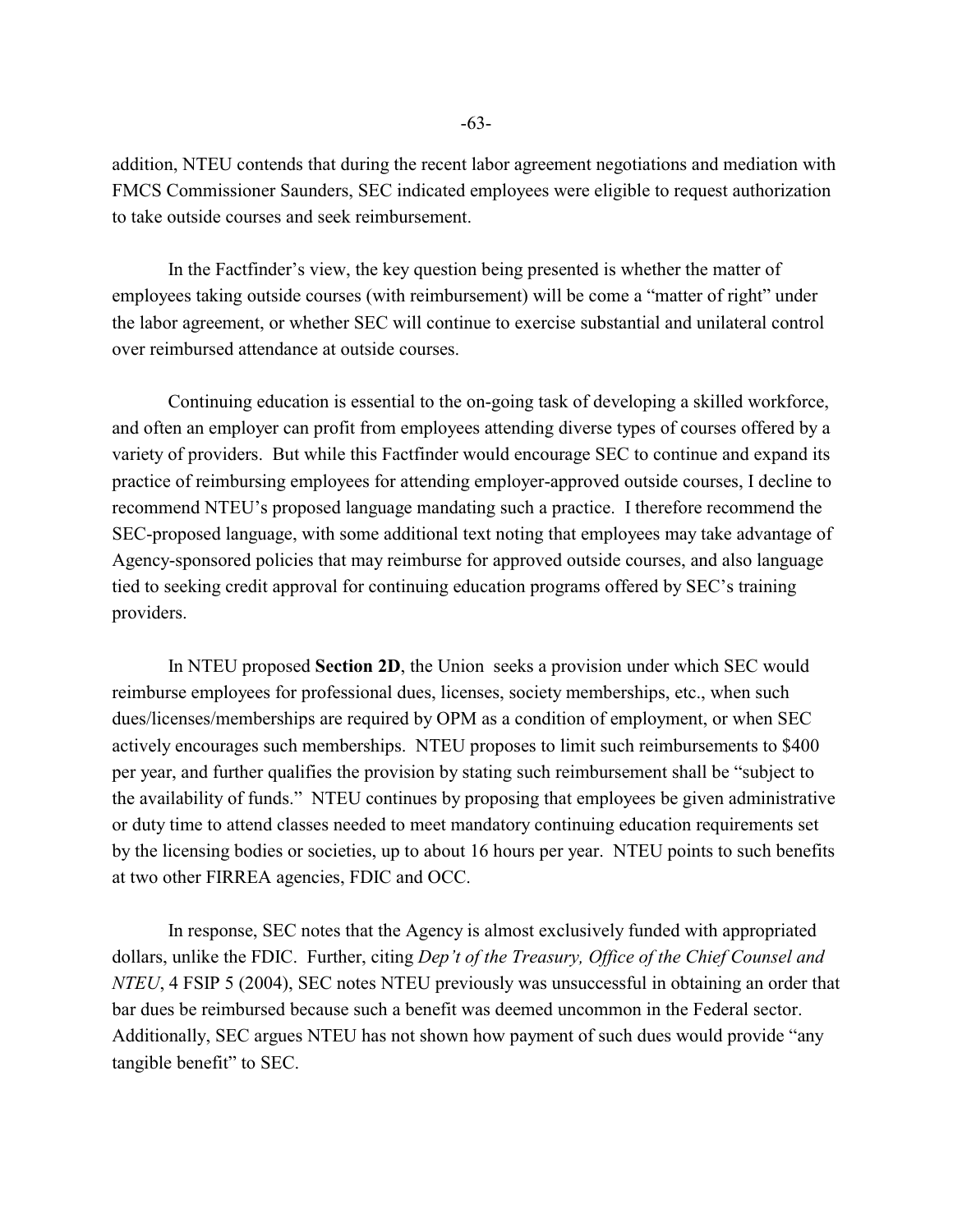addition, NTEU contends that during the recent labor agreement negotiations and mediation with FMCS Commissioner Saunders, SEC indicated employees were eligible to request authorization to take outside courses and seek reimbursement.

In the Factfinder's view, the key question being presented is whether the matter of employees taking outside courses (with reimbursement) will be come a "matter of right" under the labor agreement, or whether SEC will continue to exercise substantial and unilateral control over reimbursed attendance at outside courses.

Continuing education is essential to the on-going task of developing a skilled workforce, and often an employer can profit from employees attending diverse types of courses offered by a variety of providers. But while this Factfinder would encourage SEC to continue and expand its practice of reimbursing employees for attending employer-approved outside courses, I decline to recommend NTEU's proposed language mandating such a practice. I therefore recommend the SEC-proposed language, with some additional text noting that employees may take advantage of Agency-sponsored policies that may reimburse for approved outside courses, and also language tied to seeking credit approval for continuing education programs offered by SEC's training providers.

In NTEU proposed **Section 2D**, the Union seeks a provision under which SEC would reimburse employees for professional dues, licenses, society memberships, etc., when such dues/licenses/memberships are required by OPM as a condition of employment, or when SEC actively encourages such memberships. NTEU proposes to limit such reimbursements to $400 per year, and further qualifies the provision by stating such reimbursement shall be "subject to the availability of funds." NTEU continues by proposing that employees be given administrative or duty time to attend classes needed to meet mandatory continuing education requirements set by the licensing bodies or societies, up to about 16 hours per year. NTEU points to such benefits at two other FIRREA agencies, FDIC and OCC.

In response, SEC notes that the Agency is almost exclusively funded with appropriated dollars, unlike the FDIC. Further, citing *Dep't of the Treasury, Office of the Chief Counsel and NTEU*, 4 FSIP 5 (2004), SEC notes NTEU previously was unsuccessful in obtaining an order that bar dues be reimbursed because such a benefit was deemed uncommon in the Federal sector. Additionally, SEC argues NTEU has not shown how payment of such dues would provide "any tangible benefit" to SEC.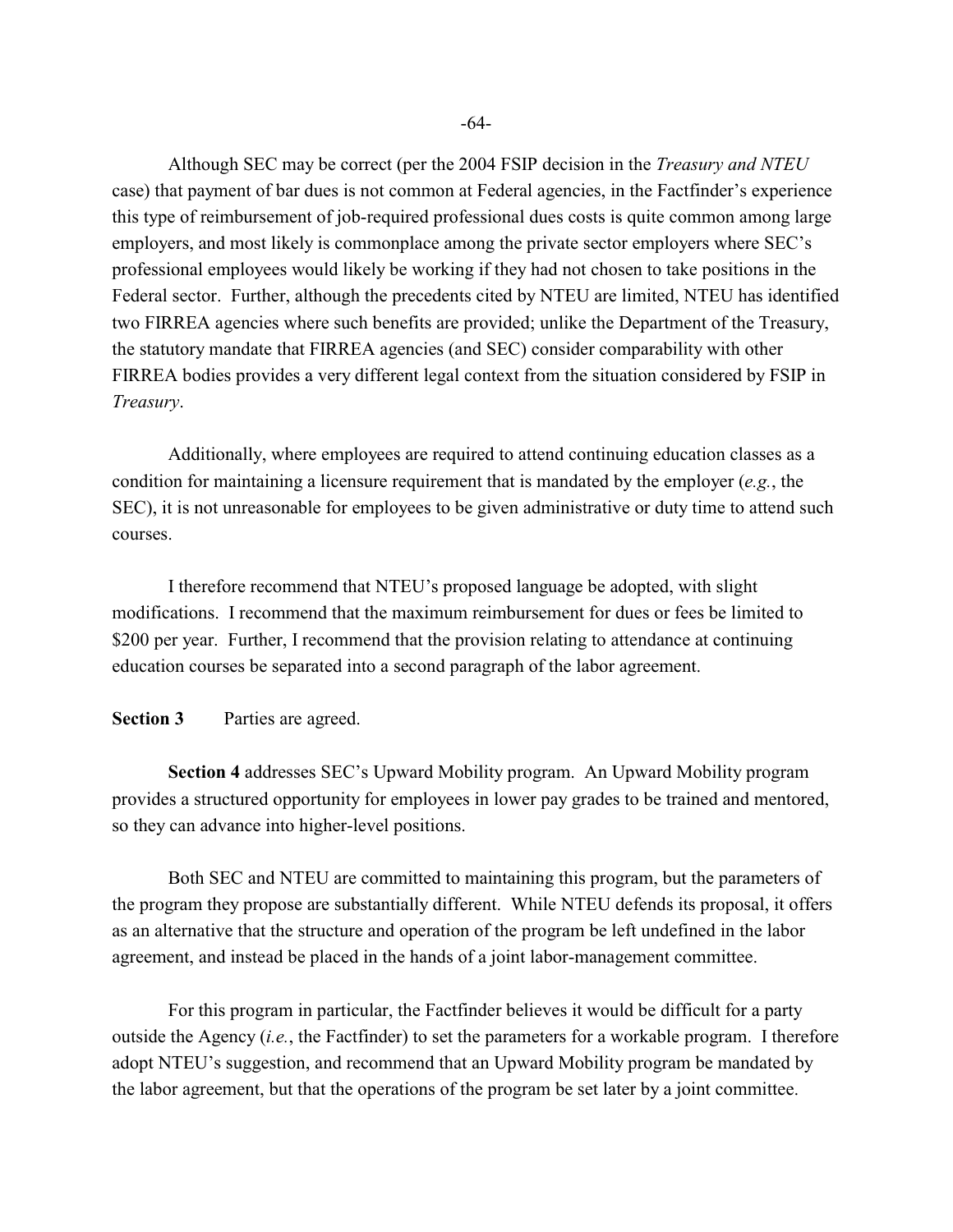Although SEC may be correct (per the 2004 FSIP decision in the *Treasury and NTEU* case) that payment of bar dues is not common at Federal agencies, in the Factfinder's experience this type of reimbursement of job-required professional dues costs is quite common among large employers, and most likely is commonplace among the private sector employers where SEC's professional employees would likely be working if they had not chosen to take positions in the Federal sector. Further, although the precedents cited by NTEU are limited, NTEU has identified two FIRREA agencies where such benefits are provided; unlike the Department of the Treasury, the statutory mandate that FIRREA agencies (and SEC) consider comparability with other FIRREA bodies provides a very different legal context from the situation considered by FSIP in *Treasury*.

Additionally, where employees are required to attend continuing education classes as a condition for maintaining a licensure requirement that is mandated by the employer (*e.g.*, the SEC), it is not unreasonable for employees to be given administrative or duty time to attend such courses.

I therefore recommend that NTEU's proposed language be adopted, with slight modifications. I recommend that the maximum reimbursement for dues or fees be limited to $200 per year. Further, I recommend that the provision relating to attendance at continuing education courses be separated into a second paragraph of the labor agreement.

**Section 3** Parties are agreed.

**Section 4** addresses SEC's Upward Mobility program. An Upward Mobility program provides a structured opportunity for employees in lower pay grades to be trained and mentored, so they can advance into higher-level positions.

Both SEC and NTEU are committed to maintaining this program, but the parameters of the program they propose are substantially different. While NTEU defends its proposal, it offers as an alternative that the structure and operation of the program be left undefined in the labor agreement, and instead be placed in the hands of a joint labor-management committee.

For this program in particular, the Factfinder believes it would be difficult for a party outside the Agency (*i.e.*, the Factfinder) to set the parameters for a workable program. I therefore adopt NTEU's suggestion, and recommend that an Upward Mobility program be mandated by the labor agreement, but that the operations of the program be set later by a joint committee.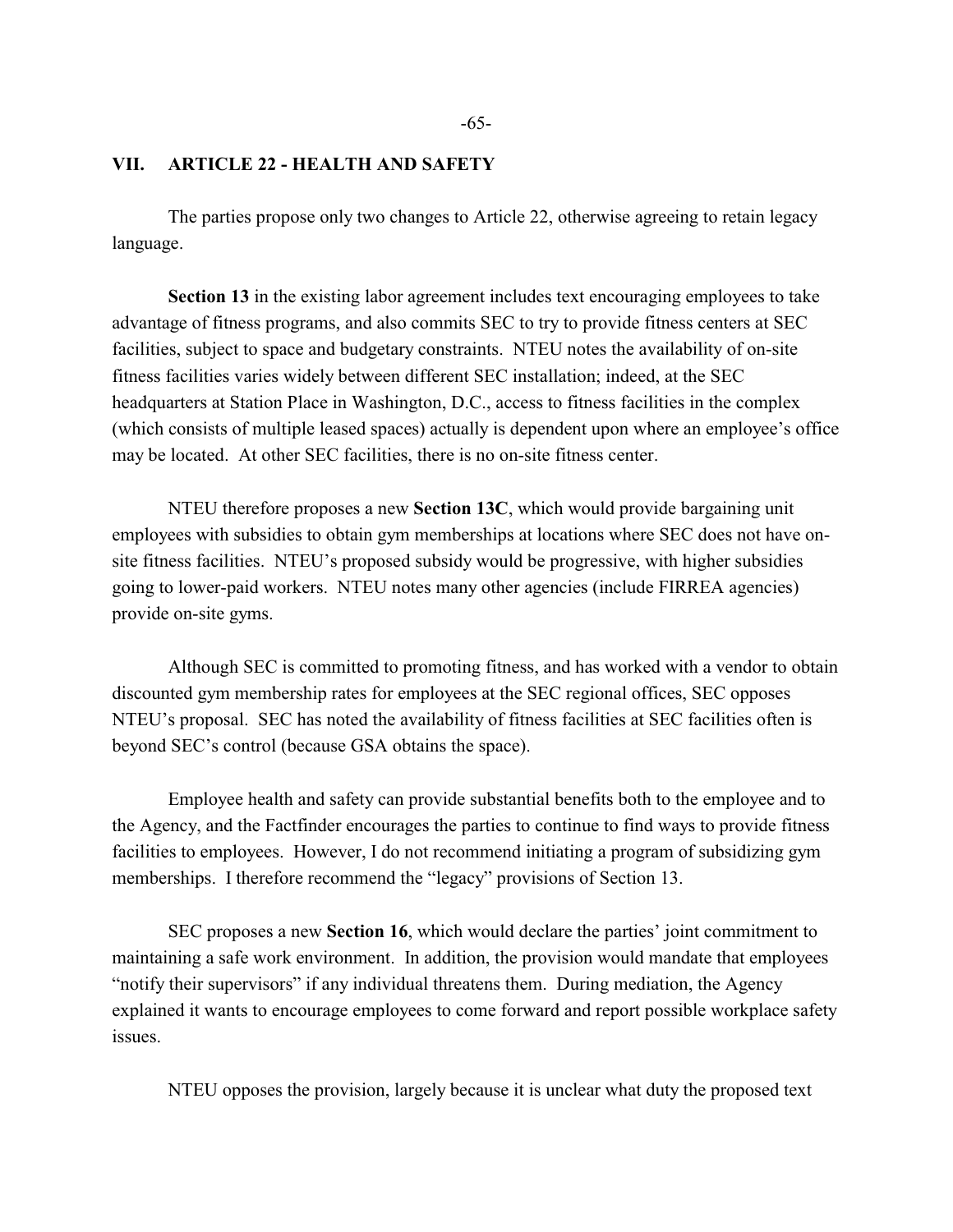## VII. ARTICLE 22 - HEALTH AND SAFETY

The parties propose only two changes to Article 22, otherwise agreeing to retain legacy language.

**Section 13** in the existing labor agreement includes text encouraging employees to take advantage of fitness programs, and also commits SEC to try to provide fitness centers at SEC facilities, subject to space and budgetary constraints. NTEU notes the availability of on-site fitness facilities varies widely between different SEC installation; indeed, at the SEC headquarters at Station Place in Washington, D.C., access to fitness facilities in the complex (which consists of multiple leased spaces) actually is dependent upon where an employee's office may be located. At other SEC facilities, there is no on-site fitness center.

NTEU therefore proposes a new **Section 13C**, which would provide bargaining unit employees with subsidies to obtain gym memberships at locations where SEC does not have on-site fitness facilities. NTEU's proposed subsidy would be progressive, with higher subsidies going to lower-paid workers. NTEU notes many other agencies (include FIRREA agencies) provide on-site gyms.

Although SEC is committed to promoting fitness, and has worked with a vendor to obtain discounted gym membership rates for employees at the SEC regional offices, SEC opposes NTEU's proposal. SEC has noted the availability of fitness facilities at SEC facilities often is beyond SEC's control (because GSA obtains the space).

Employee health and safety can provide substantial benefits both to the employee and to the Agency, and the Factfinder encourages the parties to continue to find ways to provide fitness facilities to employees. However, I do not recommend initiating a program of subsidizing gym memberships. I therefore recommend the "legacy" provisions of Section 13.

SEC proposes a new **Section 16**, which would declare the parties' joint commitment to maintaining a safe work environment. In addition, the provision would mandate that employees "notify their supervisors" if any individual threatens them. During mediation, the Agency explained it wants to encourage employees to come forward and report possible workplace safety issues.

NTEU opposes the provision, largely because it is unclear what duty the proposed text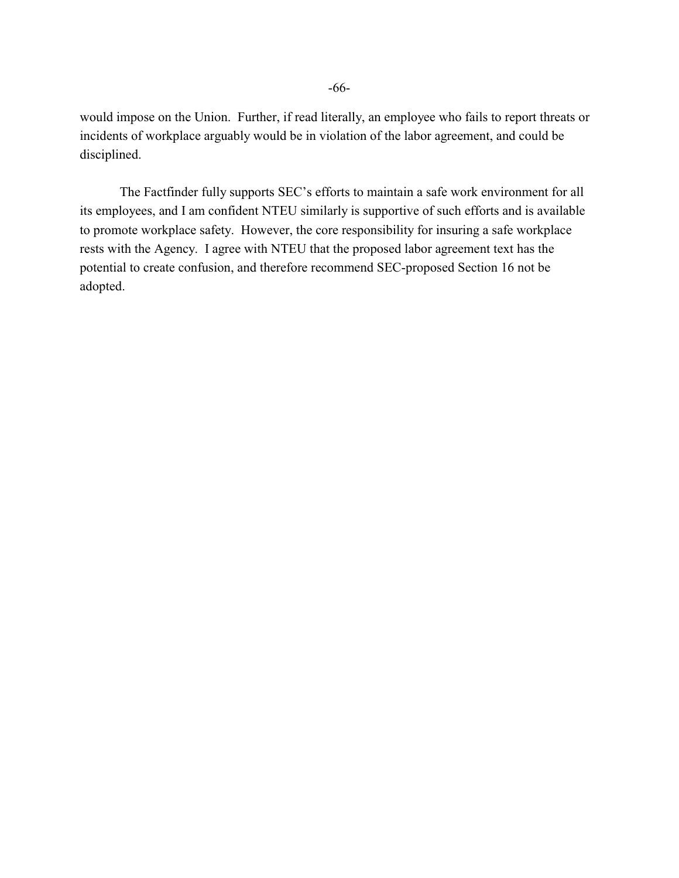would impose on the Union. Further, if read literally, an employee who fails to report threats or incidents of workplace arguably would be in violation of the labor agreement, and could be disciplined.

The Factfinder fully supports SEC's efforts to maintain a safe work environment for all its employees, and I am confident NTEU similarly is supportive of such efforts and is available to promote workplace safety. However, the core responsibility for insuring a safe workplace rests with the Agency. I agree with NTEU that the proposed labor agreement text has the potential to create confusion, and therefore recommend SEC-proposed Section 16 not be adopted.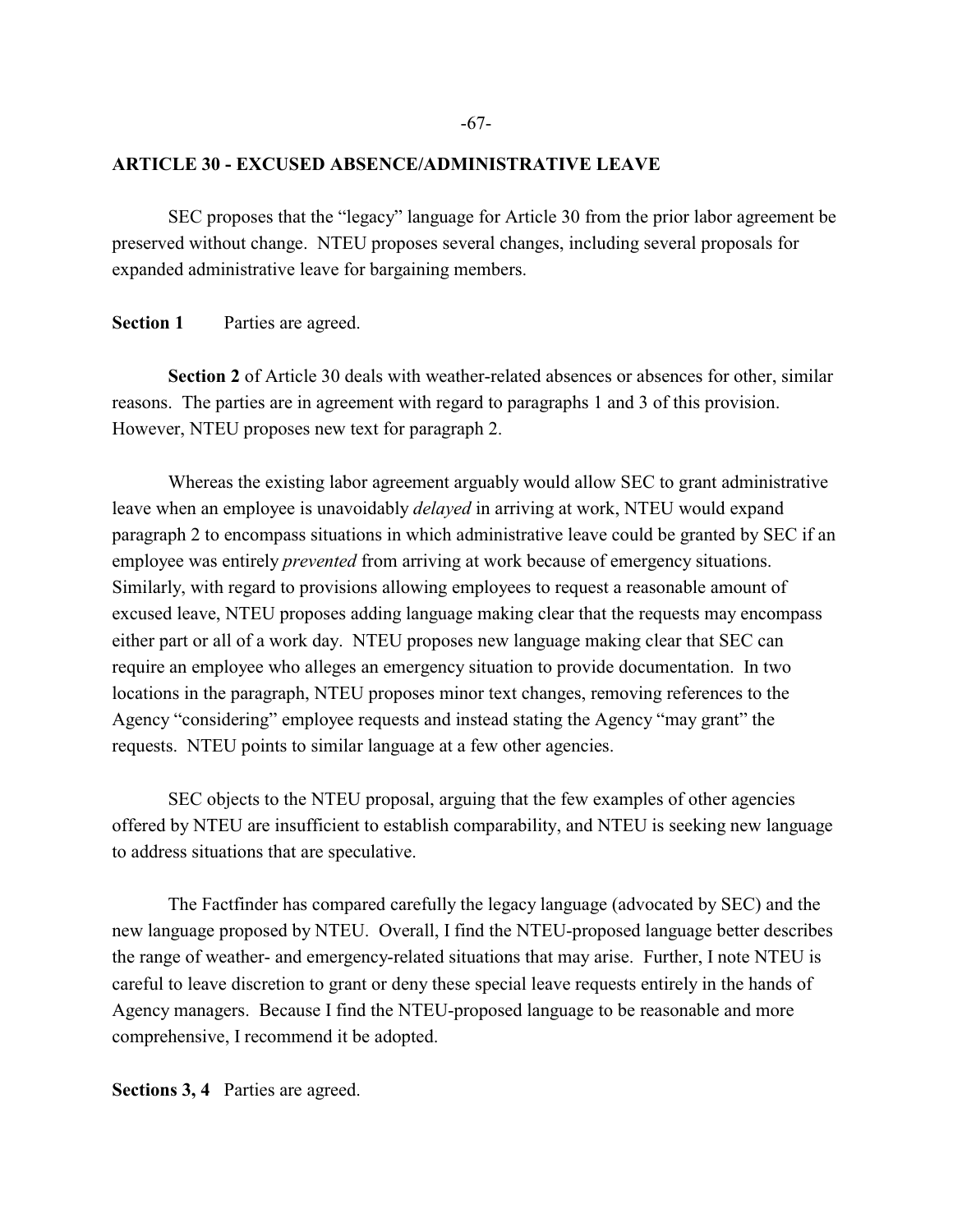## ARTICLE 30 - EXCUSED ABSENCE/ADMINISTRATIVE LEAVE

SEC proposes that the "legacy" language for Article 30 from the prior labor agreement be preserved without change. NTEU proposes several changes, including several proposals for expanded administrative leave for bargaining members.

**Section 1** Parties are agreed.

**Section 2** of Article 30 deals with weather-related absences or absences for other, similar reasons. The parties are in agreement with regard to paragraphs 1 and 3 of this provision. However, NTEU proposes new text for paragraph 2.

Whereas the existing labor agreement arguably would allow SEC to grant administrative leave when an employee is unavoidably *delayed* in arriving at work, NTEU would expand paragraph 2 to encompass situations in which administrative leave could be granted by SEC if an employee was entirely *prevented* from arriving at work because of emergency situations. Similarly, with regard to provisions allowing employees to request a reasonable amount of excused leave, NTEU proposes adding language making clear that the requests may encompass either part or all of a work day. NTEU proposes new language making clear that SEC can require an employee who alleges an emergency situation to provide documentation. In two locations in the paragraph, NTEU proposes minor text changes, removing references to the Agency "considering" employee requests and instead stating the Agency "may grant" the requests. NTEU points to similar language at a few other agencies.

SEC objects to the NTEU proposal, arguing that the few examples of other agencies offered by NTEU are insufficient to establish comparability, and NTEU is seeking new language to address situations that are speculative.

The Factfinder has compared carefully the legacy language (advocated by SEC) and the new language proposed by NTEU. Overall, I find the NTEU-proposed language better describes the range of weather- and emergency-related situations that may arise. Further, I note NTEU is careful to leave discretion to grant or deny these special leave requests entirely in the hands of Agency managers. Because I find the NTEU-proposed language to be reasonable and more comprehensive, I recommend it be adopted.

**Sections 3, 4** Parties are agreed.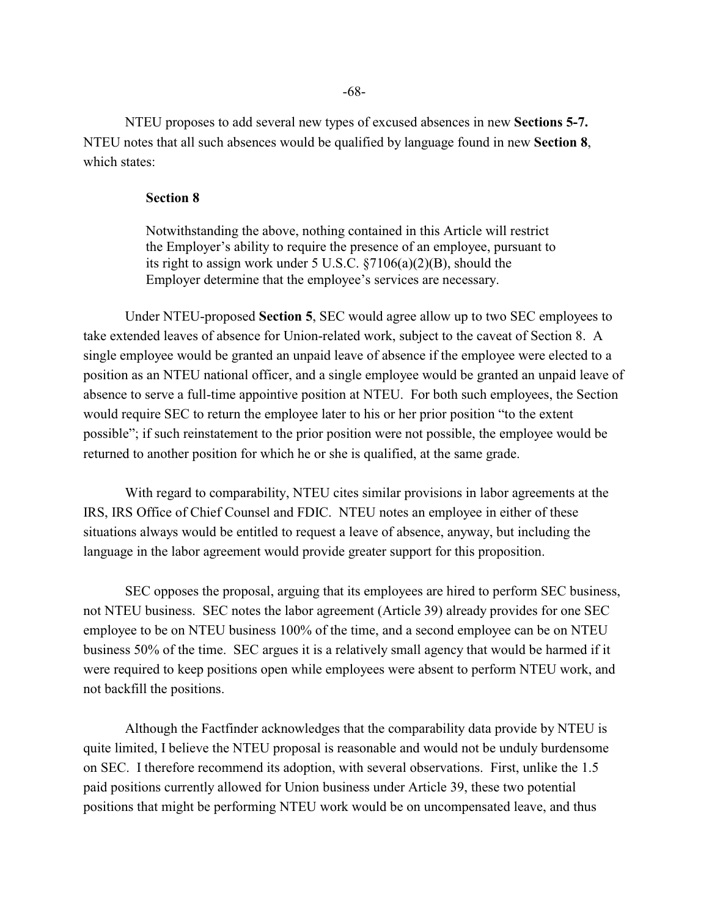NTEU proposes to add several new types of excused absences in new **Sections 5-7.** NTEU notes that all such absences would be qualified by language found in new **Section 8**, which states:

> **Section 8**
>
> Notwithstanding the above, nothing contained in this Article will restrict the Employer's ability to require the presence of an employee, pursuant to its right to assign work under 5 U.S.C. §7106(a)(2)(B), should the Employer determine that the employee's services are necessary.

Under NTEU-proposed **Section 5**, SEC would agree allow up to two SEC employees to take extended leaves of absence for Union-related work, subject to the caveat of Section 8. A single employee would be granted an unpaid leave of absence if the employee were elected to a position as an NTEU national officer, and a single employee would be granted an unpaid leave of absence to serve a full-time appointive position at NTEU. For both such employees, the Section would require SEC to return the employee later to his or her prior position "to the extent possible"; if such reinstatement to the prior position were not possible, the employee would be returned to another position for which he or she is qualified, at the same grade.

With regard to comparability, NTEU cites similar provisions in labor agreements at the IRS, IRS Office of Chief Counsel and FDIC. NTEU notes an employee in either of these situations always would be entitled to request a leave of absence, anyway, but including the language in the labor agreement would provide greater support for this proposition.

SEC opposes the proposal, arguing that its employees are hired to perform SEC business, not NTEU business. SEC notes the labor agreement (Article 39) already provides for one SEC employee to be on NTEU business 100% of the time, and a second employee can be on NTEU business 50% of the time. SEC argues it is a relatively small agency that would be harmed if it were required to keep positions open while employees were absent to perform NTEU work, and not backfill the positions.

Although the Factfinder acknowledges that the comparability data provide by NTEU is quite limited, I believe the NTEU proposal is reasonable and would not be unduly burdensome on SEC. I therefore recommend its adoption, with several observations. First, unlike the 1.5 paid positions currently allowed for Union business under Article 39, these two potential positions that might be performing NTEU work would be on uncompensated leave, and thus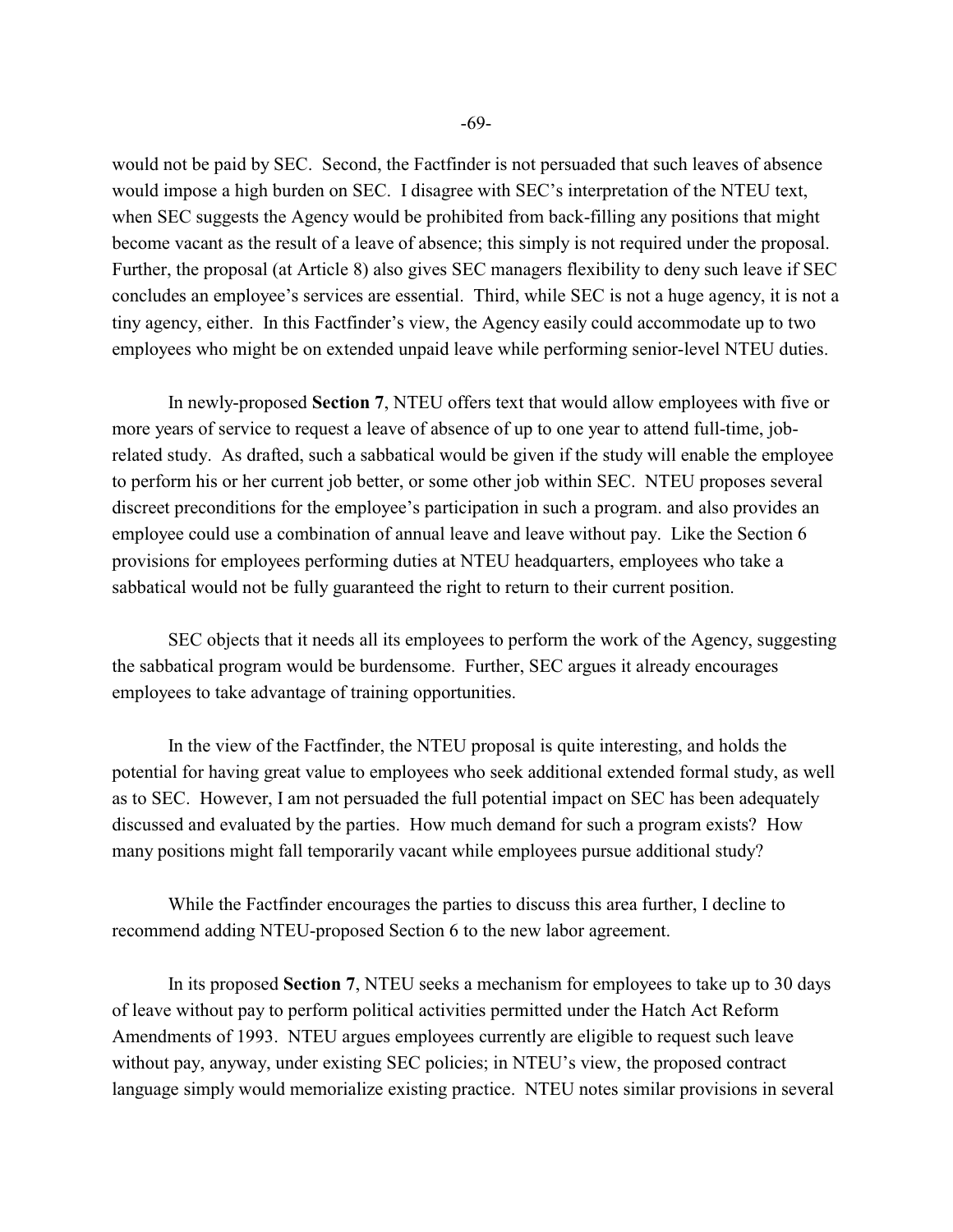would not be paid by SEC. Second, the Factfinder is not persuaded that such leaves of absence would impose a high burden on SEC. I disagree with SEC's interpretation of the NTEU text, when SEC suggests the Agency would be prohibited from back-filling any positions that might become vacant as the result of a leave of absence; this simply is not required under the proposal. Further, the proposal (at Article 8) also gives SEC managers flexibility to deny such leave if SEC concludes an employee's services are essential. Third, while SEC is not a huge agency, it is not a tiny agency, either. In this Factfinder's view, the Agency easily could accommodate up to two employees who might be on extended unpaid leave while performing senior-level NTEU duties.

In newly-proposed **Section 7**, NTEU offers text that would allow employees with five or more years of service to request a leave of absence of up to one year to attend full-time, job-related study. As drafted, such a sabbatical would be given if the study will enable the employee to perform his or her current job better, or some other job within SEC. NTEU proposes several discreet preconditions for the employee's participation in such a program. and also provides an employee could use a combination of annual leave and leave without pay. Like the Section 6 provisions for employees performing duties at NTEU headquarters, employees who take a sabbatical would not be fully guaranteed the right to return to their current position.

SEC objects that it needs all its employees to perform the work of the Agency, suggesting the sabbatical program would be burdensome. Further, SEC argues it already encourages employees to take advantage of training opportunities.

In the view of the Factfinder, the NTEU proposal is quite interesting, and holds the potential for having great value to employees who seek additional extended formal study, as well as to SEC. However, I am not persuaded the full potential impact on SEC has been adequately discussed and evaluated by the parties. How much demand for such a program exists? How many positions might fall temporarily vacant while employees pursue additional study?

While the Factfinder encourages the parties to discuss this area further, I decline to recommend adding NTEU-proposed Section 6 to the new labor agreement.

In its proposed **Section 7**, NTEU seeks a mechanism for employees to take up to 30 days of leave without pay to perform political activities permitted under the Hatch Act Reform Amendments of 1993. NTEU argues employees currently are eligible to request such leave without pay, anyway, under existing SEC policies; in NTEU's view, the proposed contract language simply would memorialize existing practice. NTEU notes similar provisions in several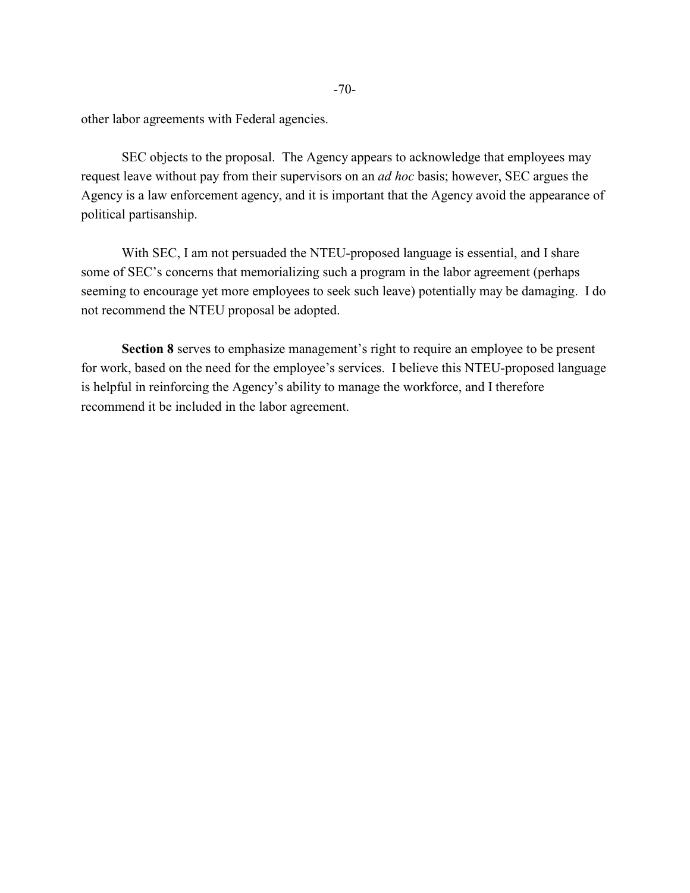other labor agreements with Federal agencies.

SEC objects to the proposal. The Agency appears to acknowledge that employees may request leave without pay from their supervisors on an *ad hoc* basis; however, SEC argues the Agency is a law enforcement agency, and it is important that the Agency avoid the appearance of political partisanship.

With SEC, I am not persuaded the NTEU-proposed language is essential, and I share some of SEC's concerns that memorializing such a program in the labor agreement (perhaps seeming to encourage yet more employees to seek such leave) potentially may be damaging. I do not recommend the NTEU proposal be adopted.

**Section 8** serves to emphasize management's right to require an employee to be present for work, based on the need for the employee's services. I believe this NTEU-proposed language is helpful in reinforcing the Agency's ability to manage the workforce, and I therefore recommend it be included in the labor agreement.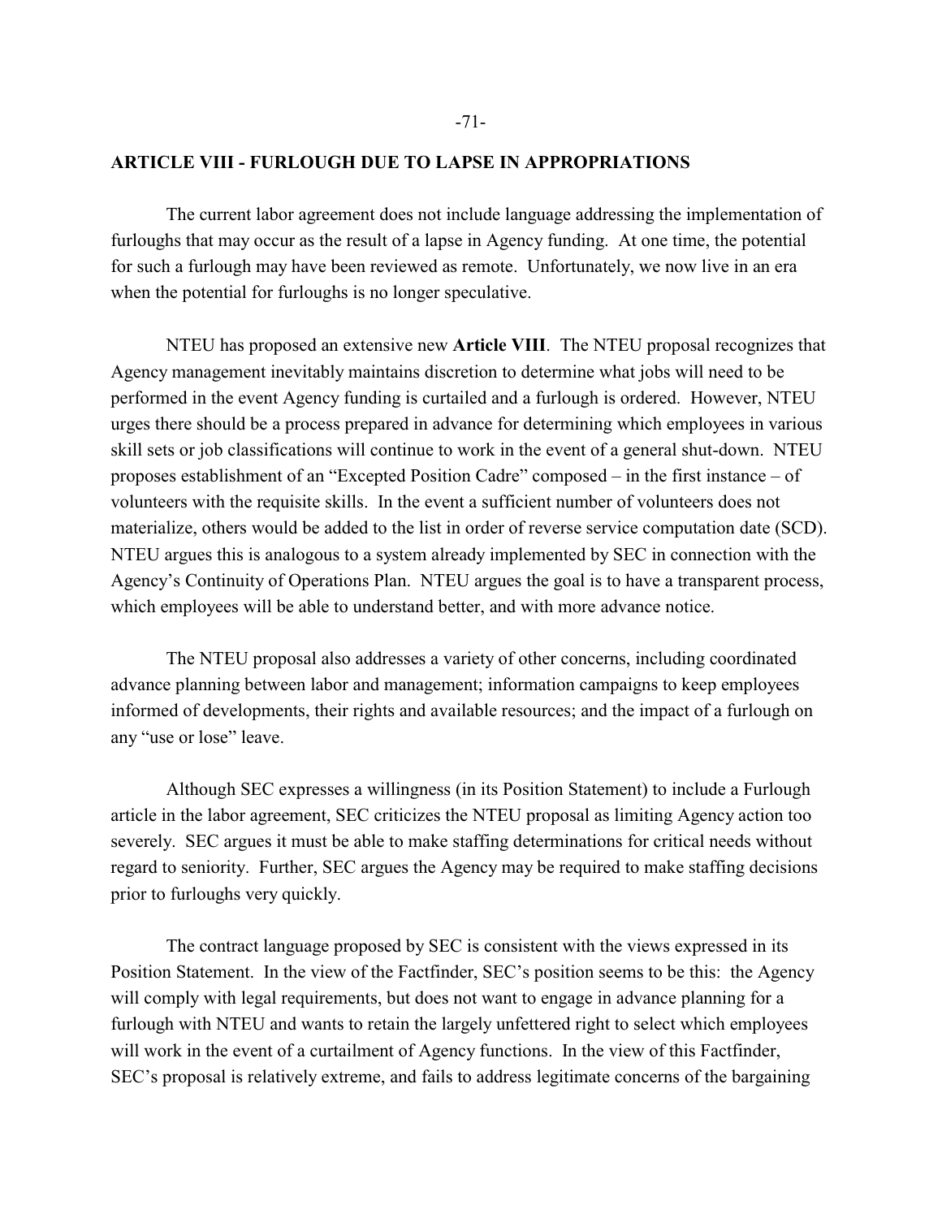## ARTICLE VIII - FURLOUGH DUE TO LAPSE IN APPROPRIATIONS

The current labor agreement does not include language addressing the implementation of furloughs that may occur as the result of a lapse in Agency funding. At one time, the potential for such a furlough may have been reviewed as remote. Unfortunately, we now live in an era when the potential for furloughs is no longer speculative.

NTEU has proposed an extensive new **Article VIII**. The NTEU proposal recognizes that Agency management inevitably maintains discretion to determine what jobs will need to be performed in the event Agency funding is curtailed and a furlough is ordered. However, NTEU urges there should be a process prepared in advance for determining which employees in various skill sets or job classifications will continue to work in the event of a general shut-down. NTEU proposes establishment of an "Excepted Position Cadre" composed – in the first instance – of volunteers with the requisite skills. In the event a sufficient number of volunteers does not materialize, others would be added to the list in order of reverse service computation date (SCD). NTEU argues this is analogous to a system already implemented by SEC in connection with the Agency's Continuity of Operations Plan. NTEU argues the goal is to have a transparent process, which employees will be able to understand better, and with more advance notice.

The NTEU proposal also addresses a variety of other concerns, including coordinated advance planning between labor and management; information campaigns to keep employees informed of developments, their rights and available resources; and the impact of a furlough on any "use or lose" leave.

Although SEC expresses a willingness (in its Position Statement) to include a Furlough article in the labor agreement, SEC criticizes the NTEU proposal as limiting Agency action too severely. SEC argues it must be able to make staffing determinations for critical needs without regard to seniority. Further, SEC argues the Agency may be required to make staffing decisions prior to furloughs very quickly.

The contract language proposed by SEC is consistent with the views expressed in its Position Statement. In the view of the Factfinder, SEC's position seems to be this: the Agency will comply with legal requirements, but does not want to engage in advance planning for a furlough with NTEU and wants to retain the largely unfettered right to select which employees will work in the event of a curtailment of Agency functions. In the view of this Factfinder, SEC's proposal is relatively extreme, and fails to address legitimate concerns of the bargaining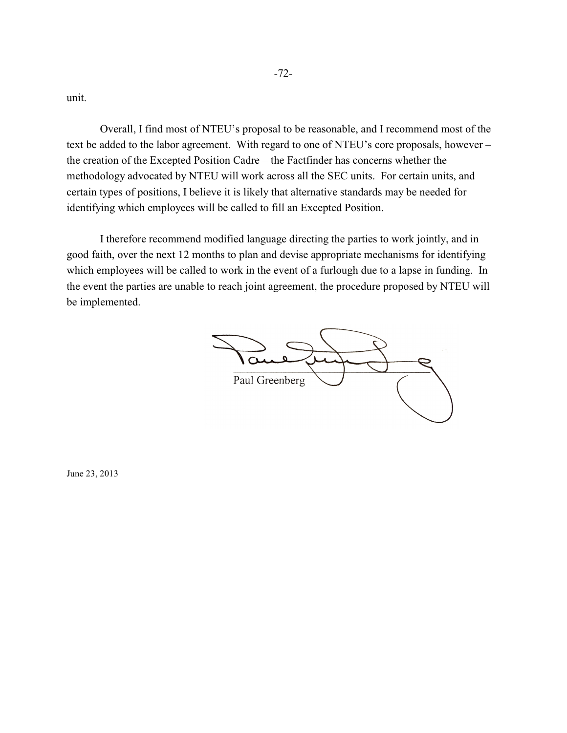unit.

Overall, I find most of NTEU's proposal to be reasonable, and I recommend most of the text be added to the labor agreement. With regard to one of NTEU's core proposals, however – the creation of the Excepted Position Cadre – the Factfinder has concerns whether the methodology advocated by NTEU will work across all the SEC units. For certain units, and certain types of positions, I believe it is likely that alternative standards may be needed for identifying which employees will be called to fill an Excepted Position.

I therefore recommend modified language directing the parties to work jointly, and in good faith, over the next 12 months to plan and devise appropriate mechanisms for identifying which employees will be called to work in the event of a furlough due to a lapse in funding. In the event the parties are unable to reach joint agreement, the procedure proposed by NTEU will be implemented.

Paul Greenberg

June 23, 2013